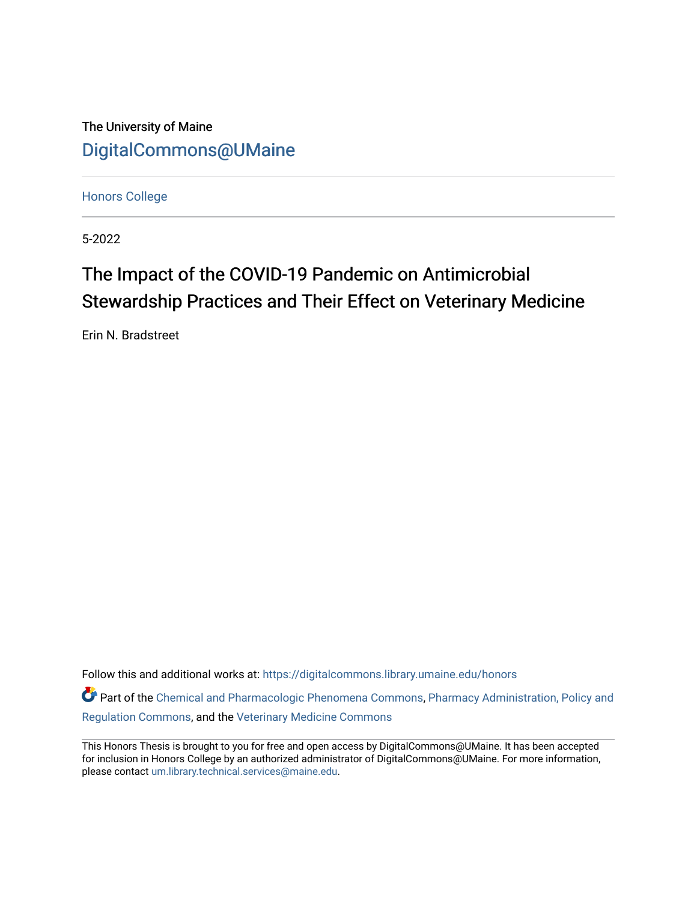The University of Maine

DigitalCommons@UMaine

Honors College

5-2022

# The Impact of the COVID-19 Pandemic on Antimicrobial Stewardship Practices and Their Effect on Veterinary Medicine

Erin N. Bradstreet

Follow this and additional works at: https://digitalcommons.library.umaine.edu/honors

Part of the Chemical and Pharmacologic Phenomena Commons, Pharmacy Administration, Policy and Regulation Commons, and the Veterinary Medicine Commons

This Honors Thesis is brought to you for free and open access by DigitalCommons@UMaine. It has been accepted for inclusion in Honors College by an authorized administrator of DigitalCommons@UMaine. For more information, please contact um.library.technical.services@maine.edu.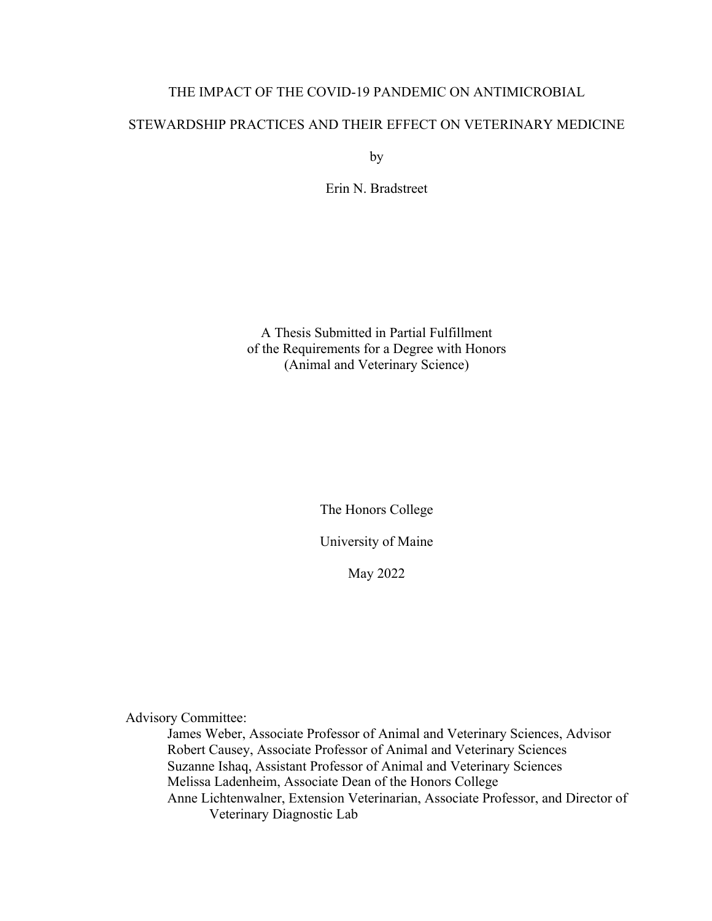# THE IMPACT OF THE COVID-19 PANDEMIC ON ANTIMICROBIAL STEWARDSHIP PRACTICES AND THEIR EFFECT ON VETERINARY MEDICINE

by

Erin N. Bradstreet

A Thesis Submitted in Partial Fulfillment
of the Requirements for a Degree with Honors
(Animal and Veterinary Science)

The Honors College

University of Maine

May 2022

Advisory Committee:

James Weber, Associate Professor of Animal and Veterinary Sciences, Advisor
Robert Causey, Associate Professor of Animal and Veterinary Sciences
Suzanne Ishaq, Assistant Professor of Animal and Veterinary Sciences
Melissa Ladenheim, Associate Dean of the Honors College
Anne Lichtenwalner, Extension Veterinarian, Associate Professor, and Director of Veterinary Diagnostic Lab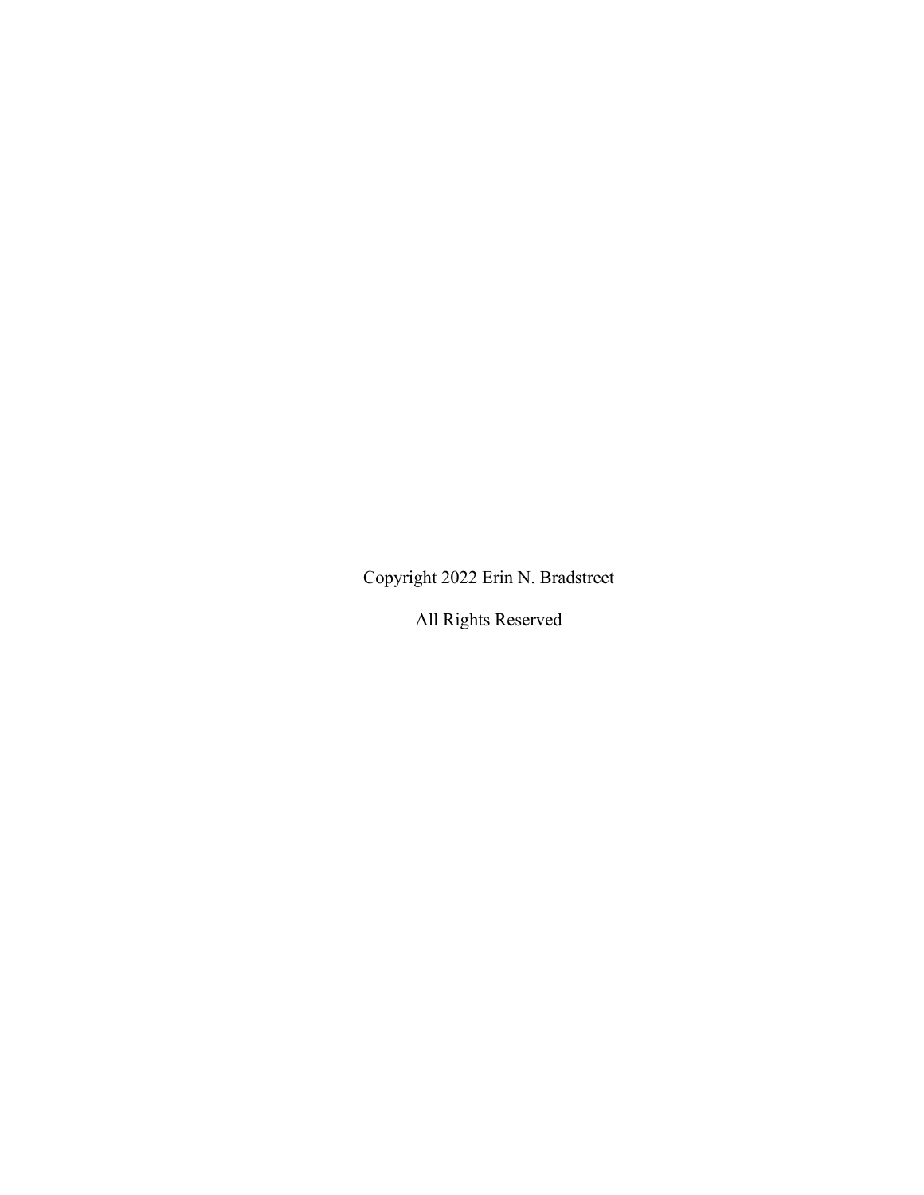Copyright 2022 Erin N. Bradstreet

All Rights Reserved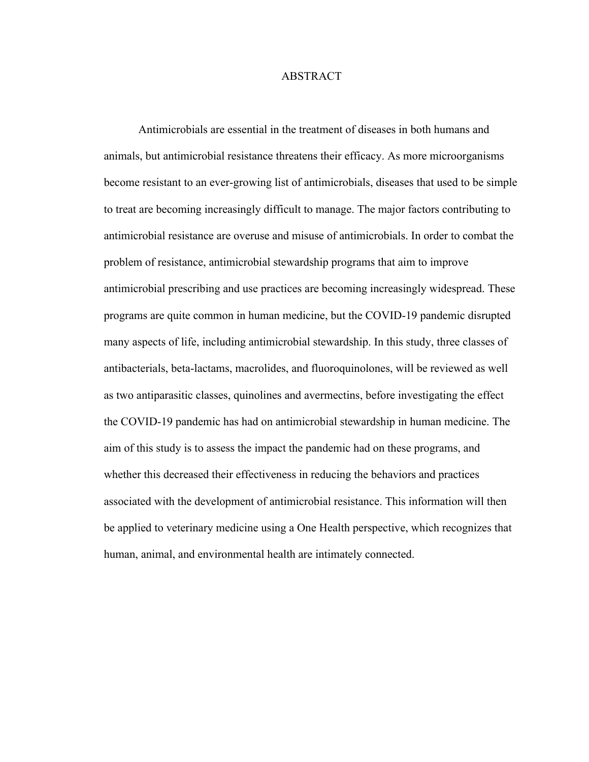# ABSTRACT

Antimicrobials are essential in the treatment of diseases in both humans and animals, but antimicrobial resistance threatens their efficacy. As more microorganisms become resistant to an ever-growing list of antimicrobials, diseases that used to be simple to treat are becoming increasingly difficult to manage. The major factors contributing to antimicrobial resistance are overuse and misuse of antimicrobials. In order to combat the problem of resistance, antimicrobial stewardship programs that aim to improve antimicrobial prescribing and use practices are becoming increasingly widespread. These programs are quite common in human medicine, but the COVID-19 pandemic disrupted many aspects of life, including antimicrobial stewardship. In this study, three classes of antibacterials, beta-lactams, macrolides, and fluoroquinolones, will be reviewed as well as two antiparasitic classes, quinolines and avermectins, before investigating the effect the COVID-19 pandemic has had on antimicrobial stewardship in human medicine. The aim of this study is to assess the impact the pandemic had on these programs, and whether this decreased their effectiveness in reducing the behaviors and practices associated with the development of antimicrobial resistance. This information will then be applied to veterinary medicine using a One Health perspective, which recognizes that human, animal, and environmental health are intimately connected.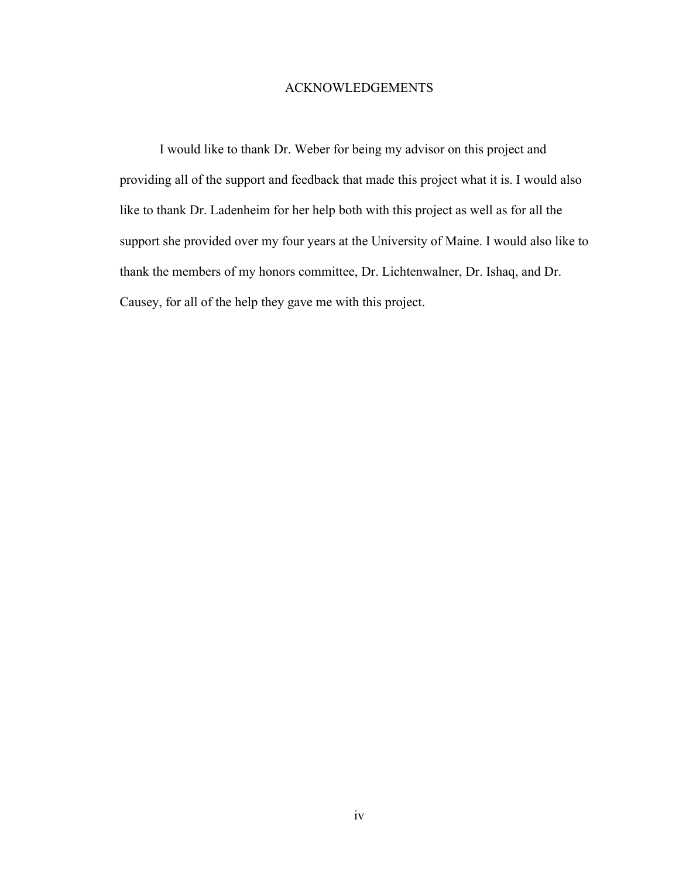# ACKNOWLEDGEMENTS

I would like to thank Dr. Weber for being my advisor on this project and providing all of the support and feedback that made this project what it is. I would also like to thank Dr. Ladenheim for her help both with this project as well as for all the support she provided over my four years at the University of Maine. I would also like to thank the members of my honors committee, Dr. Lichtenwalner, Dr. Ishaq, and Dr. Causey, for all of the help they gave me with this project.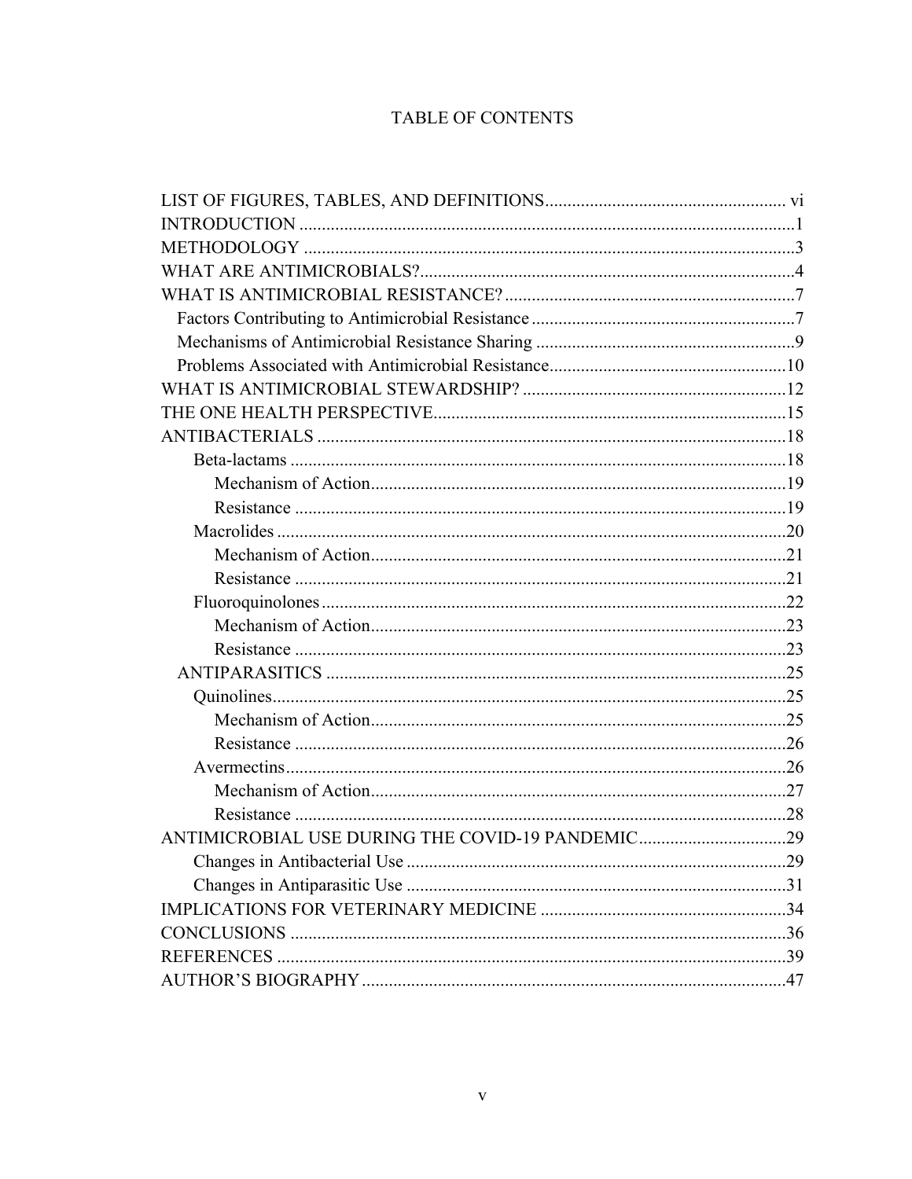# TABLE OF CONTENTS

LIST OF FIGURES, TABLES, AND DEFINITIONS ........ vi
INTRODUCTION ........ 1
METHODOLOGY ........ 3
WHAT ARE ANTIMICROBIALS? ........ 4
WHAT IS ANTIMICROBIAL RESISTANCE? ........ 7
- Factors Contributing to Antimicrobial Resistance ........ 7
- Mechanisms of Antimicrobial Resistance Sharing ........ 9
- Problems Associated with Antimicrobial Resistance ........ 10

WHAT IS ANTIMICROBIAL STEWARDSHIP? ........ 12
THE ONE HEALTH PERSPECTIVE ........ 15
ANTIBACTERIALS ........ 18
- Beta-lactams ........ 18
  - Mechanism of Action ........ 19
  - Resistance ........ 19
- Macrolides ........ 20
  - Mechanism of Action ........ 21
  - Resistance ........ 21
- Fluoroquinolones ........ 22
  - Mechanism of Action ........ 23
  - Resistance ........ 23

ANTIPARASITICS ........ 25
- Quinolines ........ 25
  - Mechanism of Action ........ 25
  - Resistance ........ 26
- Avermectins ........ 26
  - Mechanism of Action ........ 27
  - Resistance ........ 28

ANTIMICROBIAL USE DURING THE COVID-19 PANDEMIC ........ 29
- Changes in Antibacterial Use ........ 29
- Changes in Antiparasitic Use ........ 31

IMPLICATIONS FOR VETERINARY MEDICINE ........ 34
CONCLUSIONS ........ 36
REFERENCES ........ 39
AUTHOR'S BIOGRAPHY ........ 47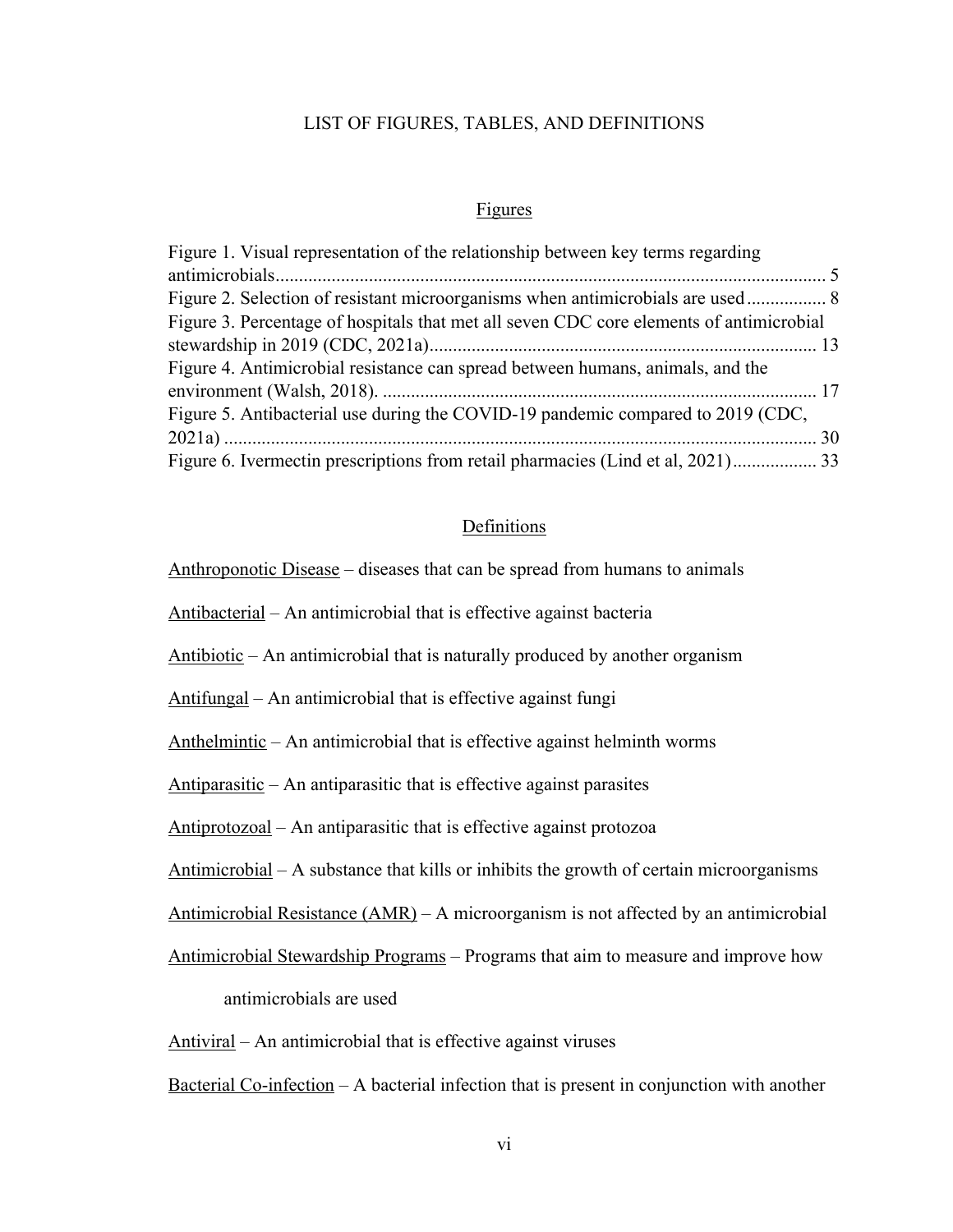# LIST OF FIGURES, TABLES, AND DEFINITIONS

## Figures

Figure 1. Visual representation of the relationship between key terms regarding antimicrobials ..... 5

Figure 2. Selection of resistant microorganisms when antimicrobials are used ..... 8

Figure 3. Percentage of hospitals that met all seven CDC core elements of antimicrobial stewardship in 2019 (CDC, 2021a) ..... 13

Figure 4. Antimicrobial resistance can spread between humans, animals, and the environment (Walsh, 2018). ..... 17

Figure 5. Antibacterial use during the COVID-19 pandemic compared to 2019 (CDC, 2021a) ..... 30

Figure 6. Ivermectin prescriptions from retail pharmacies (Lind et al, 2021) ..... 33

## Definitions

Anthroponotic Disease – diseases that can be spread from humans to animals

Antibacterial – An antimicrobial that is effective against bacteria

Antibiotic – An antimicrobial that is naturally produced by another organism

Antifungal – An antimicrobial that is effective against fungi

Anthelmintic – An antimicrobial that is effective against helminth worms

Antiparasitic – An antiparasitic that is effective against parasites

Antiprotozoal – An antiparasitic that is effective against protozoa

Antimicrobial – A substance that kills or inhibits the growth of certain microorganisms

Antimicrobial Resistance (AMR) – A microorganism is not affected by an antimicrobial

Antimicrobial Stewardship Programs – Programs that aim to measure and improve how antimicrobials are used

Antiviral – An antimicrobial that is effective against viruses

Bacterial Co-infection – A bacterial infection that is present in conjunction with another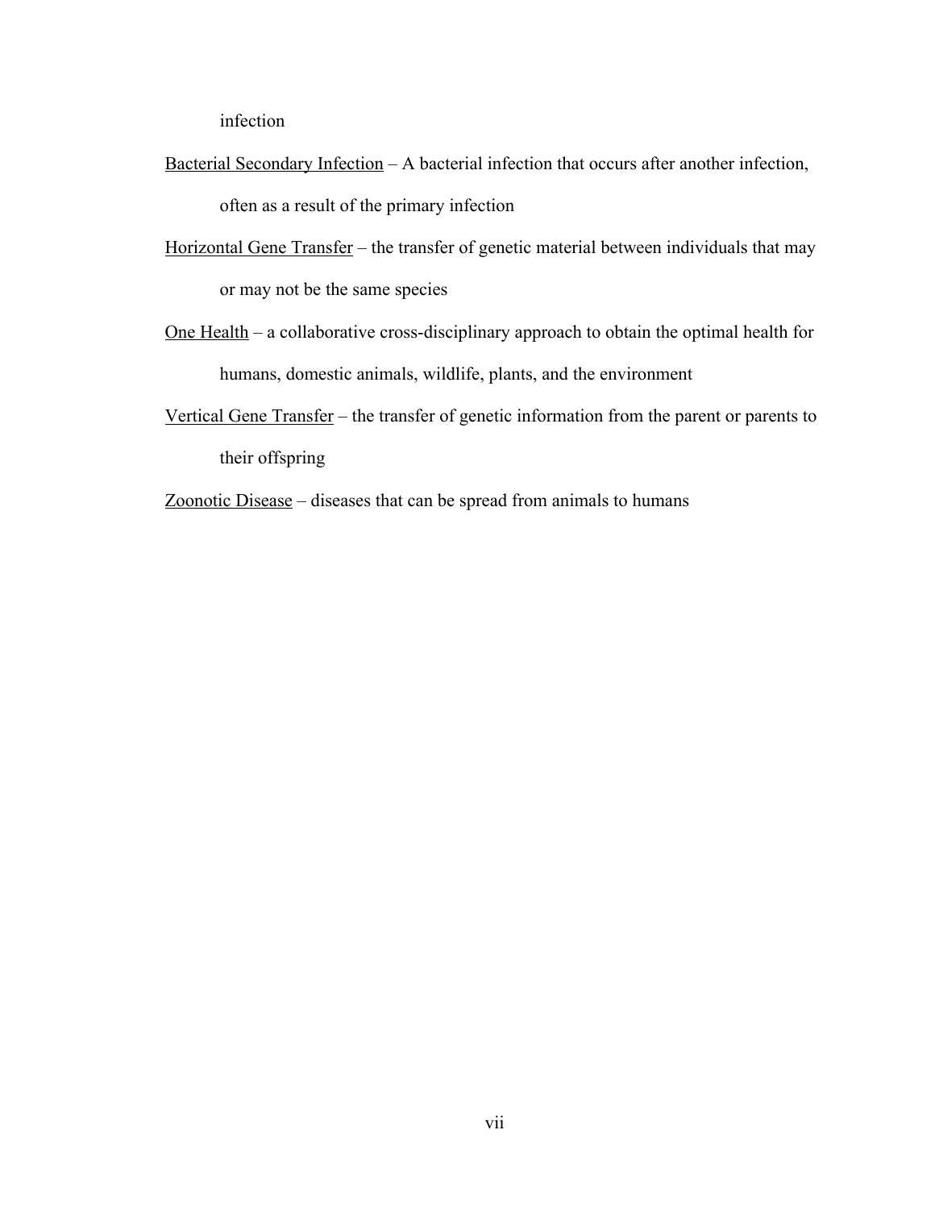infection

Bacterial Secondary Infection – A bacterial infection that occurs after another infection, often as a result of the primary infection

Horizontal Gene Transfer – the transfer of genetic material between individuals that may or may not be the same species

One Health – a collaborative cross-disciplinary approach to obtain the optimal health for humans, domestic animals, wildlife, plants, and the environment

Vertical Gene Transfer – the transfer of genetic information from the parent or parents to their offspring

Zoonotic Disease – diseases that can be spread from animals to humans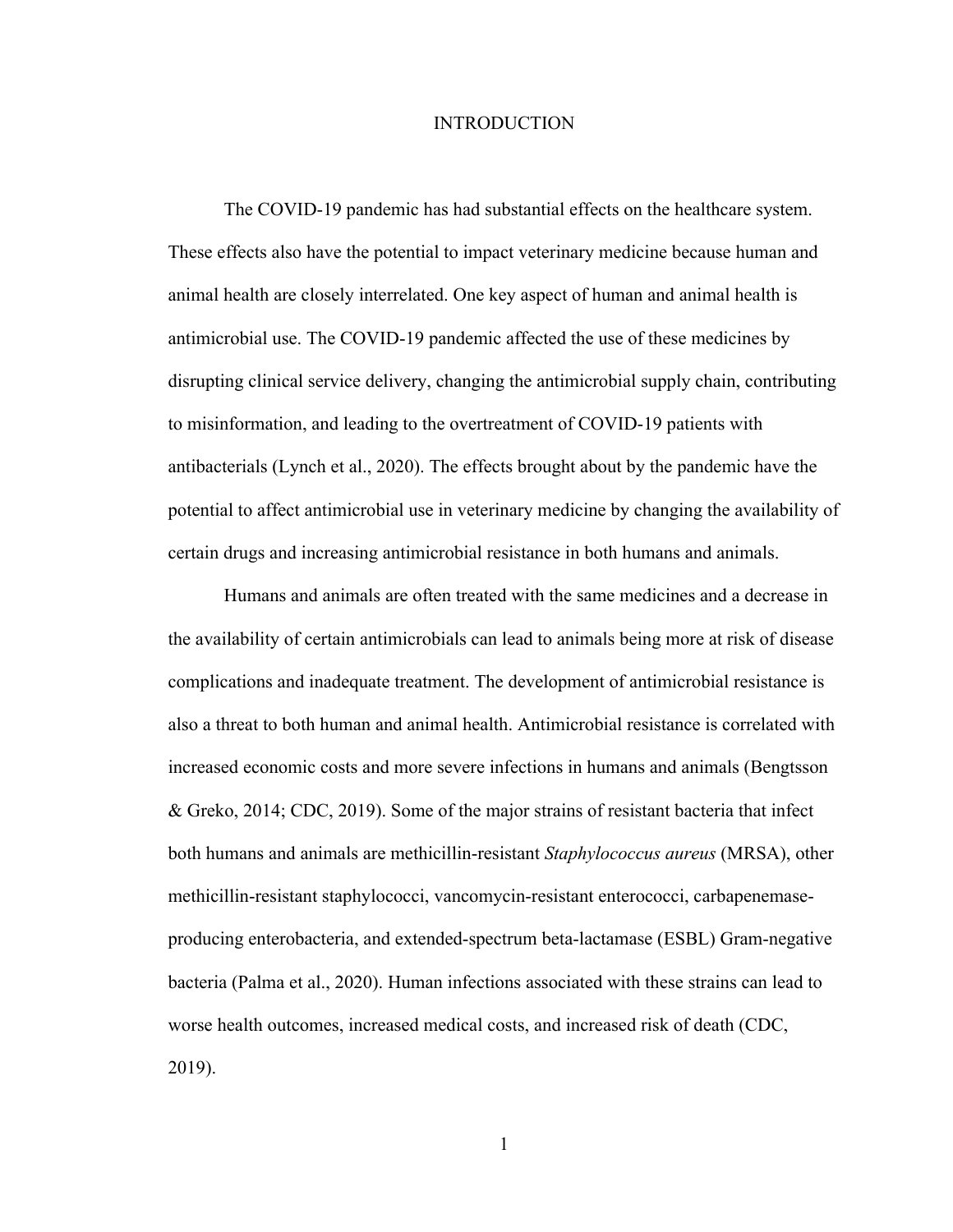# INTRODUCTION

The COVID-19 pandemic has had substantial effects on the healthcare system. These effects also have the potential to impact veterinary medicine because human and animal health are closely interrelated. One key aspect of human and animal health is antimicrobial use. The COVID-19 pandemic affected the use of these medicines by disrupting clinical service delivery, changing the antimicrobial supply chain, contributing to misinformation, and leading to the overtreatment of COVID-19 patients with antibacterials (Lynch et al., 2020). The effects brought about by the pandemic have the potential to affect antimicrobial use in veterinary medicine by changing the availability of certain drugs and increasing antimicrobial resistance in both humans and animals.

Humans and animals are often treated with the same medicines and a decrease in the availability of certain antimicrobials can lead to animals being more at risk of disease complications and inadequate treatment. The development of antimicrobial resistance is also a threat to both human and animal health. Antimicrobial resistance is correlated with increased economic costs and more severe infections in humans and animals (Bengtsson & Greko, 2014; CDC, 2019). Some of the major strains of resistant bacteria that infect both humans and animals are methicillin-resistant *Staphylococcus aureus* (MRSA), other methicillin-resistant staphylococci, vancomycin-resistant enterococci, carbapenemase-producing enterobacteria, and extended-spectrum beta-lactamase (ESBL) Gram-negative bacteria (Palma et al., 2020). Human infections associated with these strains can lead to worse health outcomes, increased medical costs, and increased risk of death (CDC, 2019).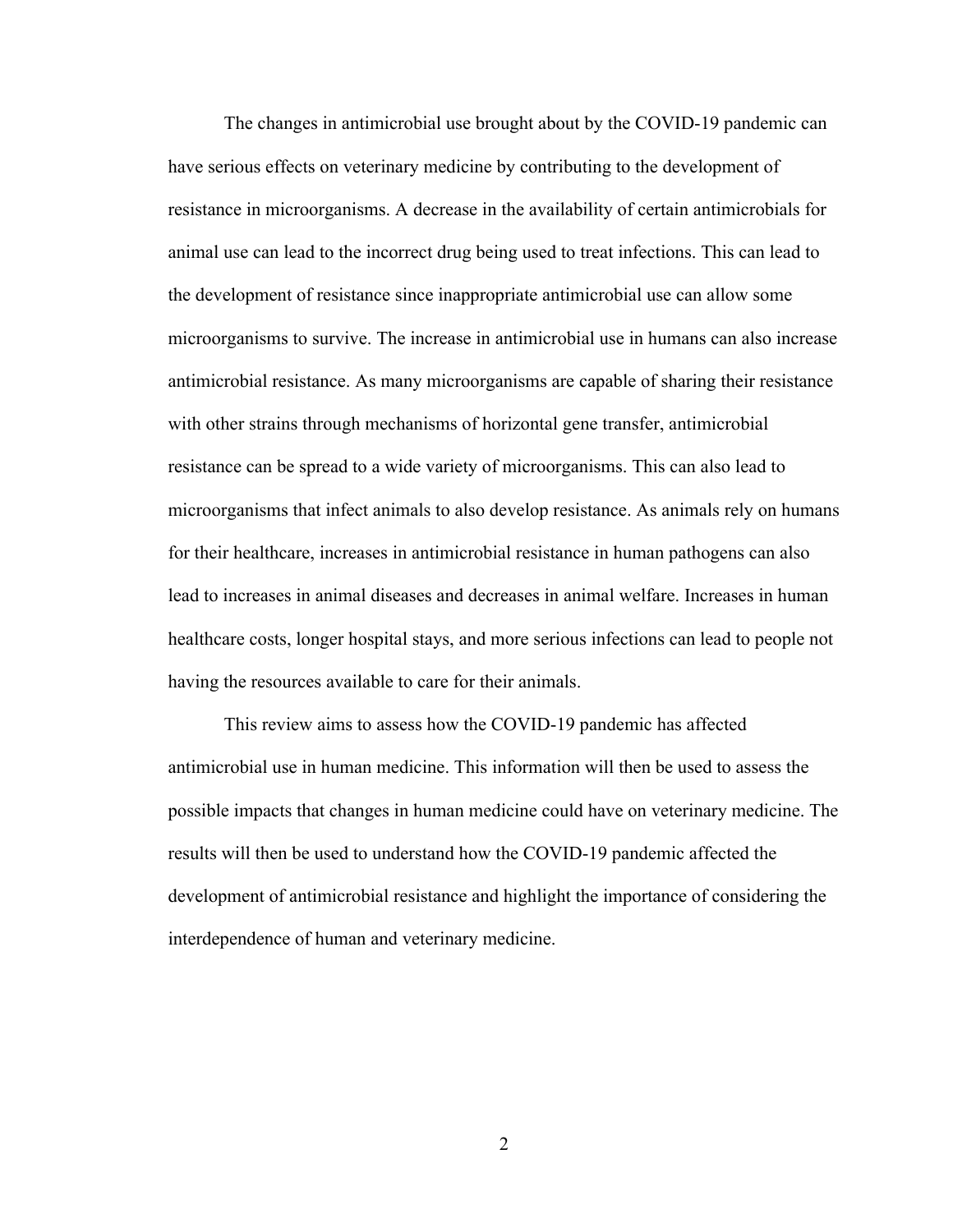The changes in antimicrobial use brought about by the COVID-19 pandemic can have serious effects on veterinary medicine by contributing to the development of resistance in microorganisms. A decrease in the availability of certain antimicrobials for animal use can lead to the incorrect drug being used to treat infections. This can lead to the development of resistance since inappropriate antimicrobial use can allow some microorganisms to survive. The increase in antimicrobial use in humans can also increase antimicrobial resistance. As many microorganisms are capable of sharing their resistance with other strains through mechanisms of horizontal gene transfer, antimicrobial resistance can be spread to a wide variety of microorganisms. This can also lead to microorganisms that infect animals to also develop resistance. As animals rely on humans for their healthcare, increases in antimicrobial resistance in human pathogens can also lead to increases in animal diseases and decreases in animal welfare. Increases in human healthcare costs, longer hospital stays, and more serious infections can lead to people not having the resources available to care for their animals.

This review aims to assess how the COVID-19 pandemic has affected antimicrobial use in human medicine. This information will then be used to assess the possible impacts that changes in human medicine could have on veterinary medicine. The results will then be used to understand how the COVID-19 pandemic affected the development of antimicrobial resistance and highlight the importance of considering the interdependence of human and veterinary medicine.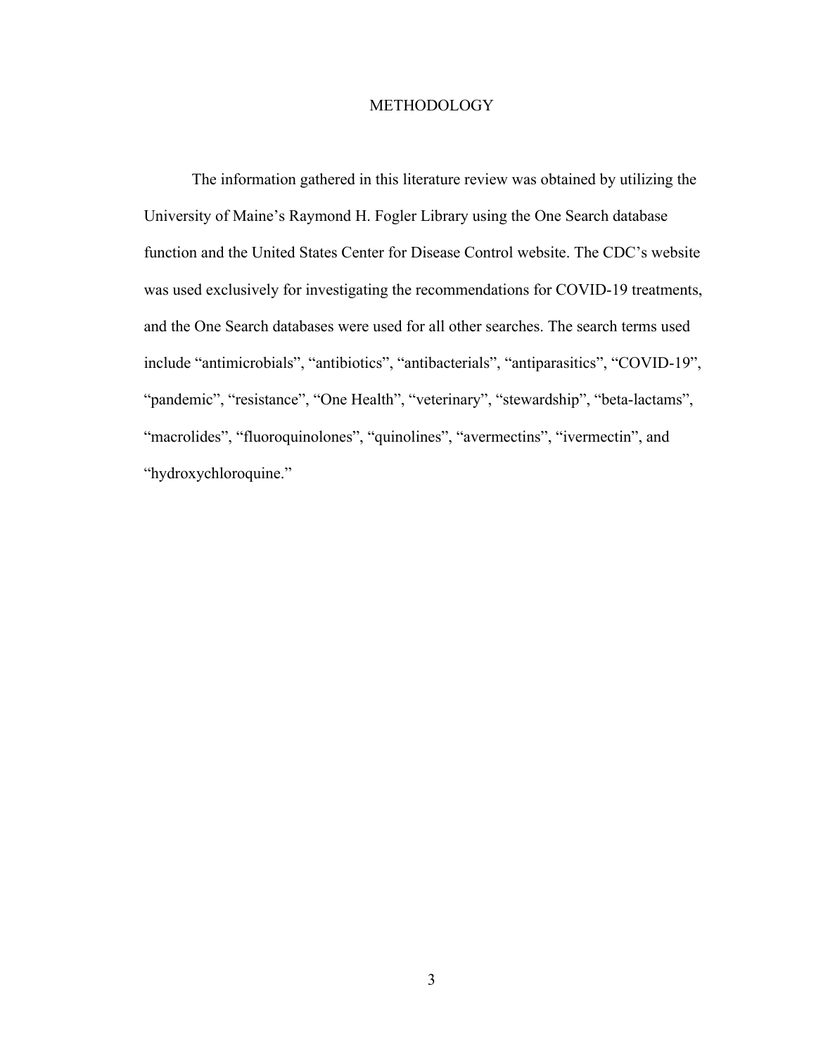# METHODOLOGY

The information gathered in this literature review was obtained by utilizing the University of Maine's Raymond H. Fogler Library using the One Search database function and the United States Center for Disease Control website. The CDC's website was used exclusively for investigating the recommendations for COVID-19 treatments, and the One Search databases were used for all other searches. The search terms used include "antimicrobials", "antibiotics", "antibacterials", "antiparasitics", "COVID-19", "pandemic", "resistance", "One Health", "veterinary", "stewardship", "beta-lactams", "macrolides", "fluoroquinolones", "quinolines", "avermectins", "ivermectin", and "hydroxychloroquine."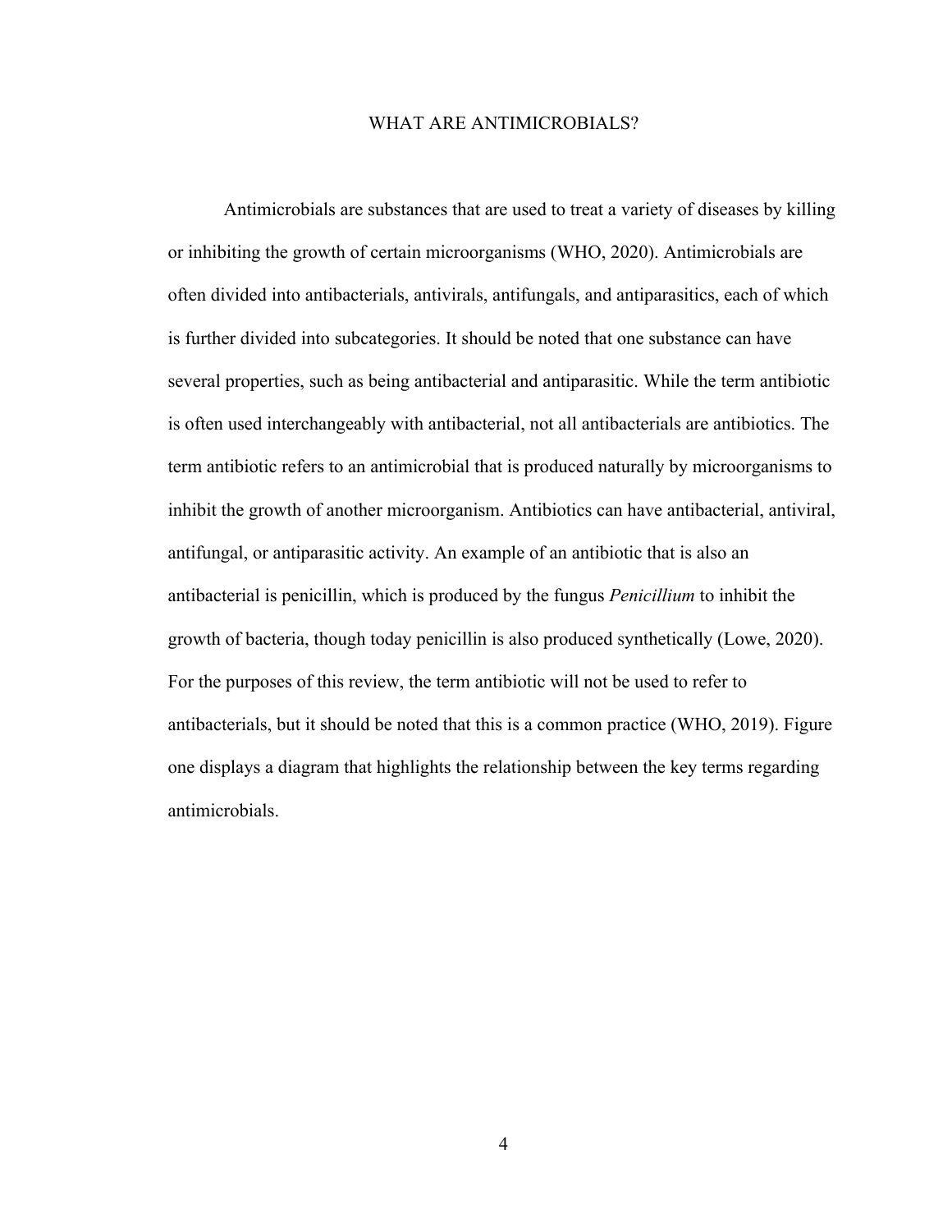# WHAT ARE ANTIMICROBIALS?

Antimicrobials are substances that are used to treat a variety of diseases by killing or inhibiting the growth of certain microorganisms (WHO, 2020). Antimicrobials are often divided into antibacterials, antivirals, antifungals, and antiparasitics, each of which is further divided into subcategories. It should be noted that one substance can have several properties, such as being antibacterial and antiparasitic. While the term antibiotic is often used interchangeably with antibacterial, not all antibacterials are antibiotics. The term antibiotic refers to an antimicrobial that is produced naturally by microorganisms to inhibit the growth of another microorganism. Antibiotics can have antibacterial, antiviral, antifungal, or antiparasitic activity. An example of an antibiotic that is also an antibacterial is penicillin, which is produced by the fungus *Penicillium* to inhibit the growth of bacteria, though today penicillin is also produced synthetically (Lowe, 2020). For the purposes of this review, the term antibiotic will not be used to refer to antibacterials, but it should be noted that this is a common practice (WHO, 2019). Figure one displays a diagram that highlights the relationship between the key terms regarding antimicrobials.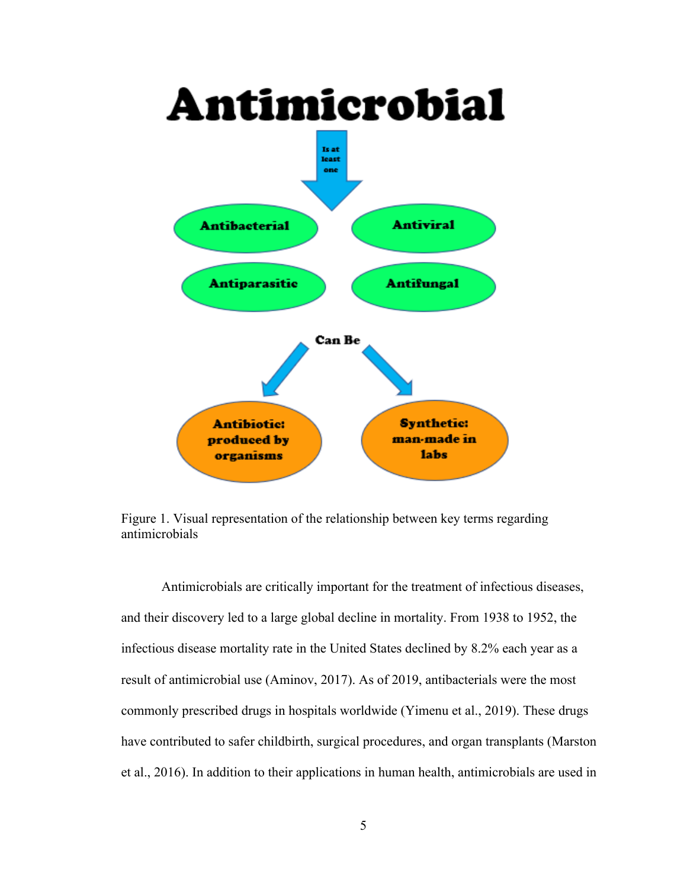**Antimicrobial**

Is at least one

- Antibacterial
- Antiviral
- Antiparasitic
- Antifungal

Can Be

- **Antibiotic:** produced by organisms
- **Synthetic:** man-made in labs

Figure 1. Visual representation of the relationship between key terms regarding antimicrobials

Antimicrobials are critically important for the treatment of infectious diseases, and their discovery led to a large global decline in mortality. From 1938 to 1952, the infectious disease mortality rate in the United States declined by 8.2% each year as a result of antimicrobial use (Aminov, 2017). As of 2019, antibacterials were the most commonly prescribed drugs in hospitals worldwide (Yimenu et al., 2019). These drugs have contributed to safer childbirth, surgical procedures, and organ transplants (Marston et al., 2016). In addition to their applications in human health, antimicrobials are used in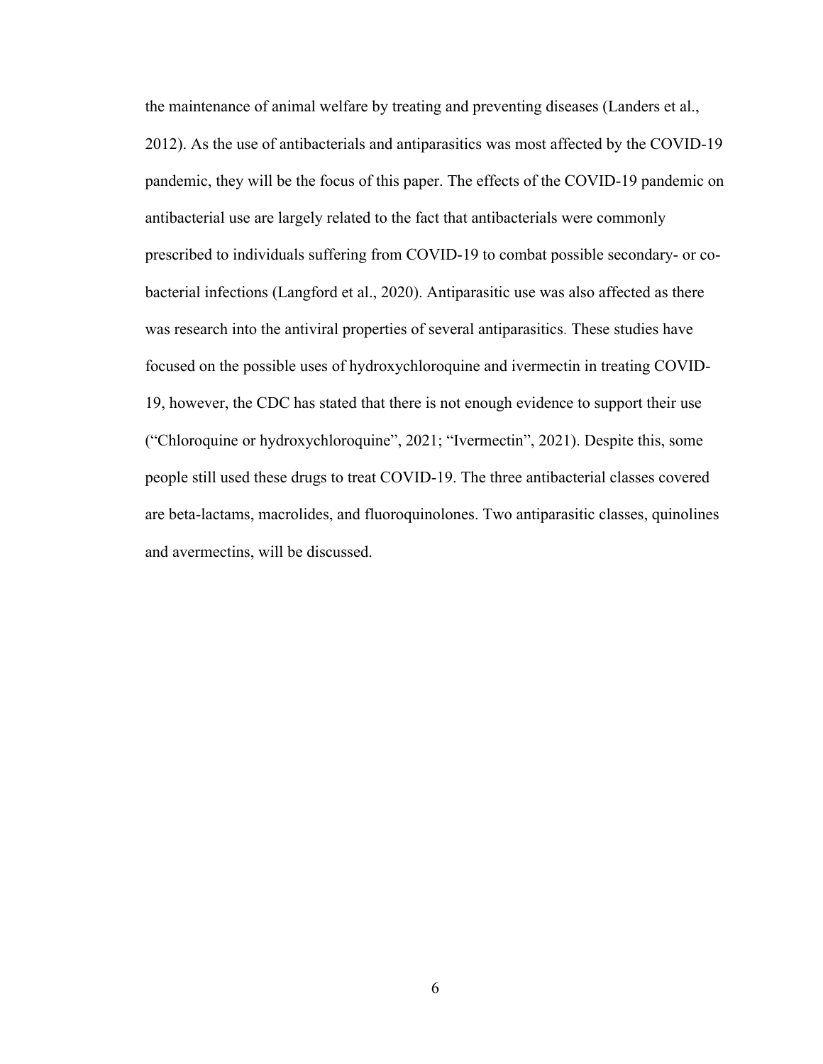the maintenance of animal welfare by treating and preventing diseases (Landers et al., 2012). As the use of antibacterials and antiparasitics was most affected by the COVID-19 pandemic, they will be the focus of this paper. The effects of the COVID-19 pandemic on antibacterial use are largely related to the fact that antibacterials were commonly prescribed to individuals suffering from COVID-19 to combat possible secondary- or co-bacterial infections (Langford et al., 2020). Antiparasitic use was also affected as there was research into the antiviral properties of several antiparasitics. These studies have focused on the possible uses of hydroxychloroquine and ivermectin in treating COVID-19, however, the CDC has stated that there is not enough evidence to support their use ("Chloroquine or hydroxychloroquine", 2021; "Ivermectin", 2021). Despite this, some people still used these drugs to treat COVID-19. The three antibacterial classes covered are beta-lactams, macrolides, and fluoroquinolones. Two antiparasitic classes, quinolines and avermectins, will be discussed.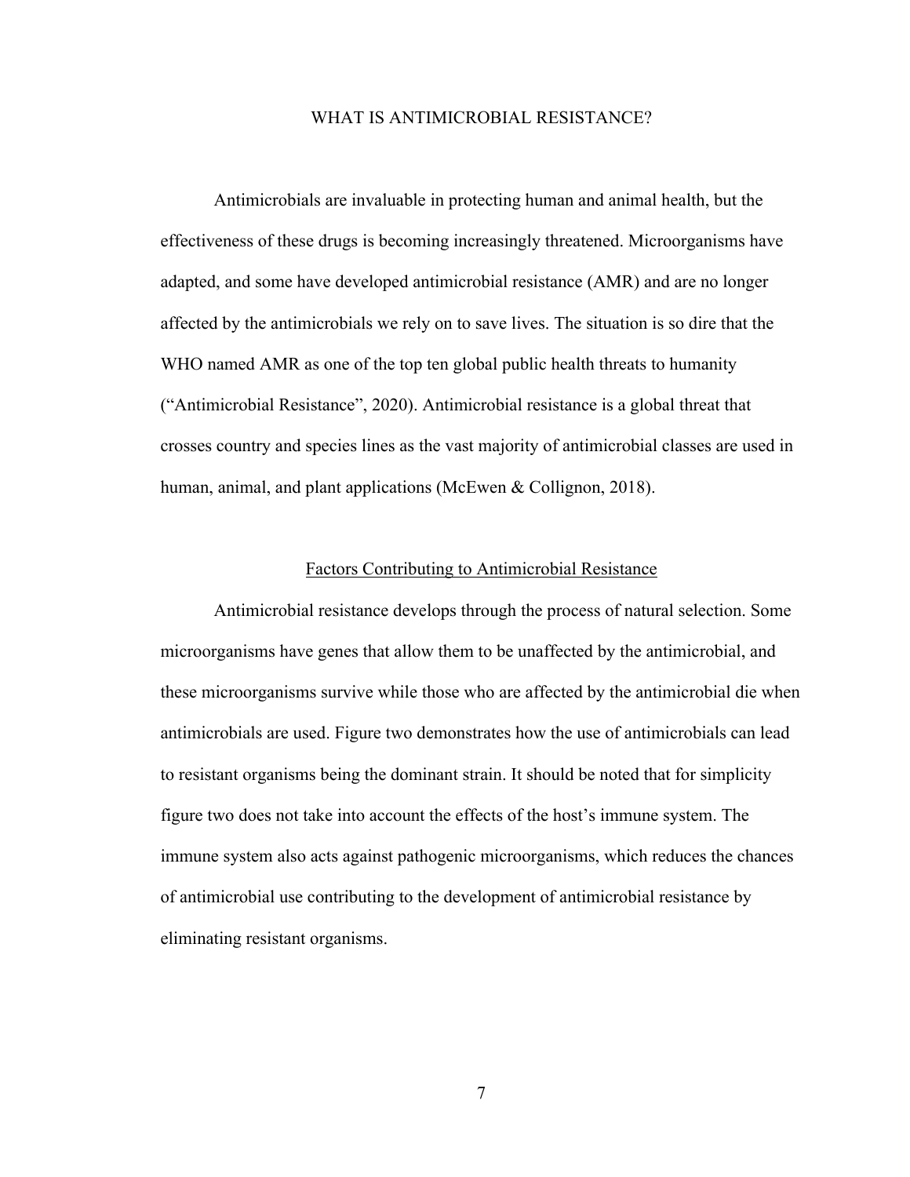# WHAT IS ANTIMICROBIAL RESISTANCE?

Antimicrobials are invaluable in protecting human and animal health, but the effectiveness of these drugs is becoming increasingly threatened. Microorganisms have adapted, and some have developed antimicrobial resistance (AMR) and are no longer affected by the antimicrobials we rely on to save lives. The situation is so dire that the WHO named AMR as one of the top ten global public health threats to humanity ("Antimicrobial Resistance", 2020). Antimicrobial resistance is a global threat that crosses country and species lines as the vast majority of antimicrobial classes are used in human, animal, and plant applications (McEwen & Collignon, 2018).

## Factors Contributing to Antimicrobial Resistance

Antimicrobial resistance develops through the process of natural selection. Some microorganisms have genes that allow them to be unaffected by the antimicrobial, and these microorganisms survive while those who are affected by the antimicrobial die when antimicrobials are used. Figure two demonstrates how the use of antimicrobials can lead to resistant organisms being the dominant strain. It should be noted that for simplicity figure two does not take into account the effects of the host's immune system. The immune system also acts against pathogenic microorganisms, which reduces the chances of antimicrobial use contributing to the development of antimicrobial resistance by eliminating resistant organisms.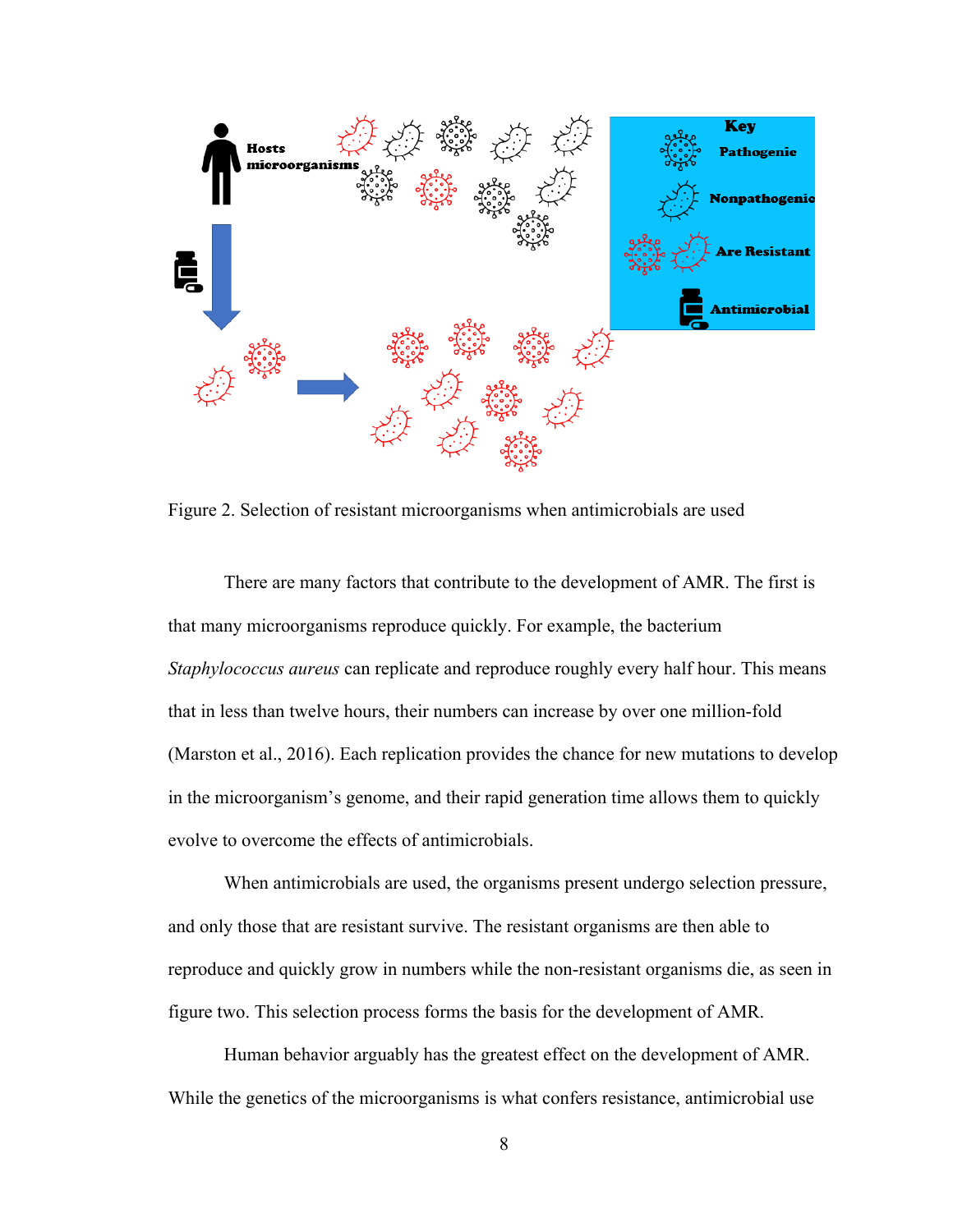Figure 2. Selection of resistant microorganisms when antimicrobials are used

There are many factors that contribute to the development of AMR. The first is that many microorganisms reproduce quickly. For example, the bacterium *Staphylococcus aureus* can replicate and reproduce roughly every half hour. This means that in less than twelve hours, their numbers can increase by over one million-fold (Marston et al., 2016). Each replication provides the chance for new mutations to develop in the microorganism's genome, and their rapid generation time allows them to quickly evolve to overcome the effects of antimicrobials.

When antimicrobials are used, the organisms present undergo selection pressure, and only those that are resistant survive. The resistant organisms are then able to reproduce and quickly grow in numbers while the non-resistant organisms die, as seen in figure two. This selection process forms the basis for the development of AMR.

Human behavior arguably has the greatest effect on the development of AMR. While the genetics of the microorganisms is what confers resistance, antimicrobial use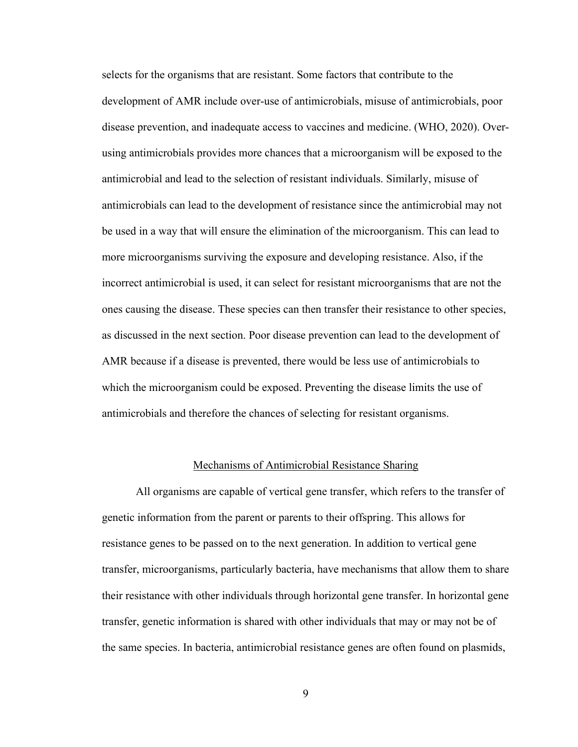selects for the organisms that are resistant. Some factors that contribute to the development of AMR include over-use of antimicrobials, misuse of antimicrobials, poor disease prevention, and inadequate access to vaccines and medicine. (WHO, 2020). Over-using antimicrobials provides more chances that a microorganism will be exposed to the antimicrobial and lead to the selection of resistant individuals. Similarly, misuse of antimicrobials can lead to the development of resistance since the antimicrobial may not be used in a way that will ensure the elimination of the microorganism. This can lead to more microorganisms surviving the exposure and developing resistance. Also, if the incorrect antimicrobial is used, it can select for resistant microorganisms that are not the ones causing the disease. These species can then transfer their resistance to other species, as discussed in the next section. Poor disease prevention can lead to the development of AMR because if a disease is prevented, there would be less use of antimicrobials to which the microorganism could be exposed. Preventing the disease limits the use of antimicrobials and therefore the chances of selecting for resistant organisms.

## Mechanisms of Antimicrobial Resistance Sharing

All organisms are capable of vertical gene transfer, which refers to the transfer of genetic information from the parent or parents to their offspring. This allows for resistance genes to be passed on to the next generation. In addition to vertical gene transfer, microorganisms, particularly bacteria, have mechanisms that allow them to share their resistance with other individuals through horizontal gene transfer. In horizontal gene transfer, genetic information is shared with other individuals that may or may not be of the same species. In bacteria, antimicrobial resistance genes are often found on plasmids,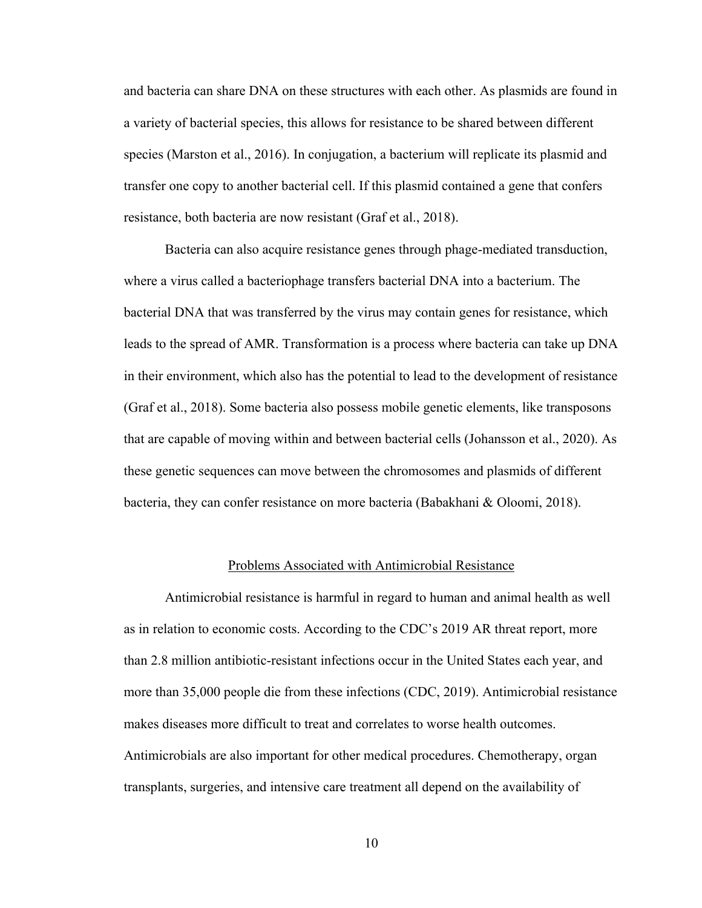and bacteria can share DNA on these structures with each other. As plasmids are found in a variety of bacterial species, this allows for resistance to be shared between different species (Marston et al., 2016). In conjugation, a bacterium will replicate its plasmid and transfer one copy to another bacterial cell. If this plasmid contained a gene that confers resistance, both bacteria are now resistant (Graf et al., 2018).

Bacteria can also acquire resistance genes through phage-mediated transduction, where a virus called a bacteriophage transfers bacterial DNA into a bacterium. The bacterial DNA that was transferred by the virus may contain genes for resistance, which leads to the spread of AMR. Transformation is a process where bacteria can take up DNA in their environment, which also has the potential to lead to the development of resistance (Graf et al., 2018). Some bacteria also possess mobile genetic elements, like transposons that are capable of moving within and between bacterial cells (Johansson et al., 2020). As these genetic sequences can move between the chromosomes and plasmids of different bacteria, they can confer resistance on more bacteria (Babakhani & Oloomi, 2018).

## Problems Associated with Antimicrobial Resistance

Antimicrobial resistance is harmful in regard to human and animal health as well as in relation to economic costs. According to the CDC's 2019 AR threat report, more than 2.8 million antibiotic-resistant infections occur in the United States each year, and more than 35,000 people die from these infections (CDC, 2019). Antimicrobial resistance makes diseases more difficult to treat and correlates to worse health outcomes. Antimicrobials are also important for other medical procedures. Chemotherapy, organ transplants, surgeries, and intensive care treatment all depend on the availability of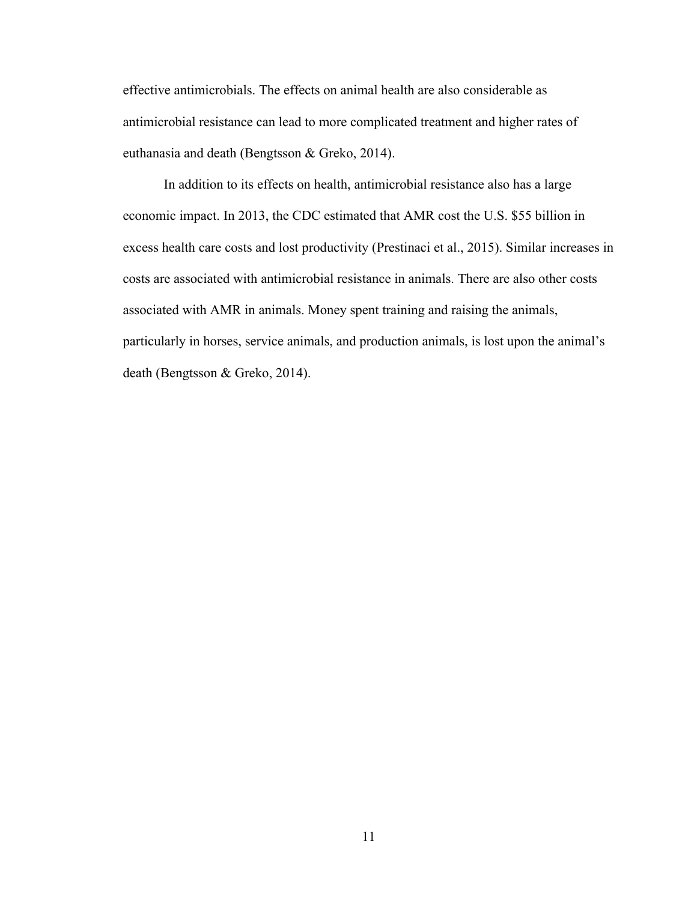effective antimicrobials. The effects on animal health are also considerable as antimicrobial resistance can lead to more complicated treatment and higher rates of euthanasia and death (Bengtsson & Greko, 2014).

In addition to its effects on health, antimicrobial resistance also has a large economic impact. In 2013, the CDC estimated that AMR cost the U.S. $55 billion in excess health care costs and lost productivity (Prestinaci et al., 2015). Similar increases in costs are associated with antimicrobial resistance in animals. There are also other costs associated with AMR in animals. Money spent training and raising the animals, particularly in horses, service animals, and production animals, is lost upon the animal's death (Bengtsson & Greko, 2014).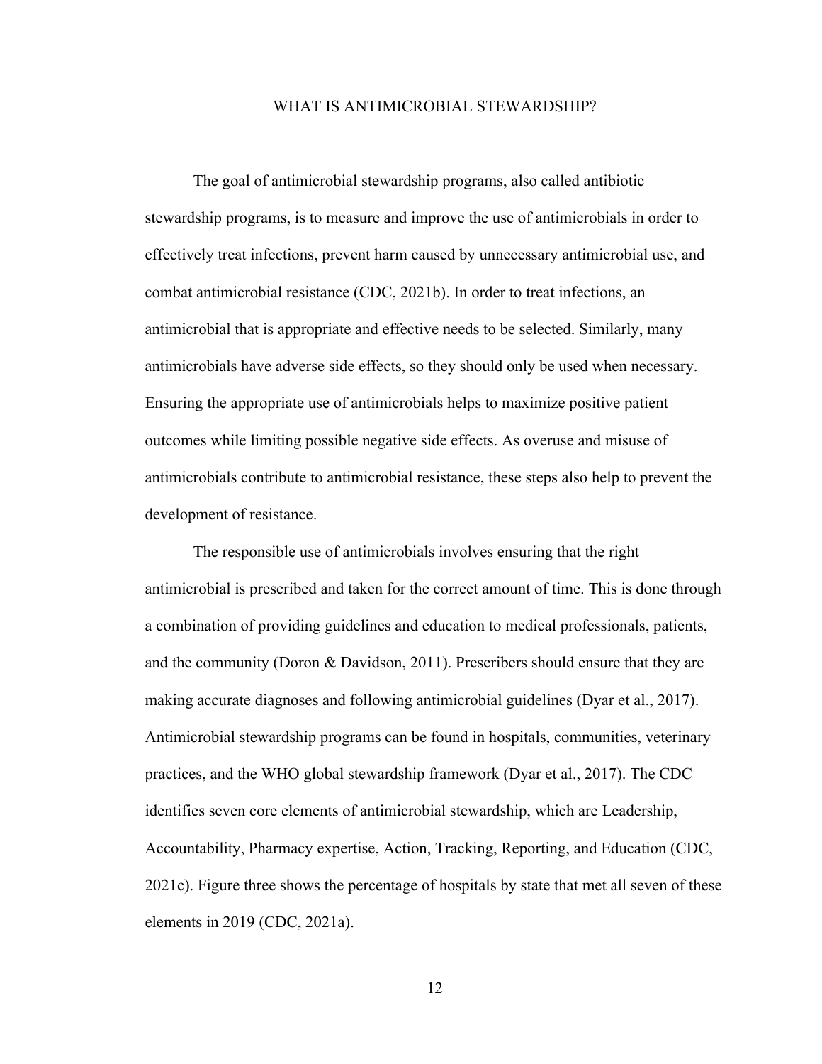## WHAT IS ANTIMICROBIAL STEWARDSHIP?

The goal of antimicrobial stewardship programs, also called antibiotic stewardship programs, is to measure and improve the use of antimicrobials in order to effectively treat infections, prevent harm caused by unnecessary antimicrobial use, and combat antimicrobial resistance (CDC, 2021b). In order to treat infections, an antimicrobial that is appropriate and effective needs to be selected. Similarly, many antimicrobials have adverse side effects, so they should only be used when necessary. Ensuring the appropriate use of antimicrobials helps to maximize positive patient outcomes while limiting possible negative side effects. As overuse and misuse of antimicrobials contribute to antimicrobial resistance, these steps also help to prevent the development of resistance.

The responsible use of antimicrobials involves ensuring that the right antimicrobial is prescribed and taken for the correct amount of time. This is done through a combination of providing guidelines and education to medical professionals, patients, and the community (Doron & Davidson, 2011). Prescribers should ensure that they are making accurate diagnoses and following antimicrobial guidelines (Dyar et al., 2017). Antimicrobial stewardship programs can be found in hospitals, communities, veterinary practices, and the WHO global stewardship framework (Dyar et al., 2017). The CDC identifies seven core elements of antimicrobial stewardship, which are Leadership, Accountability, Pharmacy expertise, Action, Tracking, Reporting, and Education (CDC, 2021c). Figure three shows the percentage of hospitals by state that met all seven of these elements in 2019 (CDC, 2021a).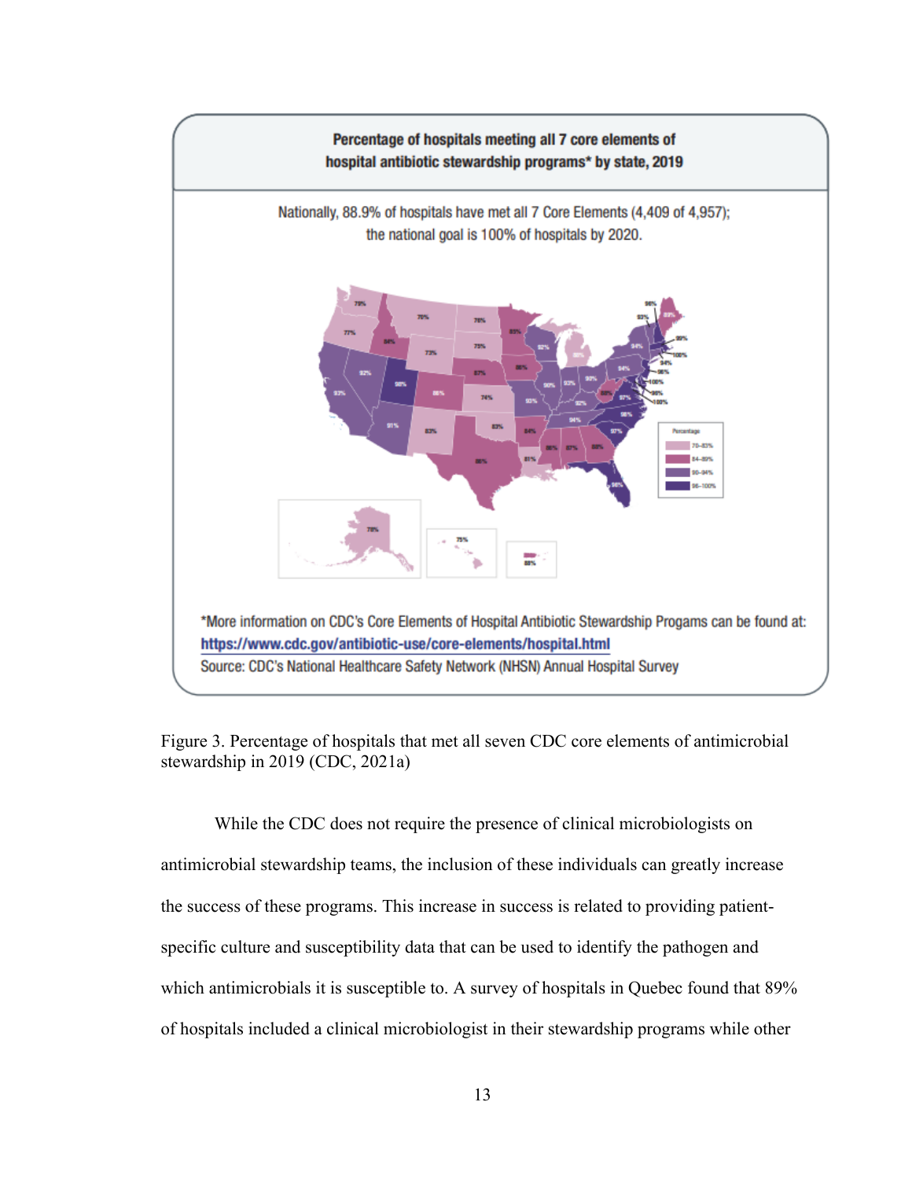**Percentage of hospitals meeting all 7 core elements of hospital antibiotic stewardship programs\* by state, 2019**

Nationally, 88.9% of hospitals have met all 7 Core Elements (4,409 of 4,957); the national goal is 100% of hospitals by 2020.

\*More information on CDC's Core Elements of Hospital Antibiotic Stewardship Progams can be found at: https://www.cdc.gov/antibiotic-use/core-elements/hospital.html

Source: CDC's National Healthcare Safety Network (NHSN) Annual Hospital Survey

Figure 3. Percentage of hospitals that met all seven CDC core elements of antimicrobial stewardship in 2019 (CDC, 2021a)

While the CDC does not require the presence of clinical microbiologists on antimicrobial stewardship teams, the inclusion of these individuals can greatly increase the success of these programs. This increase in success is related to providing patient-specific culture and susceptibility data that can be used to identify the pathogen and which antimicrobials it is susceptible to. A survey of hospitals in Quebec found that 89% of hospitals included a clinical microbiologist in their stewardship programs while other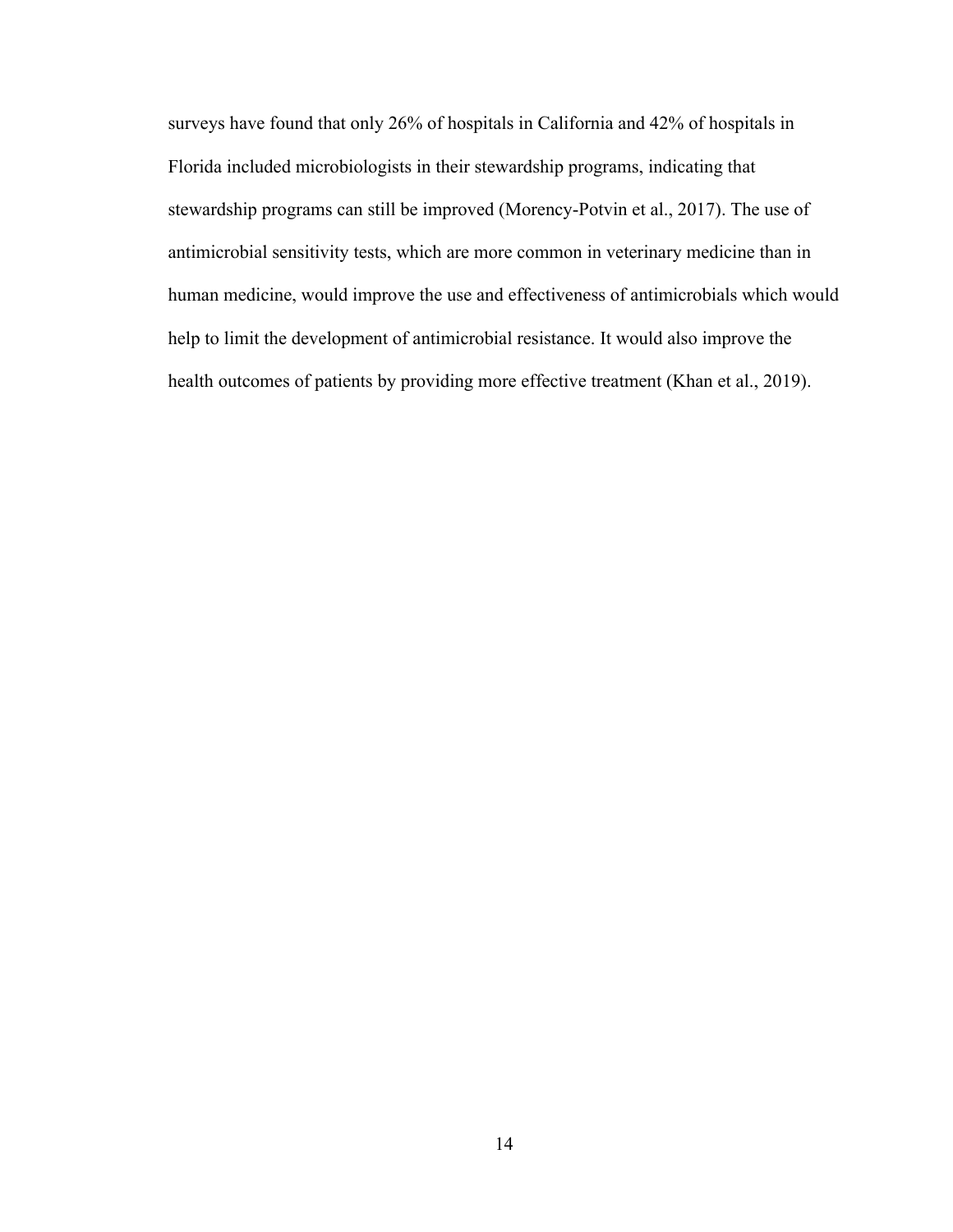surveys have found that only 26% of hospitals in California and 42% of hospitals in Florida included microbiologists in their stewardship programs, indicating that stewardship programs can still be improved (Morency-Potvin et al., 2017). The use of antimicrobial sensitivity tests, which are more common in veterinary medicine than in human medicine, would improve the use and effectiveness of antimicrobials which would help to limit the development of antimicrobial resistance. It would also improve the health outcomes of patients by providing more effective treatment (Khan et al., 2019).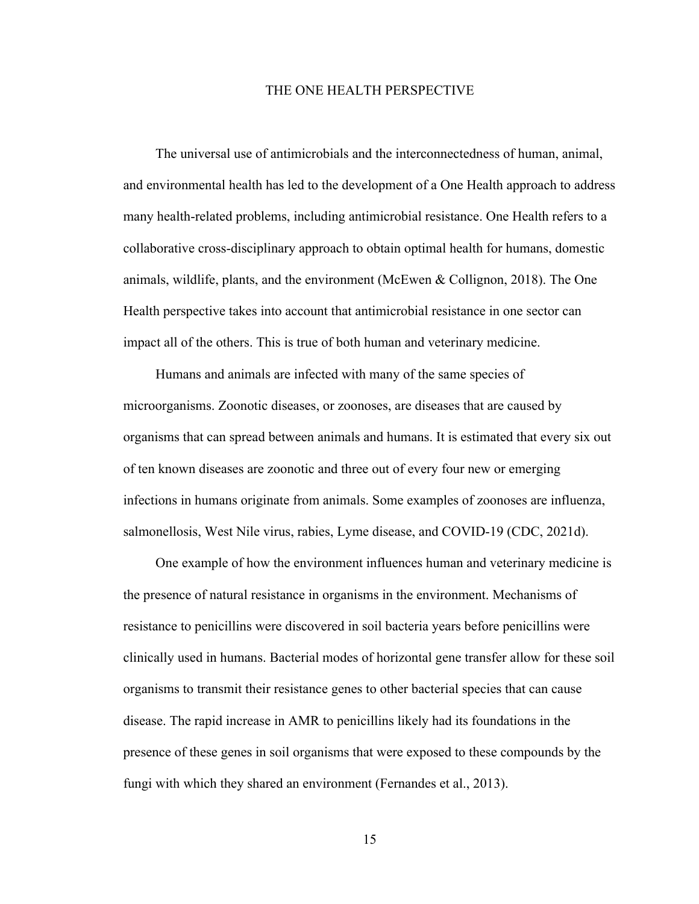## THE ONE HEALTH PERSPECTIVE

The universal use of antimicrobials and the interconnectedness of human, animal, and environmental health has led to the development of a One Health approach to address many health-related problems, including antimicrobial resistance. One Health refers to a collaborative cross-disciplinary approach to obtain optimal health for humans, domestic animals, wildlife, plants, and the environment (McEwen & Collignon, 2018). The One Health perspective takes into account that antimicrobial resistance in one sector can impact all of the others. This is true of both human and veterinary medicine.

Humans and animals are infected with many of the same species of microorganisms. Zoonotic diseases, or zoonoses, are diseases that are caused by organisms that can spread between animals and humans. It is estimated that every six out of ten known diseases are zoonotic and three out of every four new or emerging infections in humans originate from animals. Some examples of zoonoses are influenza, salmonellosis, West Nile virus, rabies, Lyme disease, and COVID-19 (CDC, 2021d).

One example of how the environment influences human and veterinary medicine is the presence of natural resistance in organisms in the environment. Mechanisms of resistance to penicillins were discovered in soil bacteria years before penicillins were clinically used in humans. Bacterial modes of horizontal gene transfer allow for these soil organisms to transmit their resistance genes to other bacterial species that can cause disease. The rapid increase in AMR to penicillins likely had its foundations in the presence of these genes in soil organisms that were exposed to these compounds by the fungi with which they shared an environment (Fernandes et al., 2013).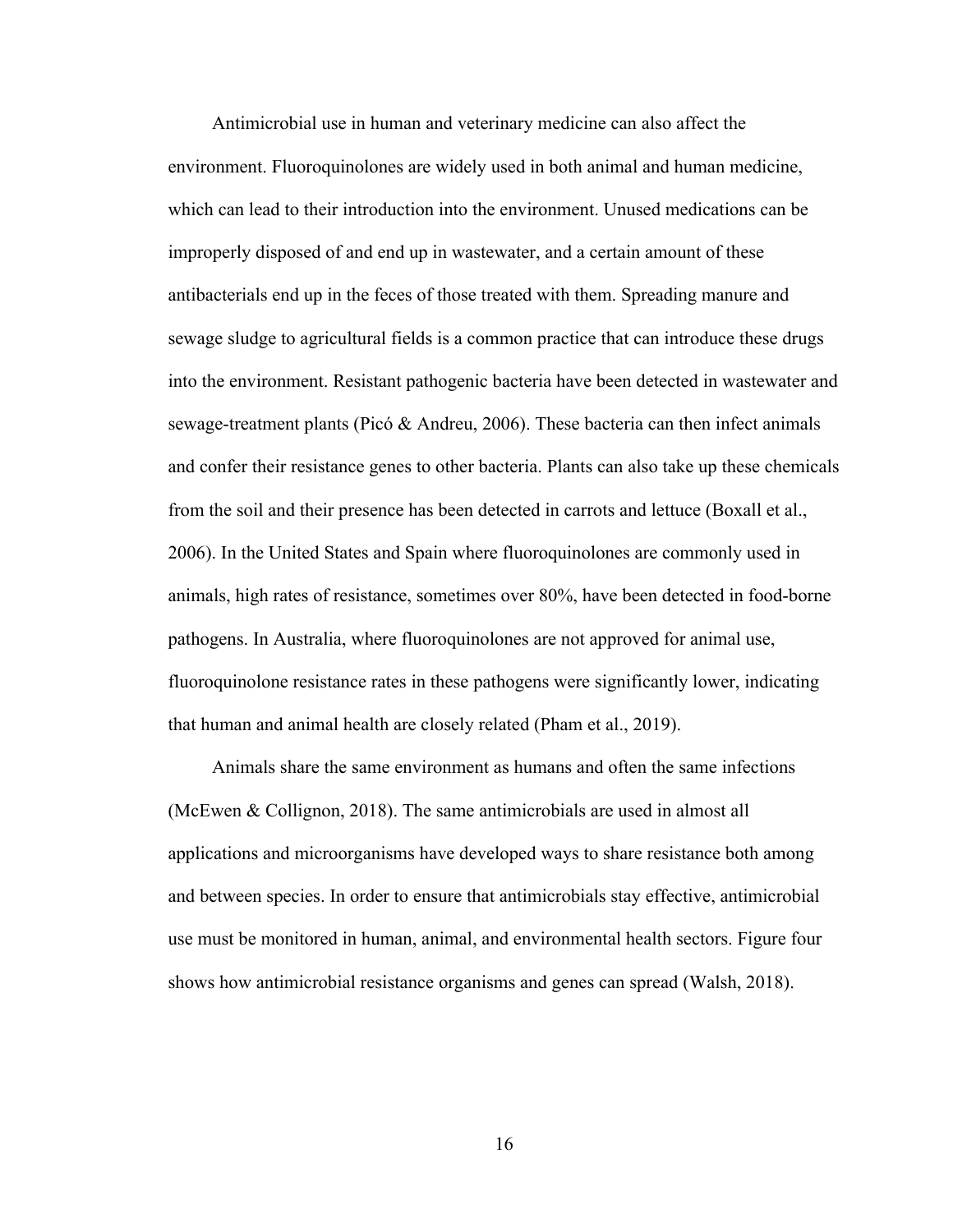Antimicrobial use in human and veterinary medicine can also affect the environment. Fluoroquinolones are widely used in both animal and human medicine, which can lead to their introduction into the environment. Unused medications can be improperly disposed of and end up in wastewater, and a certain amount of these antibacterials end up in the feces of those treated with them. Spreading manure and sewage sludge to agricultural fields is a common practice that can introduce these drugs into the environment. Resistant pathogenic bacteria have been detected in wastewater and sewage-treatment plants (Picó & Andreu, 2006). These bacteria can then infect animals and confer their resistance genes to other bacteria. Plants can also take up these chemicals from the soil and their presence has been detected in carrots and lettuce (Boxall et al., 2006). In the United States and Spain where fluoroquinolones are commonly used in animals, high rates of resistance, sometimes over 80%, have been detected in food-borne pathogens. In Australia, where fluoroquinolones are not approved for animal use, fluoroquinolone resistance rates in these pathogens were significantly lower, indicating that human and animal health are closely related (Pham et al., 2019).

Animals share the same environment as humans and often the same infections (McEwen & Collignon, 2018). The same antimicrobials are used in almost all applications and microorganisms have developed ways to share resistance both among and between species. In order to ensure that antimicrobials stay effective, antimicrobial use must be monitored in human, animal, and environmental health sectors. Figure four shows how antimicrobial resistance organisms and genes can spread (Walsh, 2018).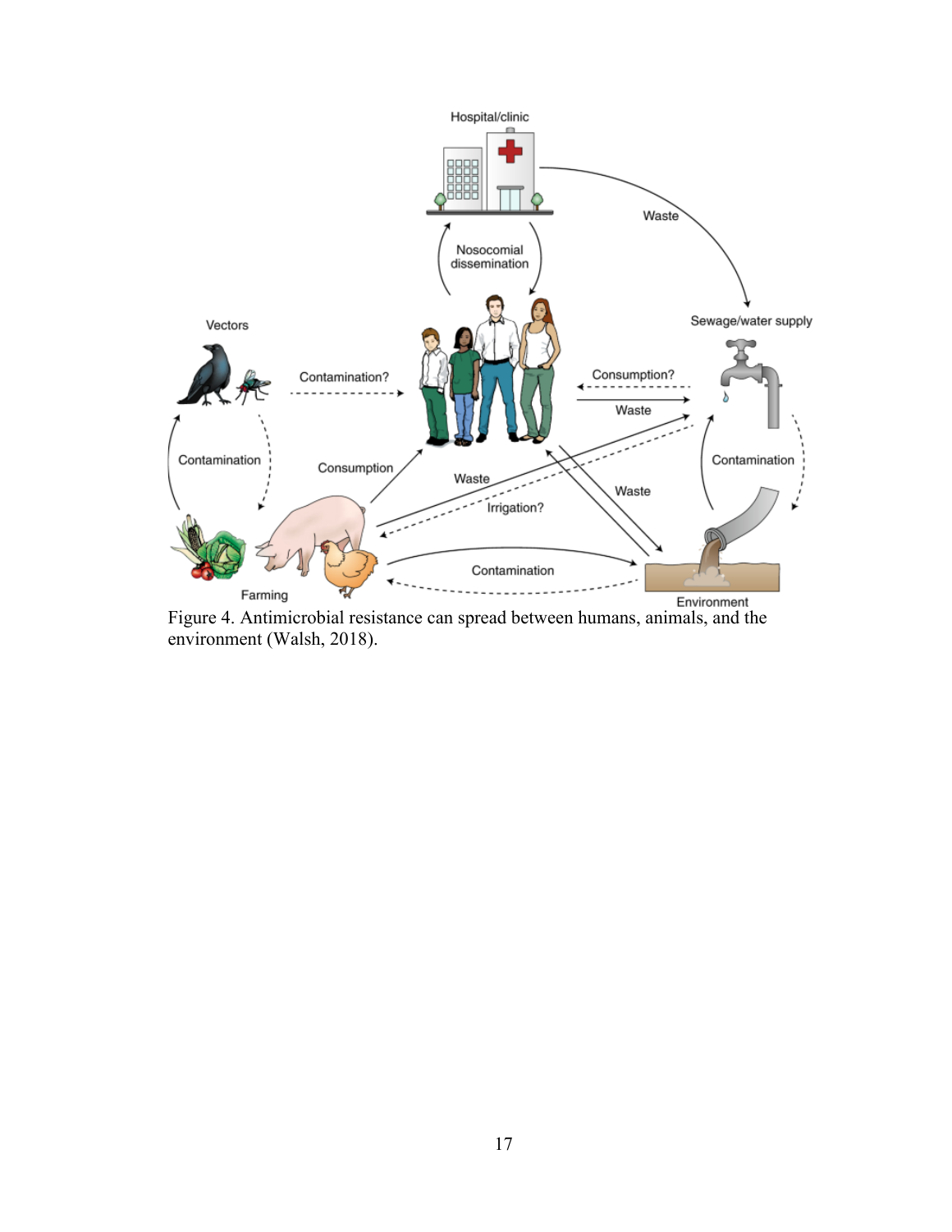Figure 4. Antimicrobial resistance can spread between humans, animals, and the environment (Walsh, 2018).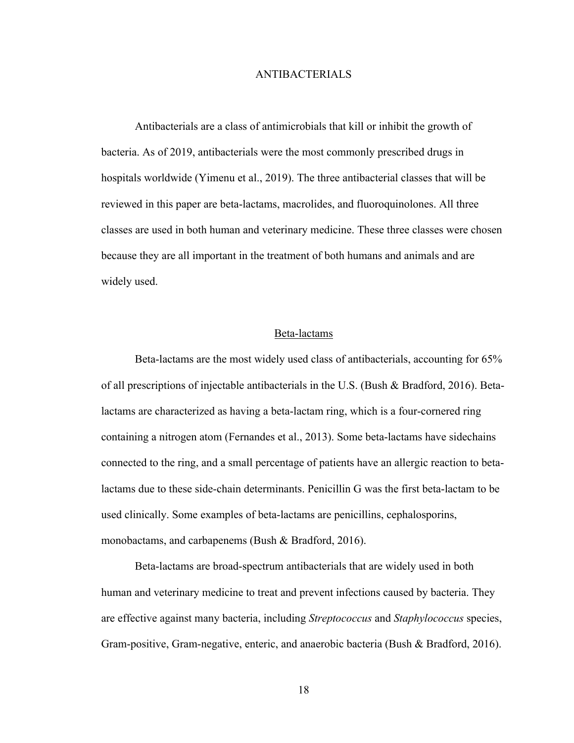# ANTIBACTERIALS

Antibacterials are a class of antimicrobials that kill or inhibit the growth of bacteria. As of 2019, antibacterials were the most commonly prescribed drugs in hospitals worldwide (Yimenu et al., 2019). The three antibacterial classes that will be reviewed in this paper are beta-lactams, macrolides, and fluoroquinolones. All three classes are used in both human and veterinary medicine. These three classes were chosen because they are all important in the treatment of both humans and animals and are widely used.

## Beta-lactams

Beta-lactams are the most widely used class of antibacterials, accounting for 65% of all prescriptions of injectable antibacterials in the U.S. (Bush & Bradford, 2016). Beta-lactams are characterized as having a beta-lactam ring, which is a four-cornered ring containing a nitrogen atom (Fernandes et al., 2013). Some beta-lactams have sidechains connected to the ring, and a small percentage of patients have an allergic reaction to beta-lactams due to these side-chain determinants. Penicillin G was the first beta-lactam to be used clinically. Some examples of beta-lactams are penicillins, cephalosporins, monobactams, and carbapenems (Bush & Bradford, 2016).

Beta-lactams are broad-spectrum antibacterials that are widely used in both human and veterinary medicine to treat and prevent infections caused by bacteria. They are effective against many bacteria, including *Streptococcus* and *Staphylococcus* species, Gram-positive, Gram-negative, enteric, and anaerobic bacteria (Bush & Bradford, 2016).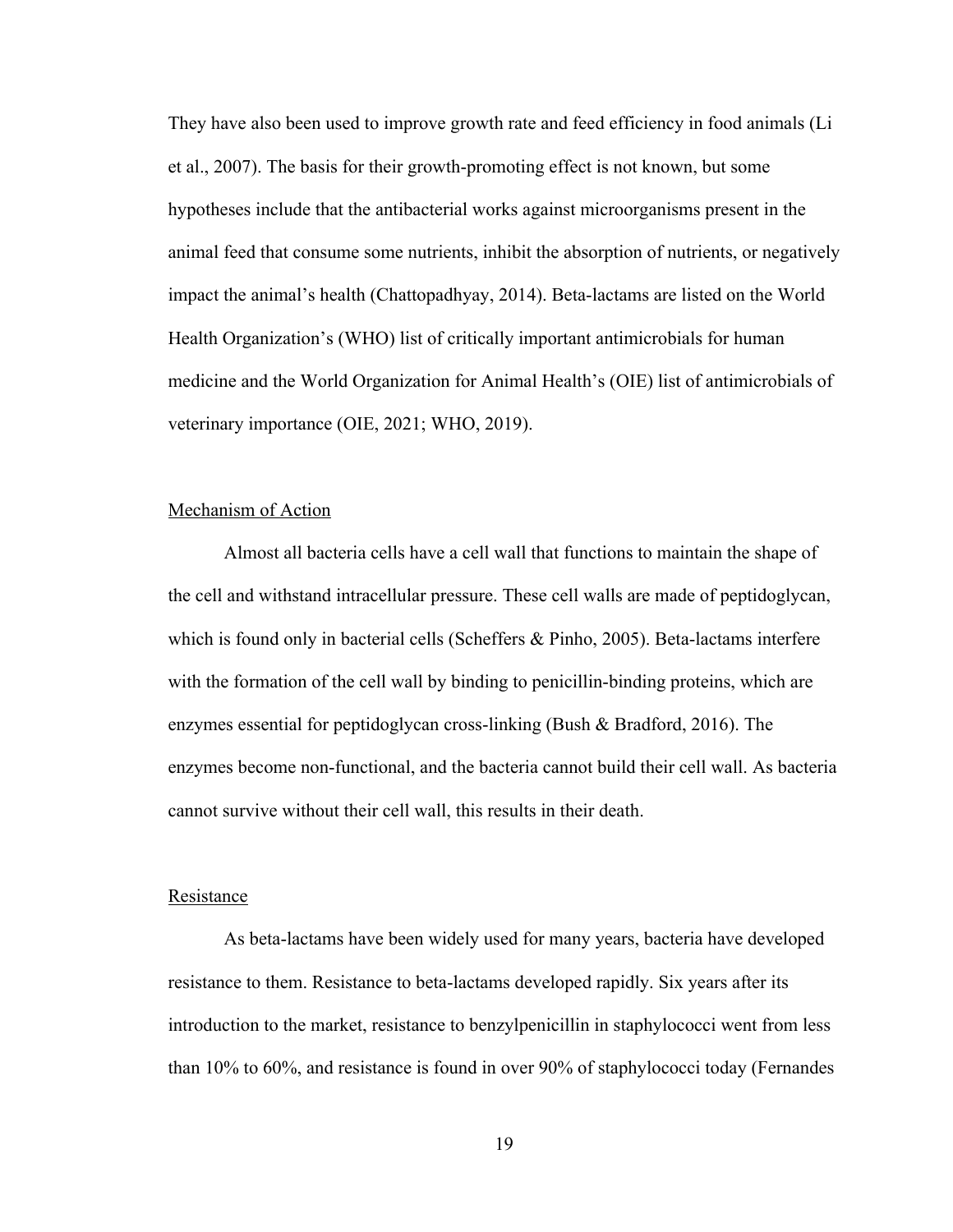They have also been used to improve growth rate and feed efficiency in food animals (Li et al., 2007). The basis for their growth-promoting effect is not known, but some hypotheses include that the antibacterial works against microorganisms present in the animal feed that consume some nutrients, inhibit the absorption of nutrients, or negatively impact the animal's health (Chattopadhyay, 2014). Beta-lactams are listed on the World Health Organization's (WHO) list of critically important antimicrobials for human medicine and the World Organization for Animal Health's (OIE) list of antimicrobials of veterinary importance (OIE, 2021; WHO, 2019).

### Mechanism of Action

Almost all bacteria cells have a cell wall that functions to maintain the shape of the cell and withstand intracellular pressure. These cell walls are made of peptidoglycan, which is found only in bacterial cells (Scheffers & Pinho, 2005). Beta-lactams interfere with the formation of the cell wall by binding to penicillin-binding proteins, which are enzymes essential for peptidoglycan cross-linking (Bush & Bradford, 2016). The enzymes become non-functional, and the bacteria cannot build their cell wall. As bacteria cannot survive without their cell wall, this results in their death.

### Resistance

As beta-lactams have been widely used for many years, bacteria have developed resistance to them. Resistance to beta-lactams developed rapidly. Six years after its introduction to the market, resistance to benzylpenicillin in staphylococci went from less than 10% to 60%, and resistance is found in over 90% of staphylococci today (Fernandes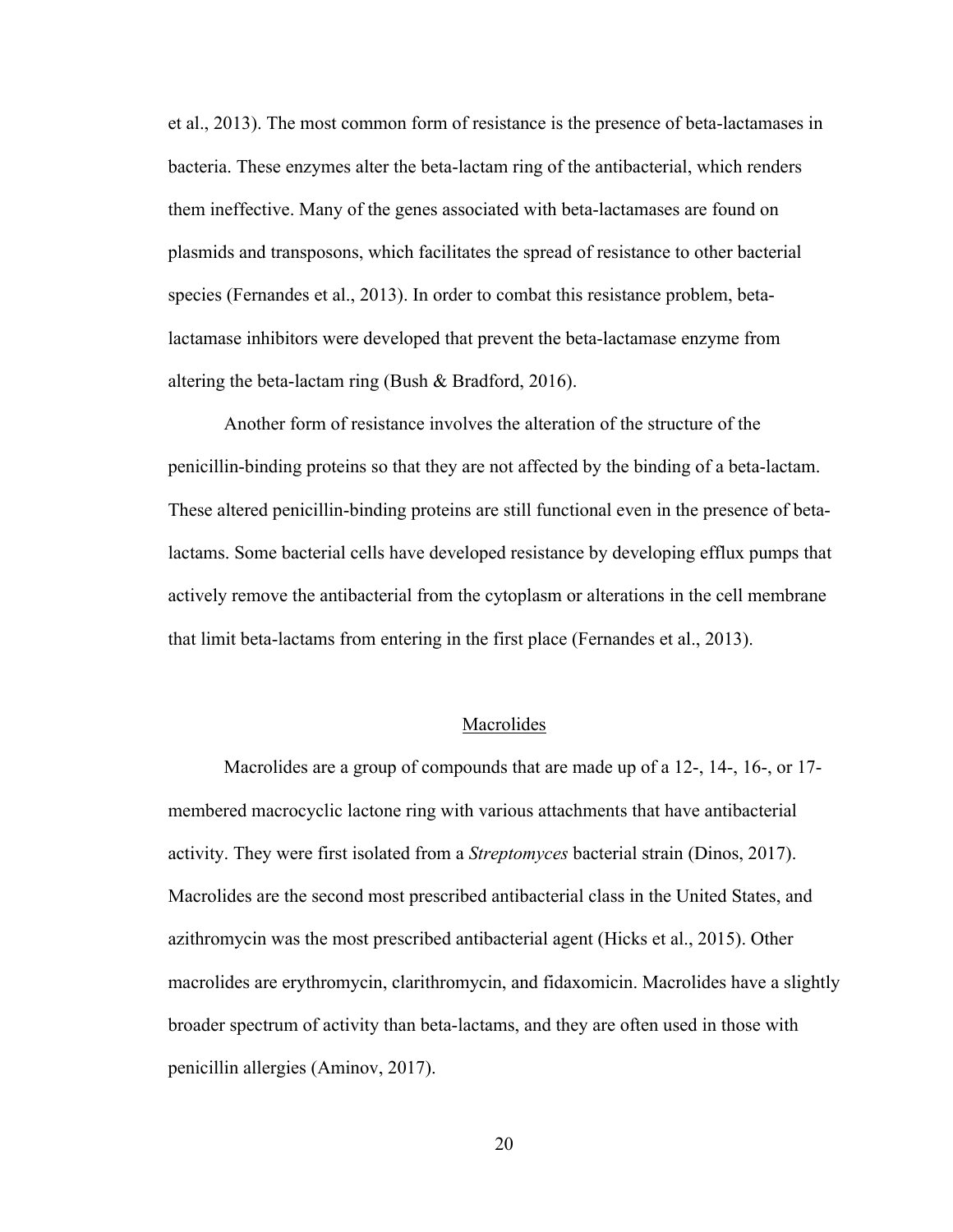et al., 2013). The most common form of resistance is the presence of beta-lactamases in bacteria. These enzymes alter the beta-lactam ring of the antibacterial, which renders them ineffective. Many of the genes associated with beta-lactamases are found on plasmids and transposons, which facilitates the spread of resistance to other bacterial species (Fernandes et al., 2013). In order to combat this resistance problem, beta-lactamase inhibitors were developed that prevent the beta-lactamase enzyme from altering the beta-lactam ring (Bush & Bradford, 2016).

Another form of resistance involves the alteration of the structure of the penicillin-binding proteins so that they are not affected by the binding of a beta-lactam. These altered penicillin-binding proteins are still functional even in the presence of beta-lactams. Some bacterial cells have developed resistance by developing efflux pumps that actively remove the antibacterial from the cytoplasm or alterations in the cell membrane that limit beta-lactams from entering in the first place (Fernandes et al., 2013).

## Macrolides

Macrolides are a group of compounds that are made up of a 12-, 14-, 16-, or 17-membered macrocyclic lactone ring with various attachments that have antibacterial activity. They were first isolated from a *Streptomyces* bacterial strain (Dinos, 2017). Macrolides are the second most prescribed antibacterial class in the United States, and azithromycin was the most prescribed antibacterial agent (Hicks et al., 2015). Other macrolides are erythromycin, clarithromycin, and fidaxomicin. Macrolides have a slightly broader spectrum of activity than beta-lactams, and they are often used in those with penicillin allergies (Aminov, 2017).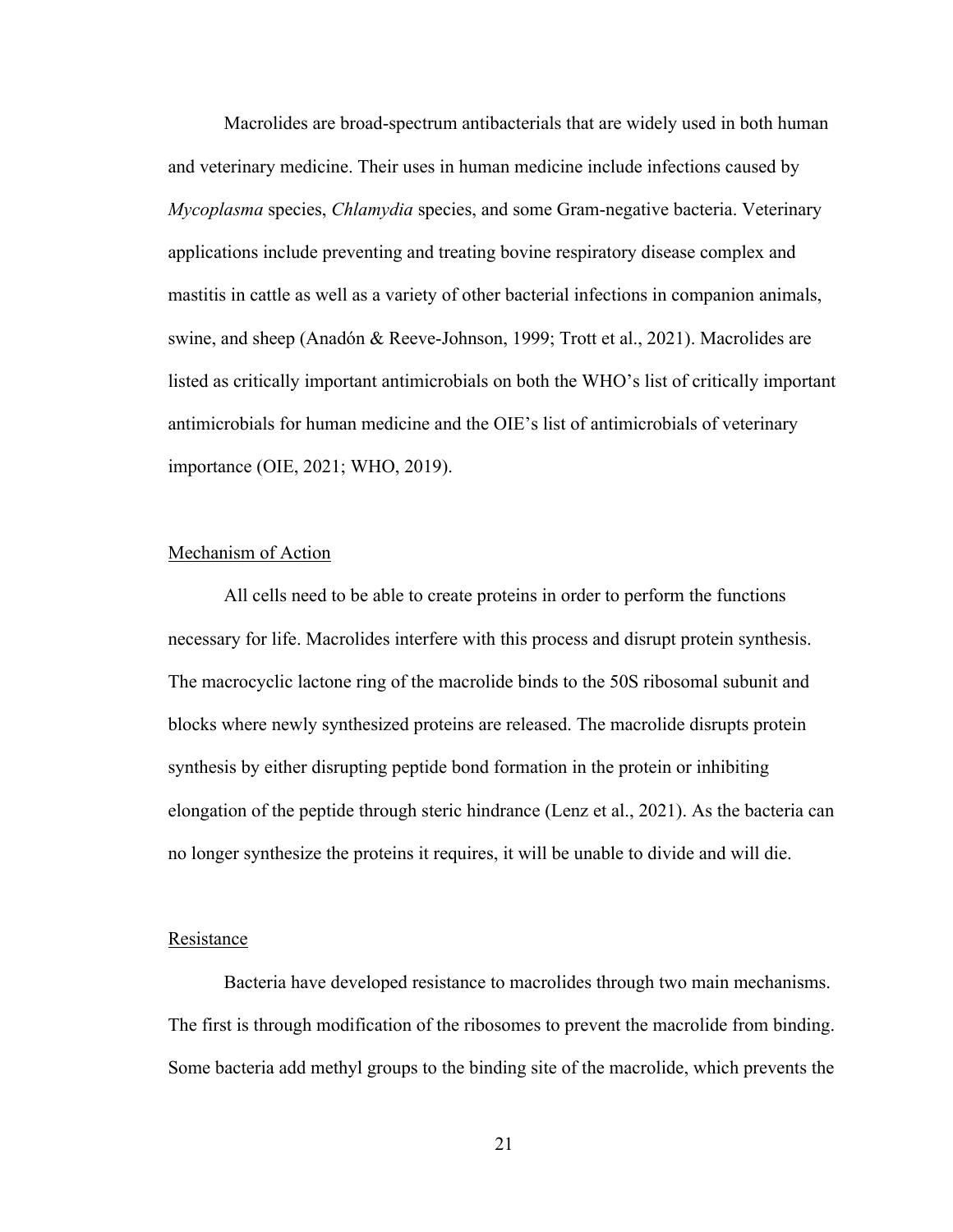Macrolides are broad-spectrum antibacterials that are widely used in both human and veterinary medicine. Their uses in human medicine include infections caused by *Mycoplasma* species, *Chlamydia* species, and some Gram-negative bacteria. Veterinary applications include preventing and treating bovine respiratory disease complex and mastitis in cattle as well as a variety of other bacterial infections in companion animals, swine, and sheep (Anadón & Reeve-Johnson, 1999; Trott et al., 2021). Macrolides are listed as critically important antimicrobials on both the WHO's list of critically important antimicrobials for human medicine and the OIE's list of antimicrobials of veterinary importance (OIE, 2021; WHO, 2019).

## Mechanism of Action

All cells need to be able to create proteins in order to perform the functions necessary for life. Macrolides interfere with this process and disrupt protein synthesis. The macrocyclic lactone ring of the macrolide binds to the 50S ribosomal subunit and blocks where newly synthesized proteins are released. The macrolide disrupts protein synthesis by either disrupting peptide bond formation in the protein or inhibiting elongation of the peptide through steric hindrance (Lenz et al., 2021). As the bacteria can no longer synthesize the proteins it requires, it will be unable to divide and will die.

## Resistance

Bacteria have developed resistance to macrolides through two main mechanisms. The first is through modification of the ribosomes to prevent the macrolide from binding. Some bacteria add methyl groups to the binding site of the macrolide, which prevents the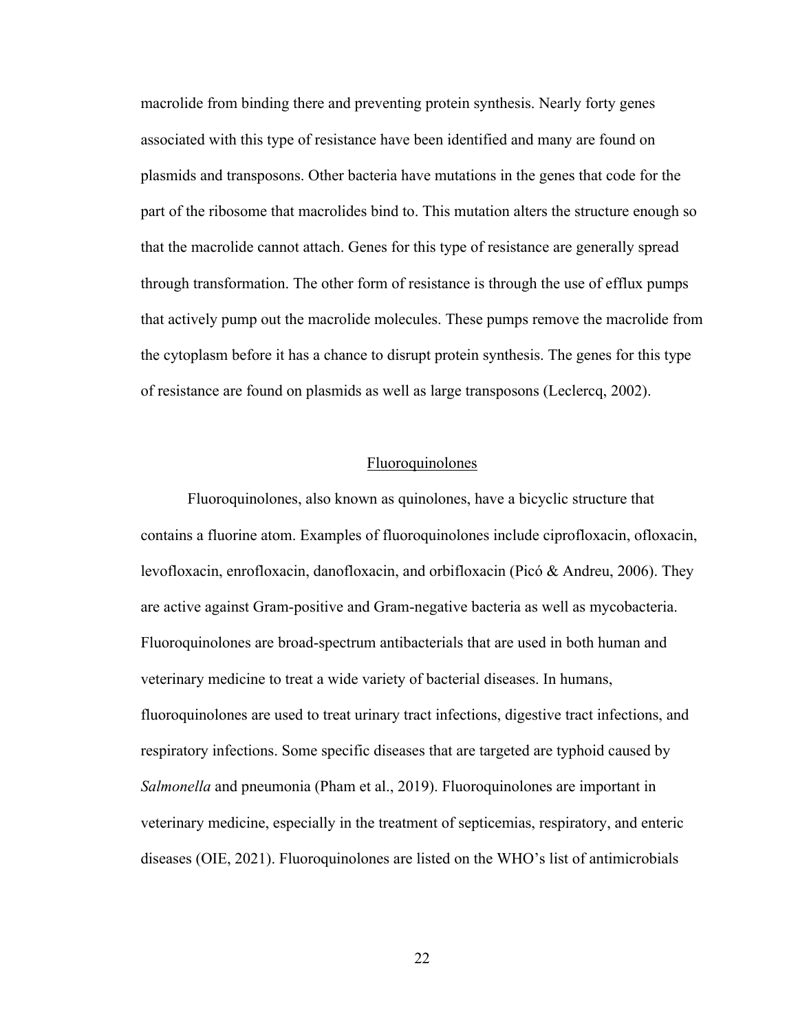macrolide from binding there and preventing protein synthesis. Nearly forty genes associated with this type of resistance have been identified and many are found on plasmids and transposons. Other bacteria have mutations in the genes that code for the part of the ribosome that macrolides bind to. This mutation alters the structure enough so that the macrolide cannot attach. Genes for this type of resistance are generally spread through transformation. The other form of resistance is through the use of efflux pumps that actively pump out the macrolide molecules. These pumps remove the macrolide from the cytoplasm before it has a chance to disrupt protein synthesis. The genes for this type of resistance are found on plasmids as well as large transposons (Leclercq, 2002).

## Fluoroquinolones

Fluoroquinolones, also known as quinolones, have a bicyclic structure that contains a fluorine atom. Examples of fluoroquinolones include ciprofloxacin, ofloxacin, levofloxacin, enrofloxacin, danofloxacin, and orbifloxacin (Picó & Andreu, 2006). They are active against Gram-positive and Gram-negative bacteria as well as mycobacteria. Fluoroquinolones are broad-spectrum antibacterials that are used in both human and veterinary medicine to treat a wide variety of bacterial diseases. In humans, fluoroquinolones are used to treat urinary tract infections, digestive tract infections, and respiratory infections. Some specific diseases that are targeted are typhoid caused by *Salmonella* and pneumonia (Pham et al., 2019). Fluoroquinolones are important in veterinary medicine, especially in the treatment of septicemias, respiratory, and enteric diseases (OIE, 2021). Fluoroquinolones are listed on the WHO's list of antimicrobials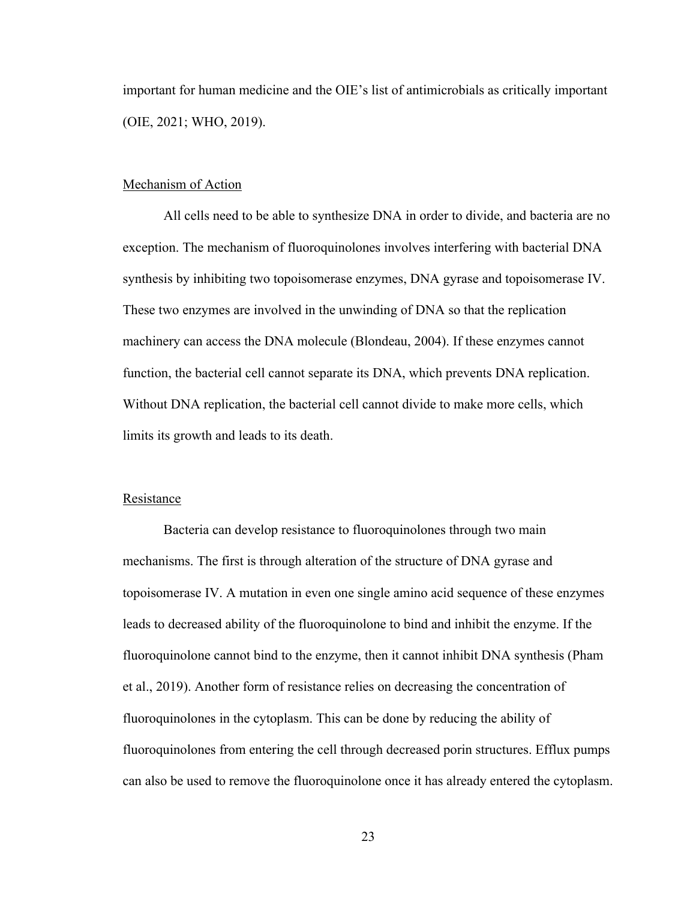important for human medicine and the OIE's list of antimicrobials as critically important (OIE, 2021; WHO, 2019).

## Mechanism of Action

All cells need to be able to synthesize DNA in order to divide, and bacteria are no exception. The mechanism of fluoroquinolones involves interfering with bacterial DNA synthesis by inhibiting two topoisomerase enzymes, DNA gyrase and topoisomerase IV. These two enzymes are involved in the unwinding of DNA so that the replication machinery can access the DNA molecule (Blondeau, 2004). If these enzymes cannot function, the bacterial cell cannot separate its DNA, which prevents DNA replication. Without DNA replication, the bacterial cell cannot divide to make more cells, which limits its growth and leads to its death.

## Resistance

Bacteria can develop resistance to fluoroquinolones through two main mechanisms. The first is through alteration of the structure of DNA gyrase and topoisomerase IV. A mutation in even one single amino acid sequence of these enzymes leads to decreased ability of the fluoroquinolone to bind and inhibit the enzyme. If the fluoroquinolone cannot bind to the enzyme, then it cannot inhibit DNA synthesis (Pham et al., 2019). Another form of resistance relies on decreasing the concentration of fluoroquinolones in the cytoplasm. This can be done by reducing the ability of fluoroquinolones from entering the cell through decreased porin structures. Efflux pumps can also be used to remove the fluoroquinolone once it has already entered the cytoplasm.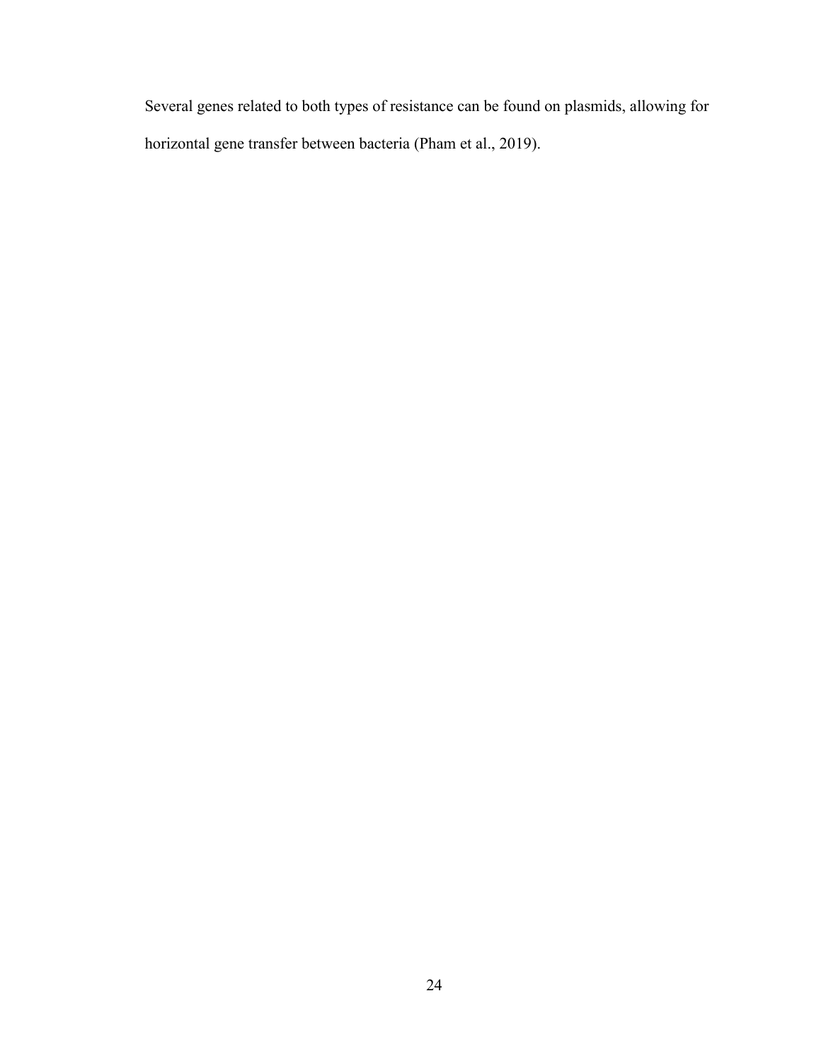Several genes related to both types of resistance can be found on plasmids, allowing for horizontal gene transfer between bacteria (Pham et al., 2019).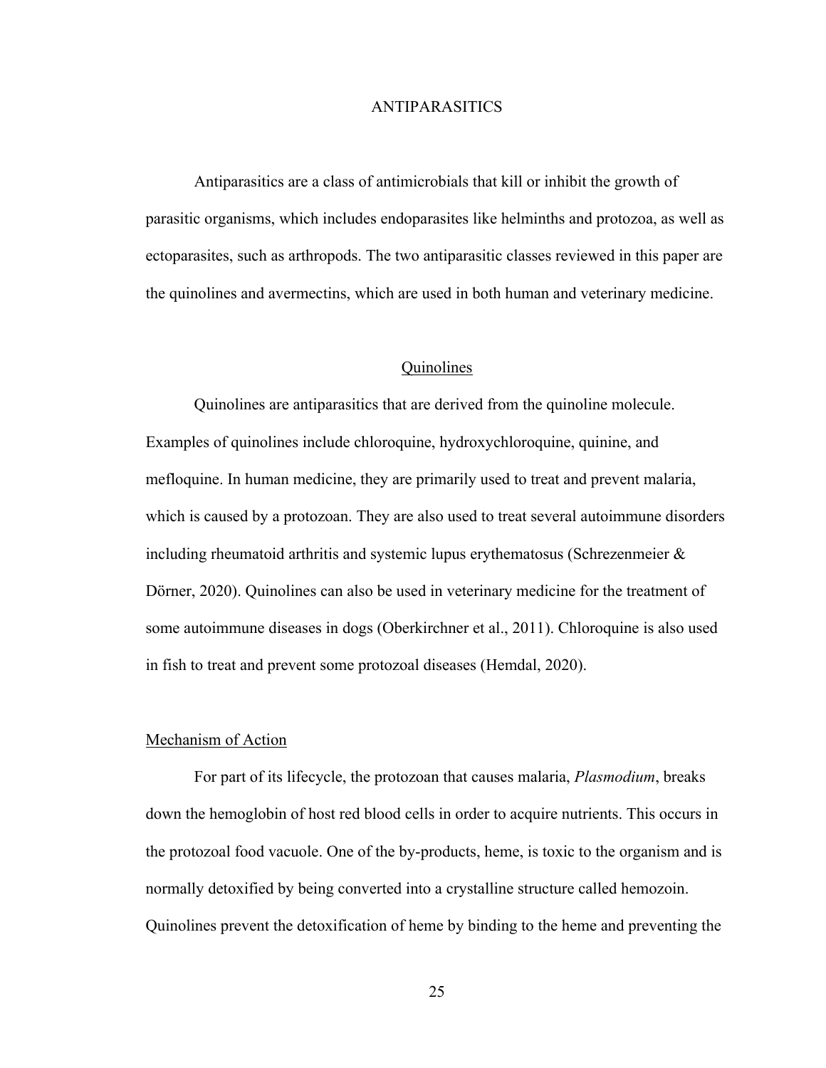# ANTIPARASITICS

Antiparasitics are a class of antimicrobials that kill or inhibit the growth of parasitic organisms, which includes endoparasites like helminths and protozoa, as well as ectoparasites, such as arthropods. The two antiparasitic classes reviewed in this paper are the quinolines and avermectins, which are used in both human and veterinary medicine.

## Quinolines

Quinolines are antiparasitics that are derived from the quinoline molecule. Examples of quinolines include chloroquine, hydroxychloroquine, quinine, and mefloquine. In human medicine, they are primarily used to treat and prevent malaria, which is caused by a protozoan. They are also used to treat several autoimmune disorders including rheumatoid arthritis and systemic lupus erythematosus (Schrezenmeier & Dörner, 2020). Quinolines can also be used in veterinary medicine for the treatment of some autoimmune diseases in dogs (Oberkirchner et al., 2011). Chloroquine is also used in fish to treat and prevent some protozoal diseases (Hemdal, 2020).

### Mechanism of Action

For part of its lifecycle, the protozoan that causes malaria, *Plasmodium*, breaks down the hemoglobin of host red blood cells in order to acquire nutrients. This occurs in the protozoal food vacuole. One of the by-products, heme, is toxic to the organism and is normally detoxified by being converted into a crystalline structure called hemozoin. Quinolines prevent the detoxification of heme by binding to the heme and preventing the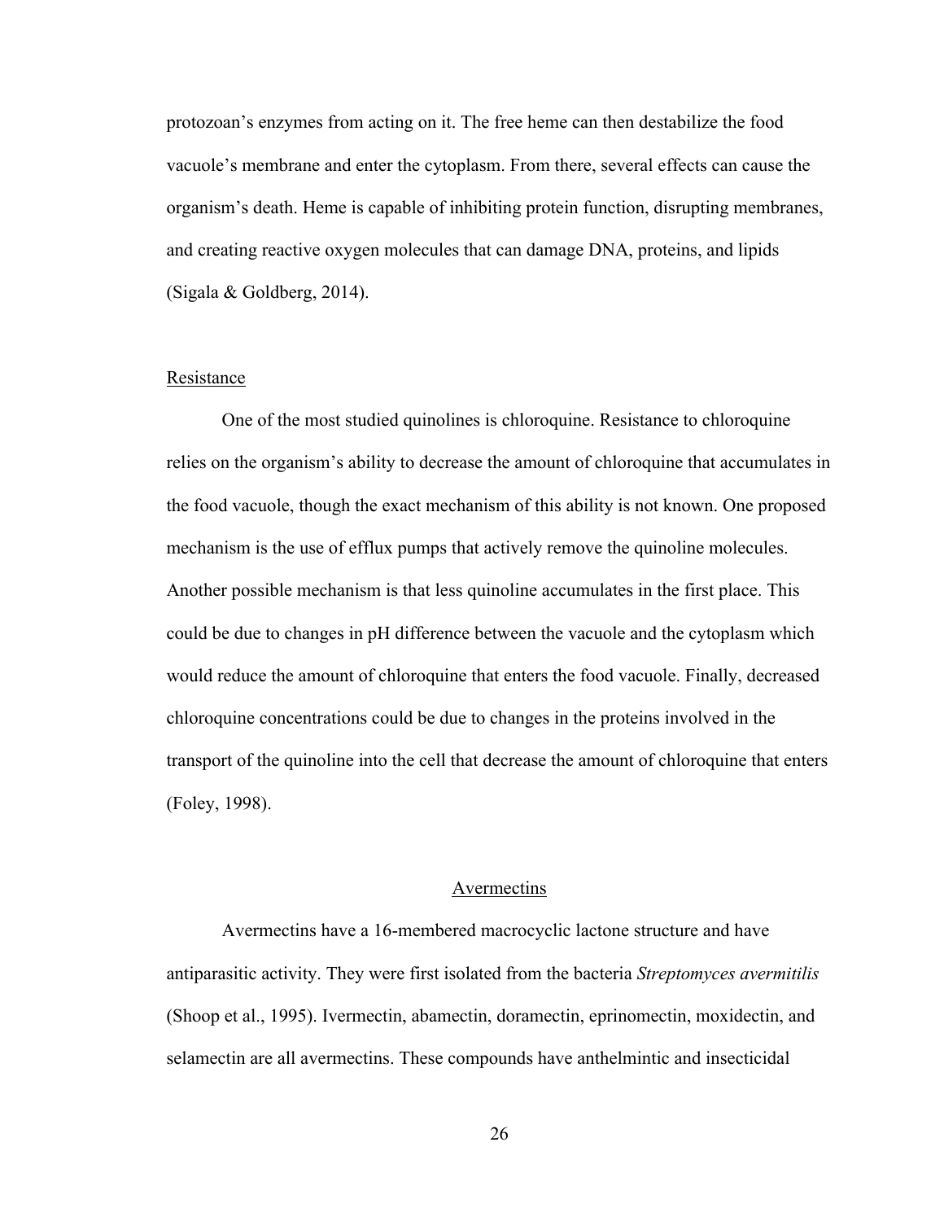protozoan's enzymes from acting on it. The free heme can then destabilize the food vacuole's membrane and enter the cytoplasm. From there, several effects can cause the organism's death. Heme is capable of inhibiting protein function, disrupting membranes, and creating reactive oxygen molecules that can damage DNA, proteins, and lipids (Sigala & Goldberg, 2014).

### Resistance

One of the most studied quinolines is chloroquine. Resistance to chloroquine relies on the organism's ability to decrease the amount of chloroquine that accumulates in the food vacuole, though the exact mechanism of this ability is not known. One proposed mechanism is the use of efflux pumps that actively remove the quinoline molecules. Another possible mechanism is that less quinoline accumulates in the first place. This could be due to changes in pH difference between the vacuole and the cytoplasm which would reduce the amount of chloroquine that enters the food vacuole. Finally, decreased chloroquine concentrations could be due to changes in the proteins involved in the transport of the quinoline into the cell that decrease the amount of chloroquine that enters (Foley, 1998).

## Avermectins

Avermectins have a 16-membered macrocyclic lactone structure and have antiparasitic activity. They were first isolated from the bacteria *Streptomyces avermitilis* (Shoop et al., 1995). Ivermectin, abamectin, doramectin, eprinomectin, moxidectin, and selamectin are all avermectins. These compounds have anthelmintic and insecticidal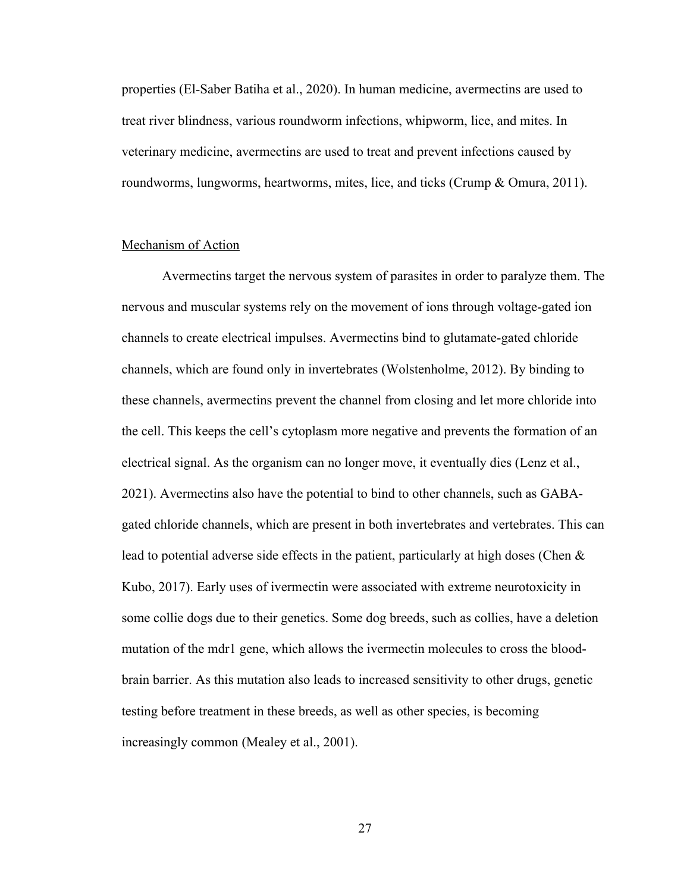properties (El-Saber Batiha et al., 2020). In human medicine, avermectins are used to treat river blindness, various roundworm infections, whipworm, lice, and mites. In veterinary medicine, avermectins are used to treat and prevent infections caused by roundworms, lungworms, heartworms, mites, lice, and ticks (Crump & Omura, 2011).

<u>Mechanism of Action</u>

Avermectins target the nervous system of parasites in order to paralyze them. The nervous and muscular systems rely on the movement of ions through voltage-gated ion channels to create electrical impulses. Avermectins bind to glutamate-gated chloride channels, which are found only in invertebrates (Wolstenholme, 2012). By binding to these channels, avermectins prevent the channel from closing and let more chloride into the cell. This keeps the cell's cytoplasm more negative and prevents the formation of an electrical signal. As the organism can no longer move, it eventually dies (Lenz et al., 2021). Avermectins also have the potential to bind to other channels, such as GABA-gated chloride channels, which are present in both invertebrates and vertebrates. This can lead to potential adverse side effects in the patient, particularly at high doses (Chen & Kubo, 2017). Early uses of ivermectin were associated with extreme neurotoxicity in some collie dogs due to their genetics. Some dog breeds, such as collies, have a deletion mutation of the mdr1 gene, which allows the ivermectin molecules to cross the blood-brain barrier. As this mutation also leads to increased sensitivity to other drugs, genetic testing before treatment in these breeds, as well as other species, is becoming increasingly common (Mealey et al., 2001).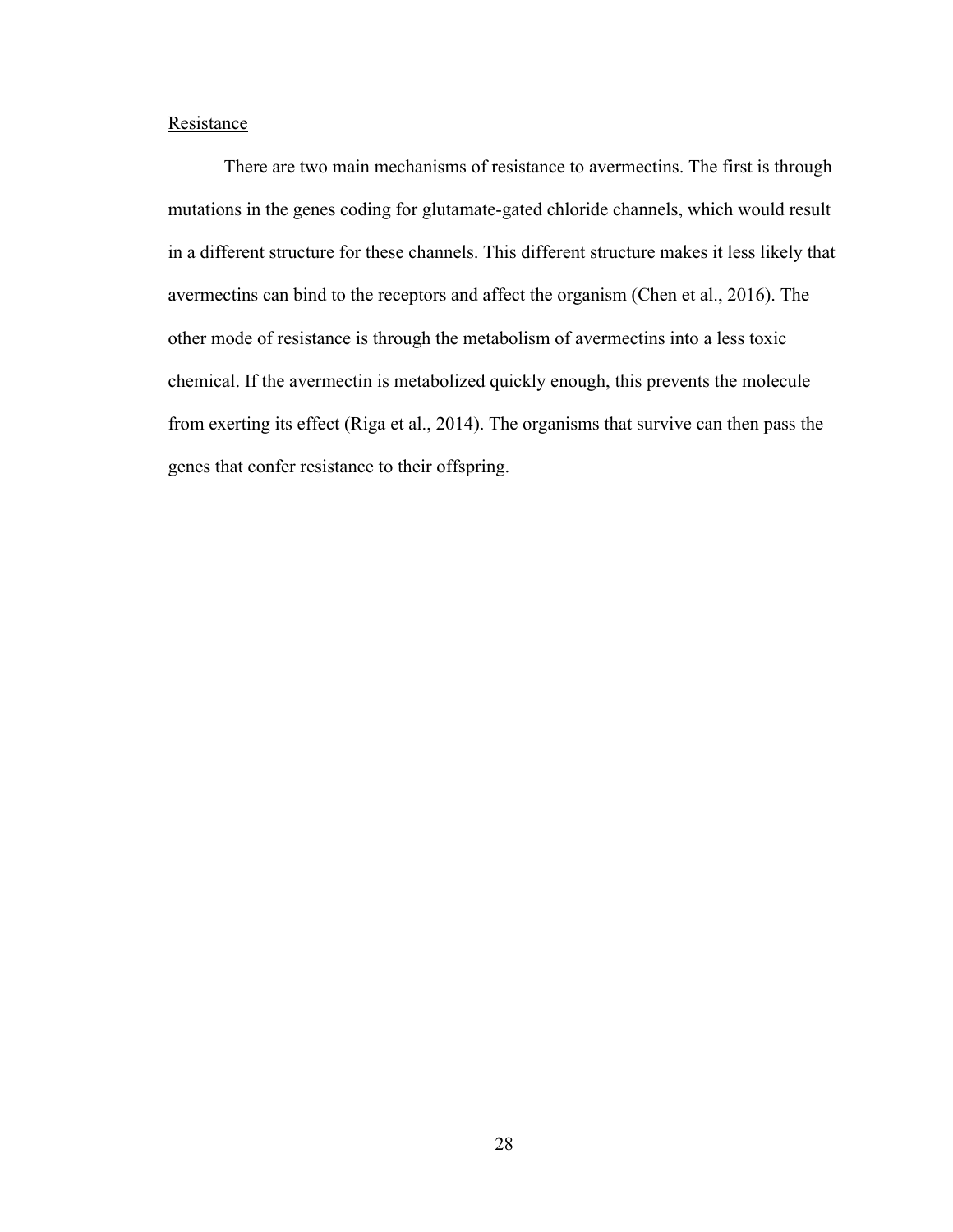### Resistance

There are two main mechanisms of resistance to avermectins. The first is through mutations in the genes coding for glutamate-gated chloride channels, which would result in a different structure for these channels. This different structure makes it less likely that avermectins can bind to the receptors and affect the organism (Chen et al., 2016). The other mode of resistance is through the metabolism of avermectins into a less toxic chemical. If the avermectin is metabolized quickly enough, this prevents the molecule from exerting its effect (Riga et al., 2014). The organisms that survive can then pass the genes that confer resistance to their offspring.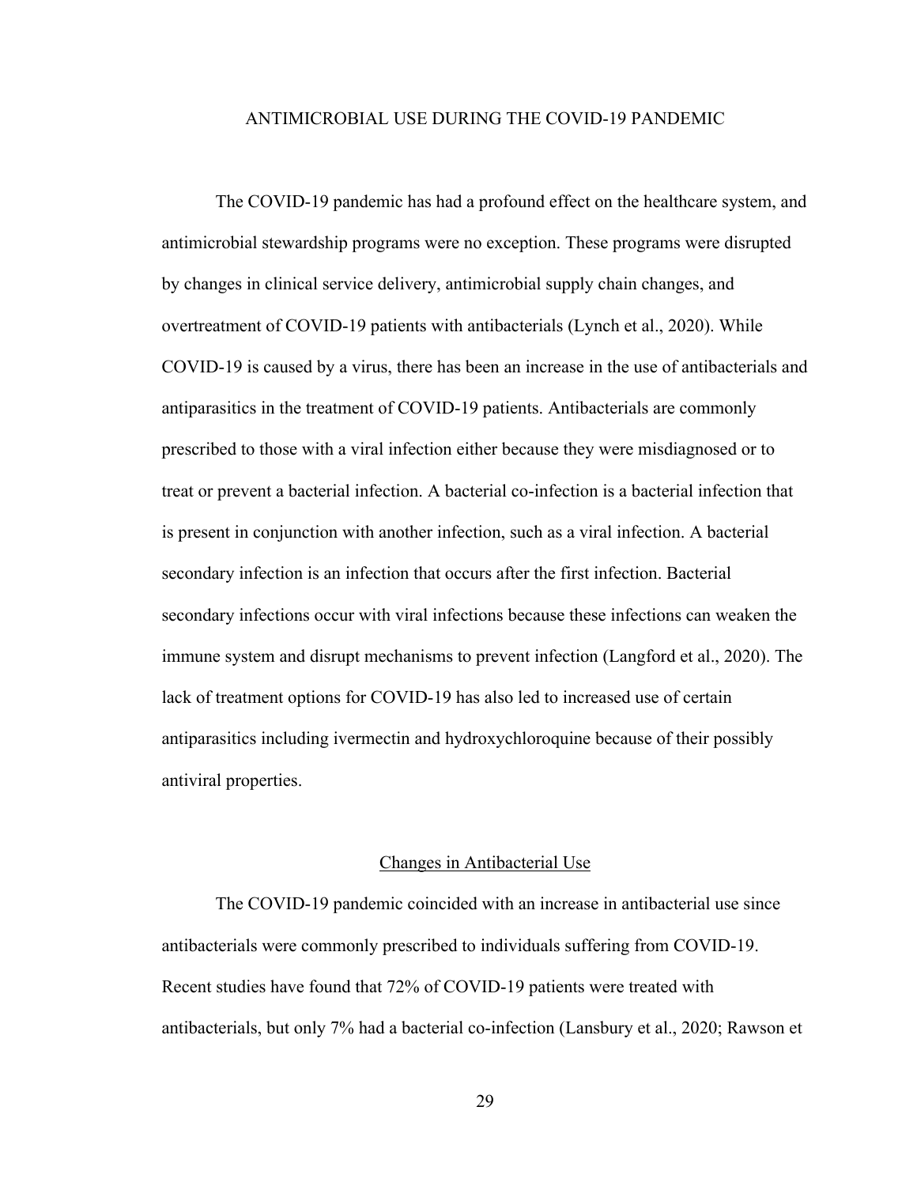# ANTIMICROBIAL USE DURING THE COVID-19 PANDEMIC

The COVID-19 pandemic has had a profound effect on the healthcare system, and antimicrobial stewardship programs were no exception. These programs were disrupted by changes in clinical service delivery, antimicrobial supply chain changes, and overtreatment of COVID-19 patients with antibacterials (Lynch et al., 2020). While COVID-19 is caused by a virus, there has been an increase in the use of antibacterials and antiparasitics in the treatment of COVID-19 patients. Antibacterials are commonly prescribed to those with a viral infection either because they were misdiagnosed or to treat or prevent a bacterial infection. A bacterial co-infection is a bacterial infection that is present in conjunction with another infection, such as a viral infection. A bacterial secondary infection is an infection that occurs after the first infection. Bacterial secondary infections occur with viral infections because these infections can weaken the immune system and disrupt mechanisms to prevent infection (Langford et al., 2020). The lack of treatment options for COVID-19 has also led to increased use of certain antiparasitics including ivermectin and hydroxychloroquine because of their possibly antiviral properties.

## Changes in Antibacterial Use

The COVID-19 pandemic coincided with an increase in antibacterial use since antibacterials were commonly prescribed to individuals suffering from COVID-19. Recent studies have found that 72% of COVID-19 patients were treated with antibacterials, but only 7% had a bacterial co-infection (Lansbury et al., 2020; Rawson et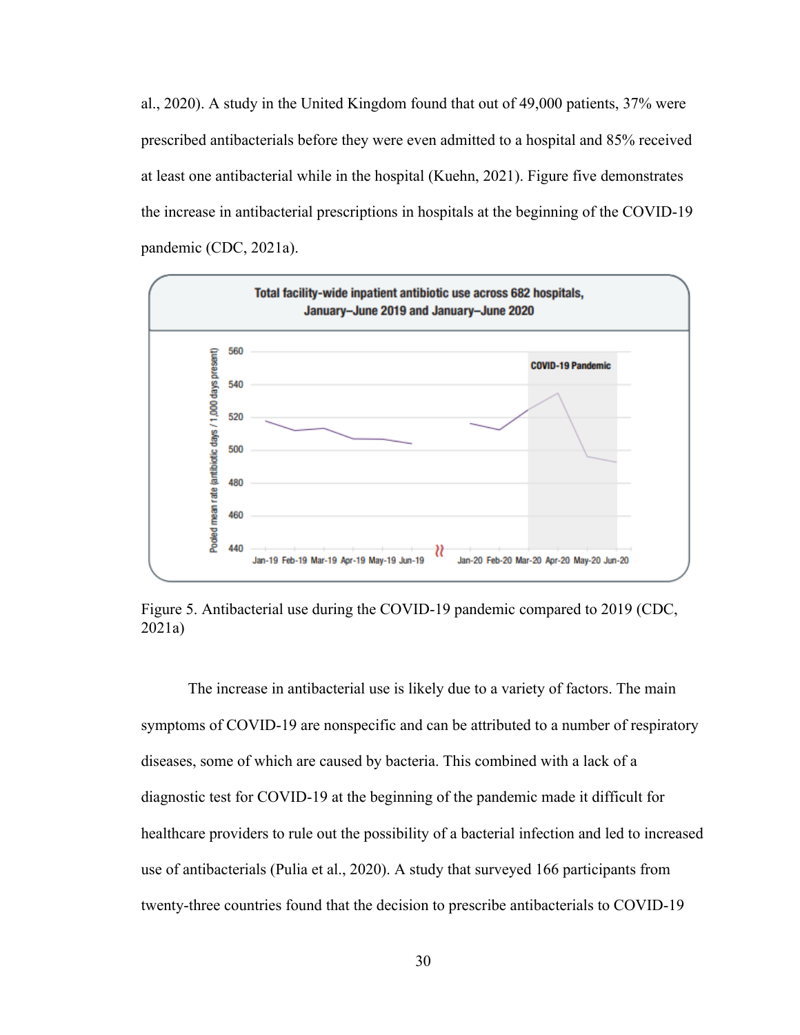al., 2020). A study in the United Kingdom found that out of 49,000 patients, 37% were prescribed antibacterials before they were even admitted to a hospital and 85% received at least one antibacterial while in the hospital (Kuehn, 2021). Figure five demonstrates the increase in antibacterial prescriptions in hospitals at the beginning of the COVID-19 pandemic (CDC, 2021a).

Figure 5. Antibacterial use during the COVID-19 pandemic compared to 2019 (CDC, 2021a)

The increase in antibacterial use is likely due to a variety of factors. The main symptoms of COVID-19 are nonspecific and can be attributed to a number of respiratory diseases, some of which are caused by bacteria. This combined with a lack of a diagnostic test for COVID-19 at the beginning of the pandemic made it difficult for healthcare providers to rule out the possibility of a bacterial infection and led to increased use of antibacterials (Pulia et al., 2020). A study that surveyed 166 participants from twenty-three countries found that the decision to prescribe antibacterials to COVID-19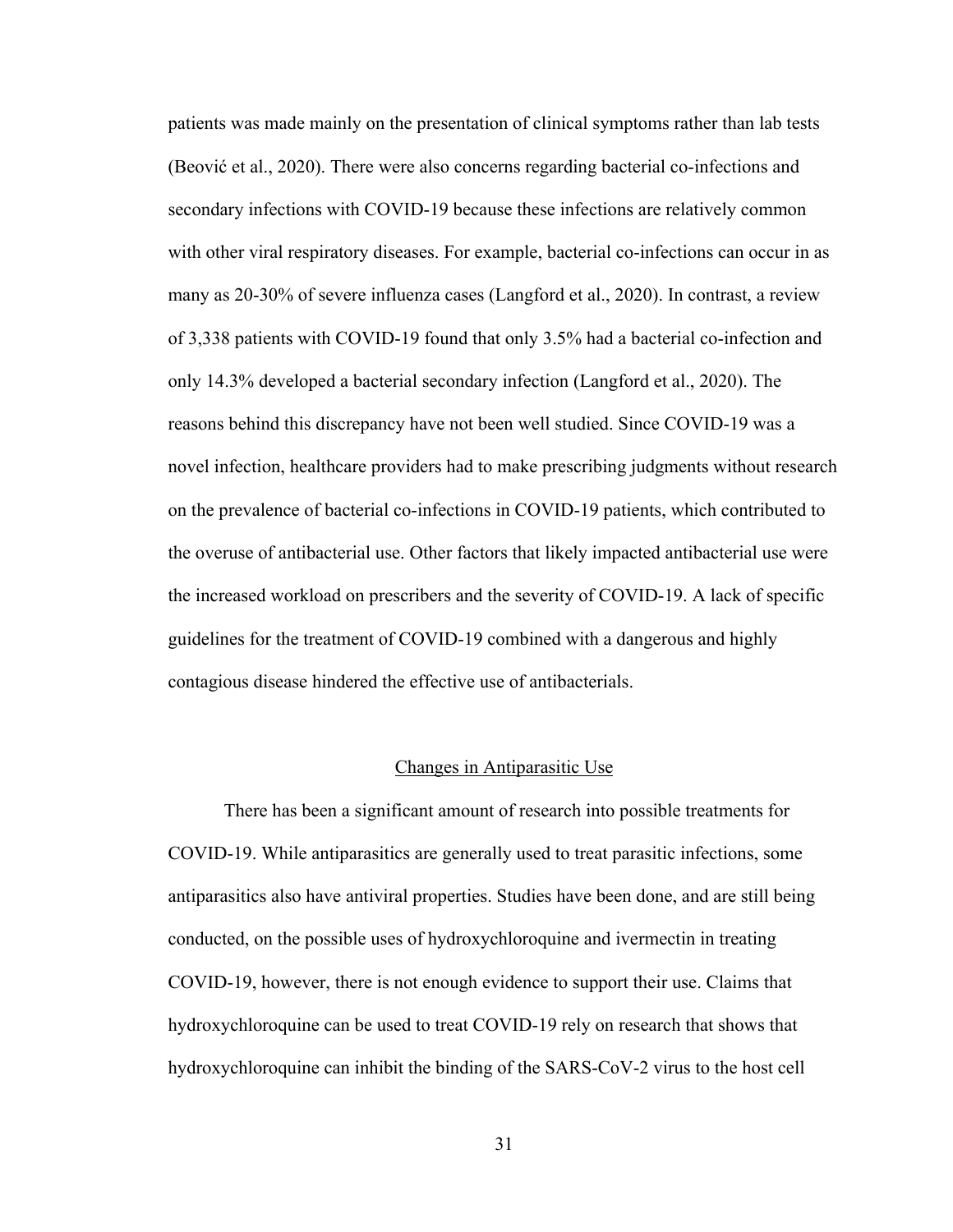patients was made mainly on the presentation of clinical symptoms rather than lab tests (Beović et al., 2020). There were also concerns regarding bacterial co-infections and secondary infections with COVID-19 because these infections are relatively common with other viral respiratory diseases. For example, bacterial co-infections can occur in as many as 20-30% of severe influenza cases (Langford et al., 2020). In contrast, a review of 3,338 patients with COVID-19 found that only 3.5% had a bacterial co-infection and only 14.3% developed a bacterial secondary infection (Langford et al., 2020). The reasons behind this discrepancy have not been well studied. Since COVID-19 was a novel infection, healthcare providers had to make prescribing judgments without research on the prevalence of bacterial co-infections in COVID-19 patients, which contributed to the overuse of antibacterial use. Other factors that likely impacted antibacterial use were the increased workload on prescribers and the severity of COVID-19. A lack of specific guidelines for the treatment of COVID-19 combined with a dangerous and highly contagious disease hindered the effective use of antibacterials.

## Changes in Antiparasitic Use

There has been a significant amount of research into possible treatments for COVID-19. While antiparasitics are generally used to treat parasitic infections, some antiparasitics also have antiviral properties. Studies have been done, and are still being conducted, on the possible uses of hydroxychloroquine and ivermectin in treating COVID-19, however, there is not enough evidence to support their use. Claims that hydroxychloroquine can be used to treat COVID-19 rely on research that shows that hydroxychloroquine can inhibit the binding of the SARS-CoV-2 virus to the host cell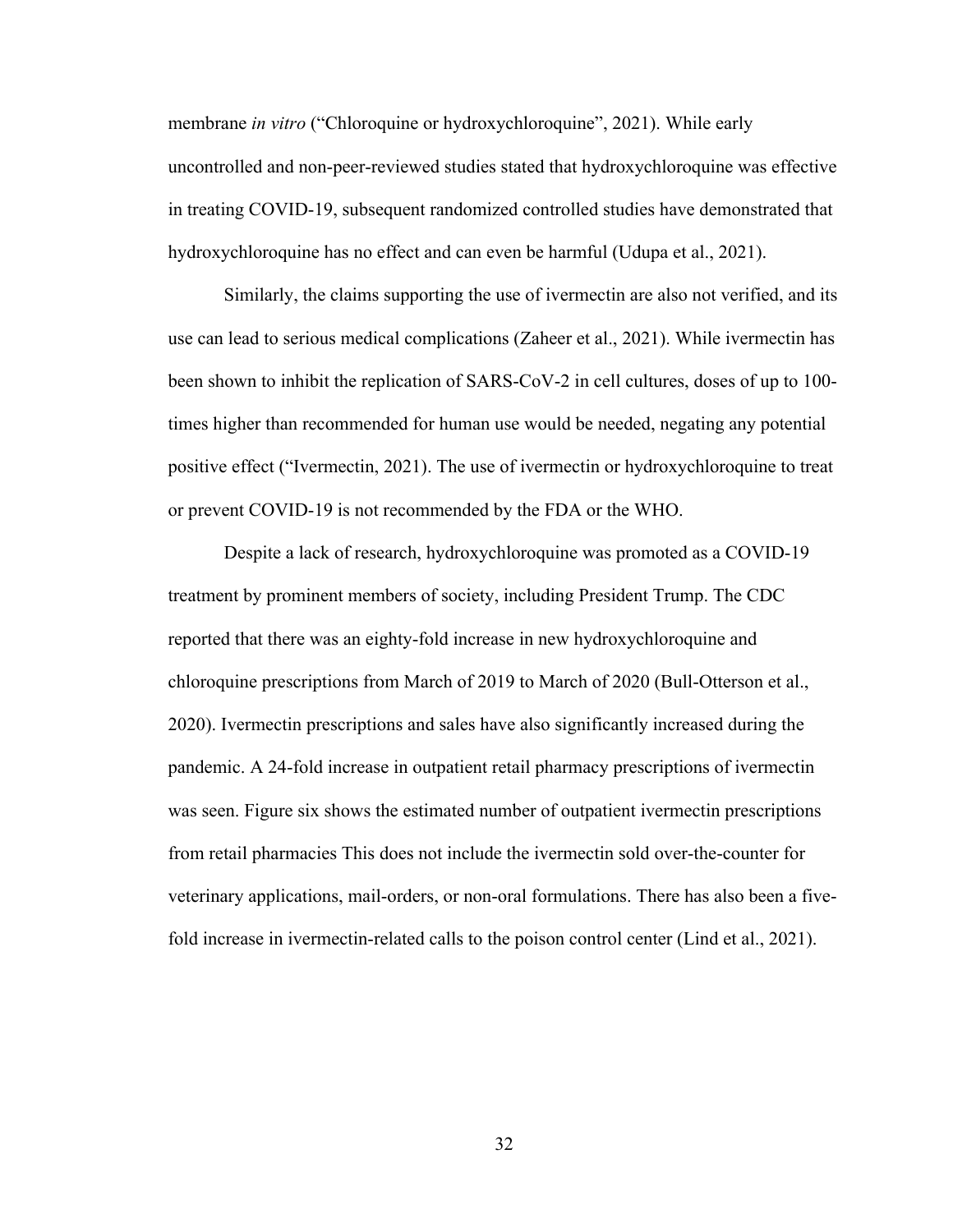membrane *in vitro* (“Chloroquine or hydroxychloroquine”, 2021). While early uncontrolled and non-peer-reviewed studies stated that hydroxychloroquine was effective in treating COVID-19, subsequent randomized controlled studies have demonstrated that hydroxychloroquine has no effect and can even be harmful (Udupa et al., 2021).

Similarly, the claims supporting the use of ivermectin are also not verified, and its use can lead to serious medical complications (Zaheer et al., 2021). While ivermectin has been shown to inhibit the replication of SARS-CoV-2 in cell cultures, doses of up to 100-times higher than recommended for human use would be needed, negating any potential positive effect (“Ivermectin, 2021). The use of ivermectin or hydroxychloroquine to treat or prevent COVID-19 is not recommended by the FDA or the WHO.

Despite a lack of research, hydroxychloroquine was promoted as a COVID-19 treatment by prominent members of society, including President Trump. The CDC reported that there was an eighty-fold increase in new hydroxychloroquine and chloroquine prescriptions from March of 2019 to March of 2020 (Bull-Otterson et al., 2020). Ivermectin prescriptions and sales have also significantly increased during the pandemic. A 24-fold increase in outpatient retail pharmacy prescriptions of ivermectin was seen. Figure six shows the estimated number of outpatient ivermectin prescriptions from retail pharmacies This does not include the ivermectin sold over-the-counter for veterinary applications, mail-orders, or non-oral formulations. There has also been a five-fold increase in ivermectin-related calls to the poison control center (Lind et al., 2021).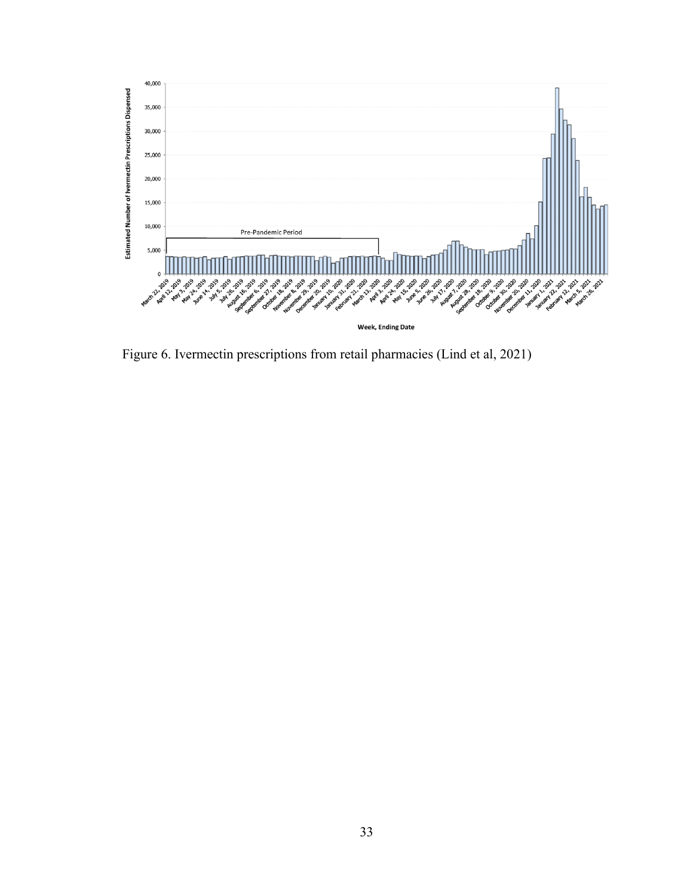Figure 6. Ivermectin prescriptions from retail pharmacies (Lind et al, 2021)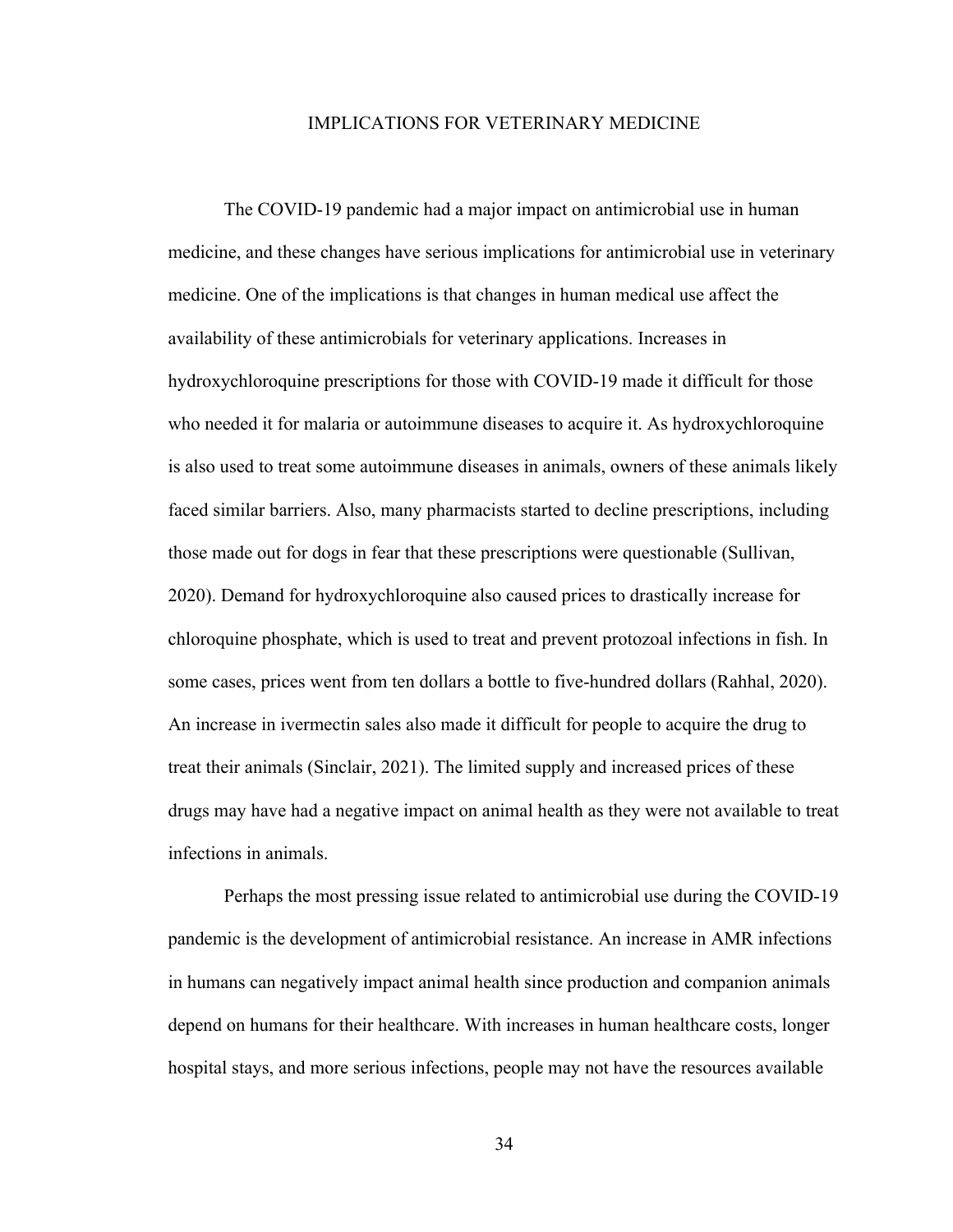# IMPLICATIONS FOR VETERINARY MEDICINE

The COVID-19 pandemic had a major impact on antimicrobial use in human medicine, and these changes have serious implications for antimicrobial use in veterinary medicine. One of the implications is that changes in human medical use affect the availability of these antimicrobials for veterinary applications. Increases in hydroxychloroquine prescriptions for those with COVID-19 made it difficult for those who needed it for malaria or autoimmune diseases to acquire it. As hydroxychloroquine is also used to treat some autoimmune diseases in animals, owners of these animals likely faced similar barriers. Also, many pharmacists started to decline prescriptions, including those made out for dogs in fear that these prescriptions were questionable (Sullivan, 2020). Demand for hydroxychloroquine also caused prices to drastically increase for chloroquine phosphate, which is used to treat and prevent protozoal infections in fish. In some cases, prices went from ten dollars a bottle to five-hundred dollars (Rahhal, 2020). An increase in ivermectin sales also made it difficult for people to acquire the drug to treat their animals (Sinclair, 2021). The limited supply and increased prices of these drugs may have had a negative impact on animal health as they were not available to treat infections in animals.

Perhaps the most pressing issue related to antimicrobial use during the COVID-19 pandemic is the development of antimicrobial resistance. An increase in AMR infections in humans can negatively impact animal health since production and companion animals depend on humans for their healthcare. With increases in human healthcare costs, longer hospital stays, and more serious infections, people may not have the resources available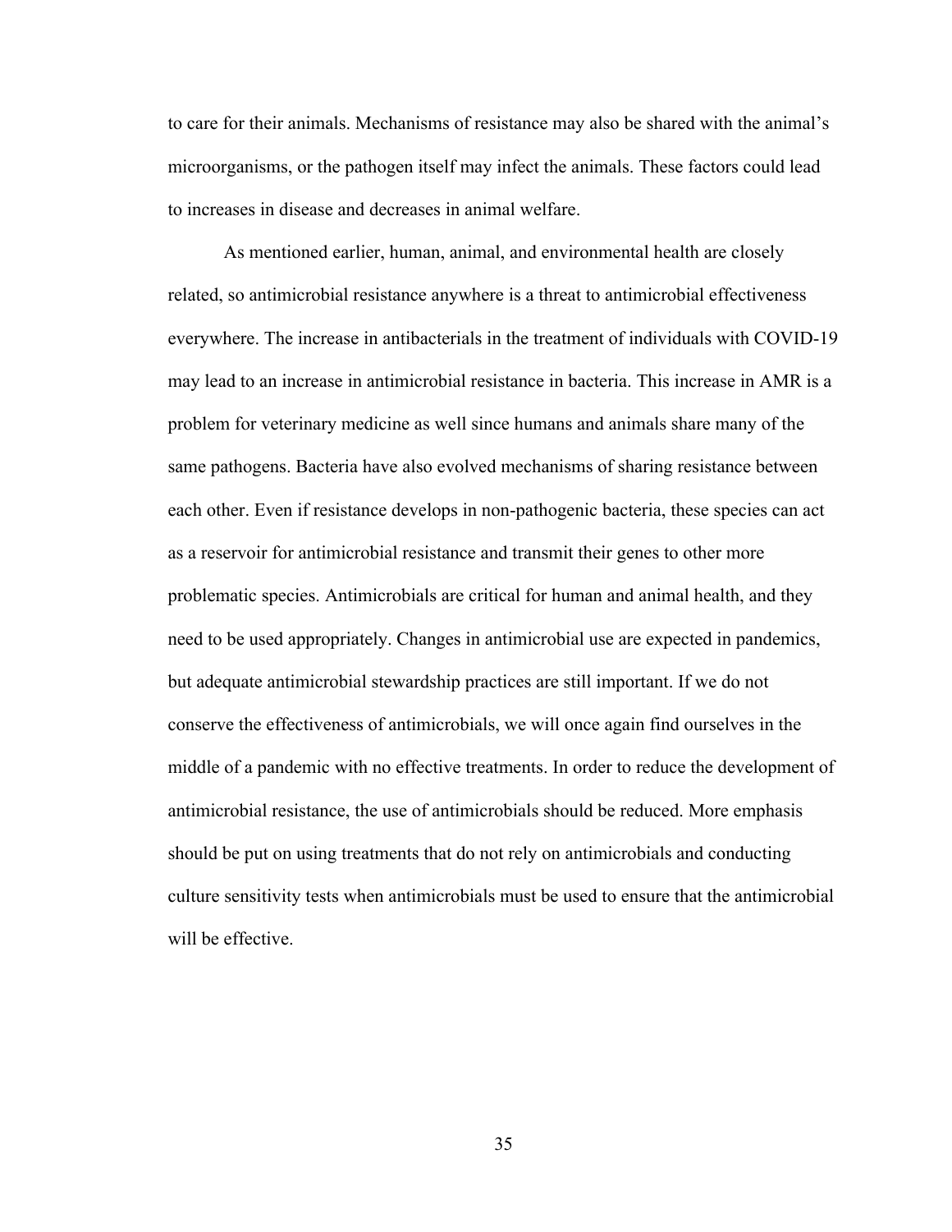to care for their animals. Mechanisms of resistance may also be shared with the animal's microorganisms, or the pathogen itself may infect the animals. These factors could lead to increases in disease and decreases in animal welfare.

As mentioned earlier, human, animal, and environmental health are closely related, so antimicrobial resistance anywhere is a threat to antimicrobial effectiveness everywhere. The increase in antibacterials in the treatment of individuals with COVID-19 may lead to an increase in antimicrobial resistance in bacteria. This increase in AMR is a problem for veterinary medicine as well since humans and animals share many of the same pathogens. Bacteria have also evolved mechanisms of sharing resistance between each other. Even if resistance develops in non-pathogenic bacteria, these species can act as a reservoir for antimicrobial resistance and transmit their genes to other more problematic species. Antimicrobials are critical for human and animal health, and they need to be used appropriately. Changes in antimicrobial use are expected in pandemics, but adequate antimicrobial stewardship practices are still important. If we do not conserve the effectiveness of antimicrobials, we will once again find ourselves in the middle of a pandemic with no effective treatments. In order to reduce the development of antimicrobial resistance, the use of antimicrobials should be reduced. More emphasis should be put on using treatments that do not rely on antimicrobials and conducting culture sensitivity tests when antimicrobials must be used to ensure that the antimicrobial will be effective.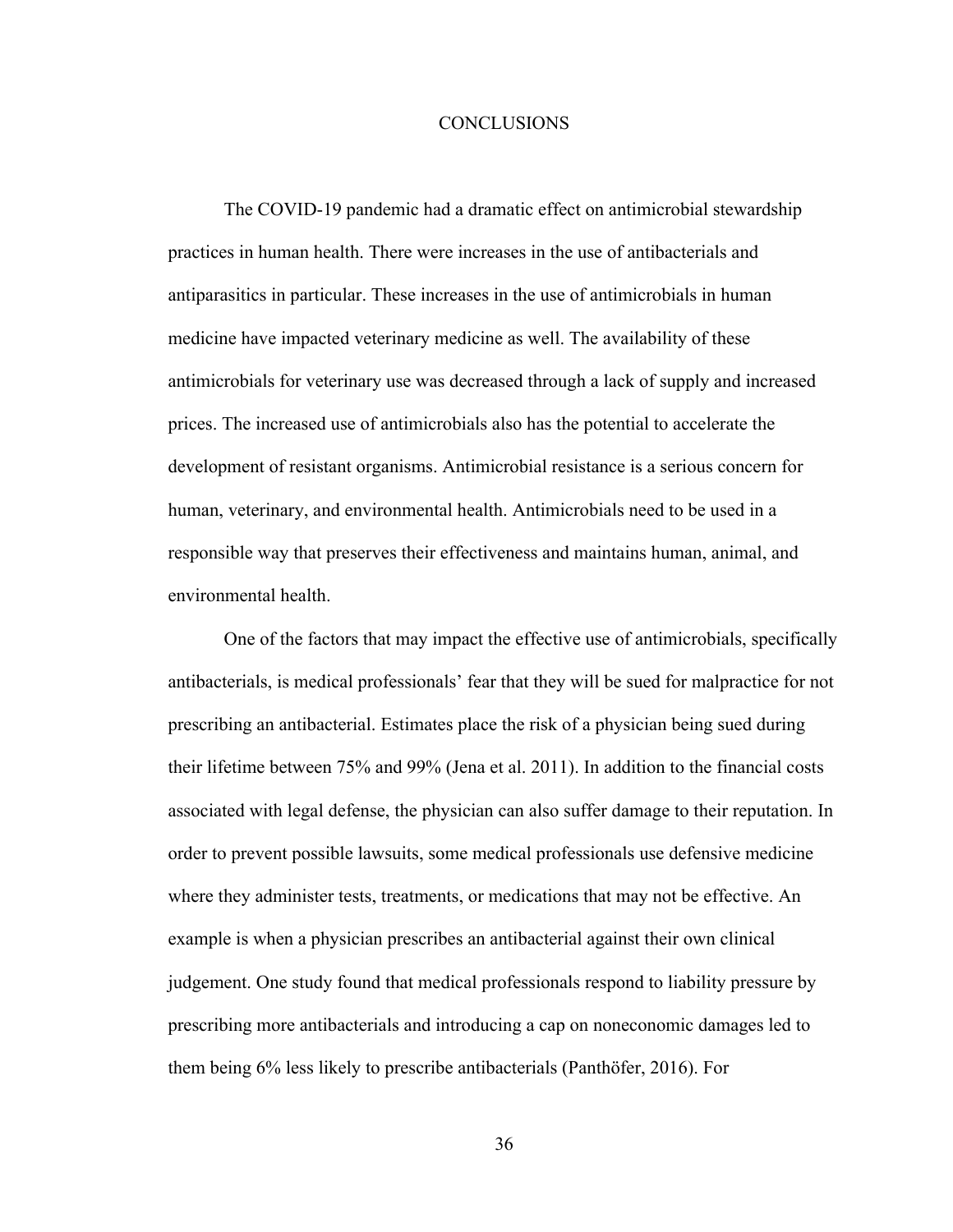# CONCLUSIONS

The COVID-19 pandemic had a dramatic effect on antimicrobial stewardship practices in human health. There were increases in the use of antibacterials and antiparasitics in particular. These increases in the use of antimicrobials in human medicine have impacted veterinary medicine as well. The availability of these antimicrobials for veterinary use was decreased through a lack of supply and increased prices. The increased use of antimicrobials also has the potential to accelerate the development of resistant organisms. Antimicrobial resistance is a serious concern for human, veterinary, and environmental health. Antimicrobials need to be used in a responsible way that preserves their effectiveness and maintains human, animal, and environmental health.

One of the factors that may impact the effective use of antimicrobials, specifically antibacterials, is medical professionals' fear that they will be sued for malpractice for not prescribing an antibacterial. Estimates place the risk of a physician being sued during their lifetime between 75% and 99% (Jena et al. 2011). In addition to the financial costs associated with legal defense, the physician can also suffer damage to their reputation. In order to prevent possible lawsuits, some medical professionals use defensive medicine where they administer tests, treatments, or medications that may not be effective. An example is when a physician prescribes an antibacterial against their own clinical judgement. One study found that medical professionals respond to liability pressure by prescribing more antibacterials and introducing a cap on noneconomic damages led to them being 6% less likely to prescribe antibacterials (Panthöfer, 2016). For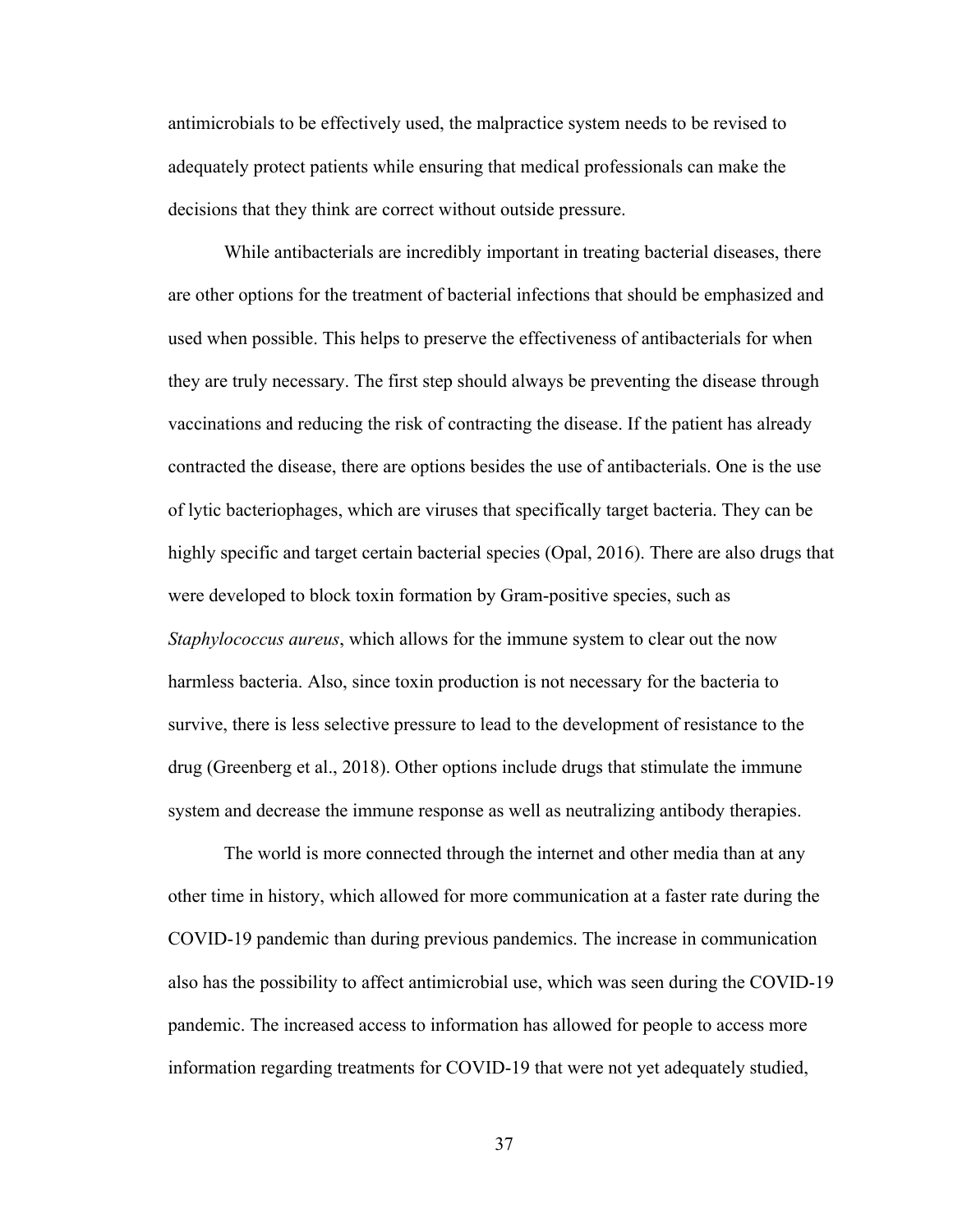antimicrobials to be effectively used, the malpractice system needs to be revised to adequately protect patients while ensuring that medical professionals can make the decisions that they think are correct without outside pressure.

While antibacterials are incredibly important in treating bacterial diseases, there are other options for the treatment of bacterial infections that should be emphasized and used when possible. This helps to preserve the effectiveness of antibacterials for when they are truly necessary. The first step should always be preventing the disease through vaccinations and reducing the risk of contracting the disease. If the patient has already contracted the disease, there are options besides the use of antibacterials. One is the use of lytic bacteriophages, which are viruses that specifically target bacteria. They can be highly specific and target certain bacterial species (Opal, 2016). There are also drugs that were developed to block toxin formation by Gram-positive species, such as *Staphylococcus aureus*, which allows for the immune system to clear out the now harmless bacteria. Also, since toxin production is not necessary for the bacteria to survive, there is less selective pressure to lead to the development of resistance to the drug (Greenberg et al., 2018). Other options include drugs that stimulate the immune system and decrease the immune response as well as neutralizing antibody therapies.

The world is more connected through the internet and other media than at any other time in history, which allowed for more communication at a faster rate during the COVID-19 pandemic than during previous pandemics. The increase in communication also has the possibility to affect antimicrobial use, which was seen during the COVID-19 pandemic. The increased access to information has allowed for people to access more information regarding treatments for COVID-19 that were not yet adequately studied,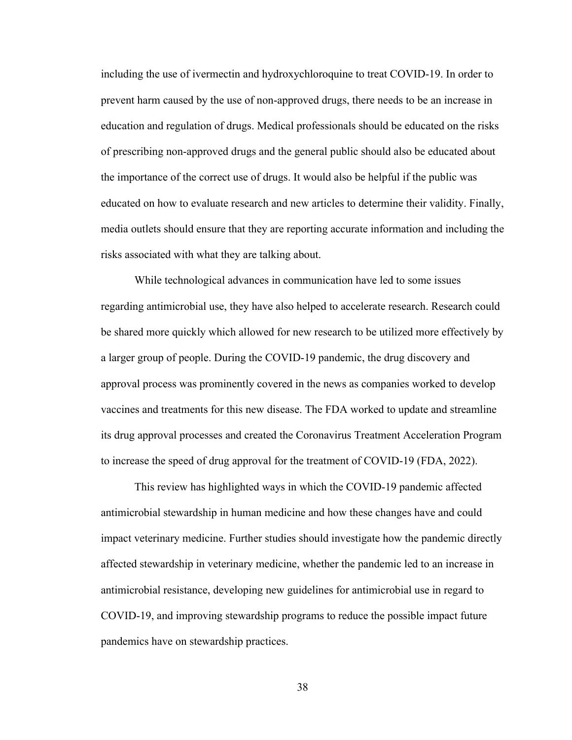including the use of ivermectin and hydroxychloroquine to treat COVID-19. In order to prevent harm caused by the use of non-approved drugs, there needs to be an increase in education and regulation of drugs. Medical professionals should be educated on the risks of prescribing non-approved drugs and the general public should also be educated about the importance of the correct use of drugs. It would also be helpful if the public was educated on how to evaluate research and new articles to determine their validity. Finally, media outlets should ensure that they are reporting accurate information and including the risks associated with what they are talking about.

While technological advances in communication have led to some issues regarding antimicrobial use, they have also helped to accelerate research. Research could be shared more quickly which allowed for new research to be utilized more effectively by a larger group of people. During the COVID-19 pandemic, the drug discovery and approval process was prominently covered in the news as companies worked to develop vaccines and treatments for this new disease. The FDA worked to update and streamline its drug approval processes and created the Coronavirus Treatment Acceleration Program to increase the speed of drug approval for the treatment of COVID-19 (FDA, 2022).

This review has highlighted ways in which the COVID-19 pandemic affected antimicrobial stewardship in human medicine and how these changes have and could impact veterinary medicine. Further studies should investigate how the pandemic directly affected stewardship in veterinary medicine, whether the pandemic led to an increase in antimicrobial resistance, developing new guidelines for antimicrobial use in regard to COVID-19, and improving stewardship programs to reduce the possible impact future pandemics have on stewardship practices.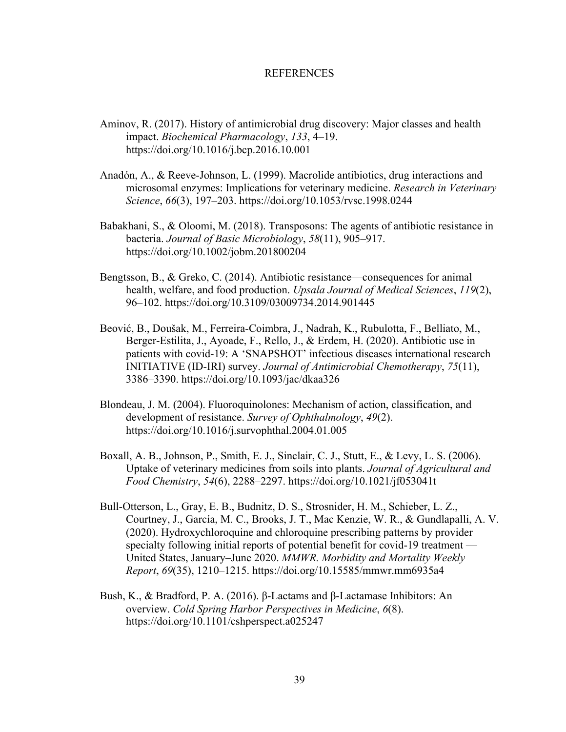# REFERENCES

Aminov, R. (2017). History of antimicrobial drug discovery: Major classes and health impact. *Biochemical Pharmacology*, *133*, 4–19. https://doi.org/10.1016/j.bcp.2016.10.001

Anadón, A., & Reeve-Johnson, L. (1999). Macrolide antibiotics, drug interactions and microsomal enzymes: Implications for veterinary medicine. *Research in Veterinary Science*, *66*(3), 197–203. https://doi.org/10.1053/rvsc.1998.0244

Babakhani, S., & Oloomi, M. (2018). Transposons: The agents of antibiotic resistance in bacteria. *Journal of Basic Microbiology*, *58*(11), 905–917. https://doi.org/10.1002/jobm.201800204

Bengtsson, B., & Greko, C. (2014). Antibiotic resistance—consequences for animal health, welfare, and food production. *Upsala Journal of Medical Sciences*, *119*(2), 96–102. https://doi.org/10.3109/03009734.2014.901445

Beović, B., Doušak, M., Ferreira-Coimbra, J., Nadrah, K., Rubulotta, F., Belliato, M., Berger-Estilita, J., Ayoade, F., Rello, J., & Erdem, H. (2020). Antibiotic use in patients with covid-19: A 'SNAPSHOT' infectious diseases international research INITIATIVE (ID-IRI) survey. *Journal of Antimicrobial Chemotherapy*, *75*(11), 3386–3390. https://doi.org/10.1093/jac/dkaa326

Blondeau, J. M. (2004). Fluoroquinolones: Mechanism of action, classification, and development of resistance. *Survey of Ophthalmology*, *49*(2). https://doi.org/10.1016/j.survophthal.2004.01.005

Boxall, A. B., Johnson, P., Smith, E. J., Sinclair, C. J., Stutt, E., & Levy, L. S. (2006). Uptake of veterinary medicines from soils into plants. *Journal of Agricultural and Food Chemistry*, *54*(6), 2288–2297. https://doi.org/10.1021/jf053041t

Bull-Otterson, L., Gray, E. B., Budnitz, D. S., Strosnider, H. M., Schieber, L. Z., Courtney, J., García, M. C., Brooks, J. T., Mac Kenzie, W. R., & Gundlapalli, A. V. (2020). Hydroxychloroquine and chloroquine prescribing patterns by provider specialty following initial reports of potential benefit for covid-19 treatment — United States, January–June 2020. *MMWR. Morbidity and Mortality Weekly Report*, *69*(35), 1210–1215. https://doi.org/10.15585/mmwr.mm6935a4

Bush, K., & Bradford, P. A. (2016). β-Lactams and β-Lactamase Inhibitors: An overview. *Cold Spring Harbor Perspectives in Medicine*, *6*(8). https://doi.org/10.1101/cshperspect.a025247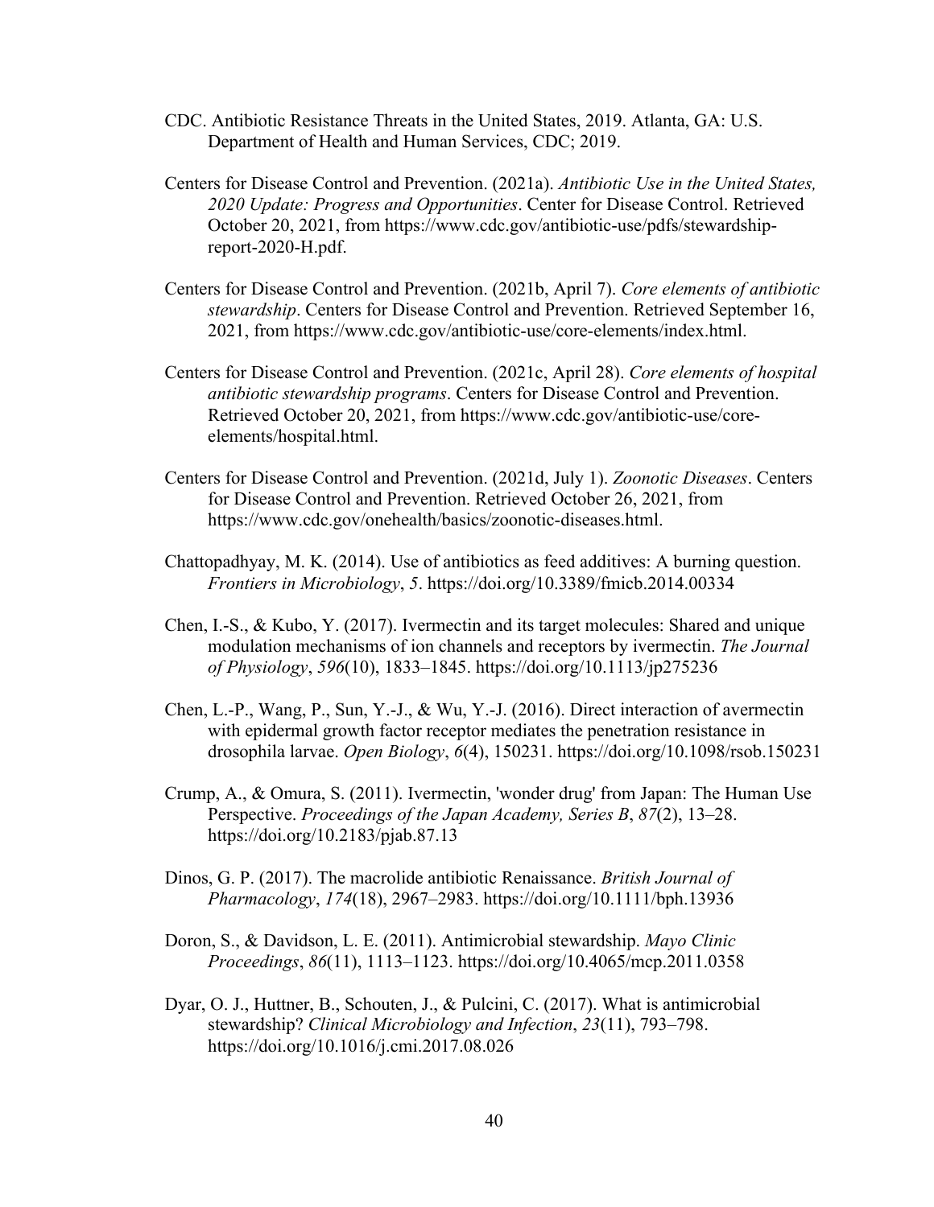CDC. Antibiotic Resistance Threats in the United States, 2019. Atlanta, GA: U.S. Department of Health and Human Services, CDC; 2019.

Centers for Disease Control and Prevention. (2021a). *Antibiotic Use in the United States, 2020 Update: Progress and Opportunities*. Center for Disease Control. Retrieved October 20, 2021, from https://www.cdc.gov/antibiotic-use/pdfs/stewardship-report-2020-H.pdf.

Centers for Disease Control and Prevention. (2021b, April 7). *Core elements of antibiotic stewardship*. Centers for Disease Control and Prevention. Retrieved September 16, 2021, from https://www.cdc.gov/antibiotic-use/core-elements/index.html.

Centers for Disease Control and Prevention. (2021c, April 28). *Core elements of hospital antibiotic stewardship programs*. Centers for Disease Control and Prevention. Retrieved October 20, 2021, from https://www.cdc.gov/antibiotic-use/core-elements/hospital.html.

Centers for Disease Control and Prevention. (2021d, July 1). *Zoonotic Diseases*. Centers for Disease Control and Prevention. Retrieved October 26, 2021, from https://www.cdc.gov/onehealth/basics/zoonotic-diseases.html.

Chattopadhyay, M. K. (2014). Use of antibiotics as feed additives: A burning question. *Frontiers in Microbiology*, *5*. https://doi.org/10.3389/fmicb.2014.00334

Chen, I.-S., & Kubo, Y. (2017). Ivermectin and its target molecules: Shared and unique modulation mechanisms of ion channels and receptors by ivermectin. *The Journal of Physiology*, *596*(10), 1833–1845. https://doi.org/10.1113/jp275236

Chen, L.-P., Wang, P., Sun, Y.-J., & Wu, Y.-J. (2016). Direct interaction of avermectin with epidermal growth factor receptor mediates the penetration resistance in drosophila larvae. *Open Biology*, *6*(4), 150231. https://doi.org/10.1098/rsob.150231

Crump, A., & Omura, S. (2011). Ivermectin, 'wonder drug' from Japan: The Human Use Perspective. *Proceedings of the Japan Academy, Series B*, *87*(2), 13–28. https://doi.org/10.2183/pjab.87.13

Dinos, G. P. (2017). The macrolide antibiotic Renaissance. *British Journal of Pharmacology*, *174*(18), 2967–2983. https://doi.org/10.1111/bph.13936

Doron, S., & Davidson, L. E. (2011). Antimicrobial stewardship. *Mayo Clinic Proceedings*, *86*(11), 1113–1123. https://doi.org/10.4065/mcp.2011.0358

Dyar, O. J., Huttner, B., Schouten, J., & Pulcini, C. (2017). What is antimicrobial stewardship? *Clinical Microbiology and Infection*, *23*(11), 793–798. https://doi.org/10.1016/j.cmi.2017.08.026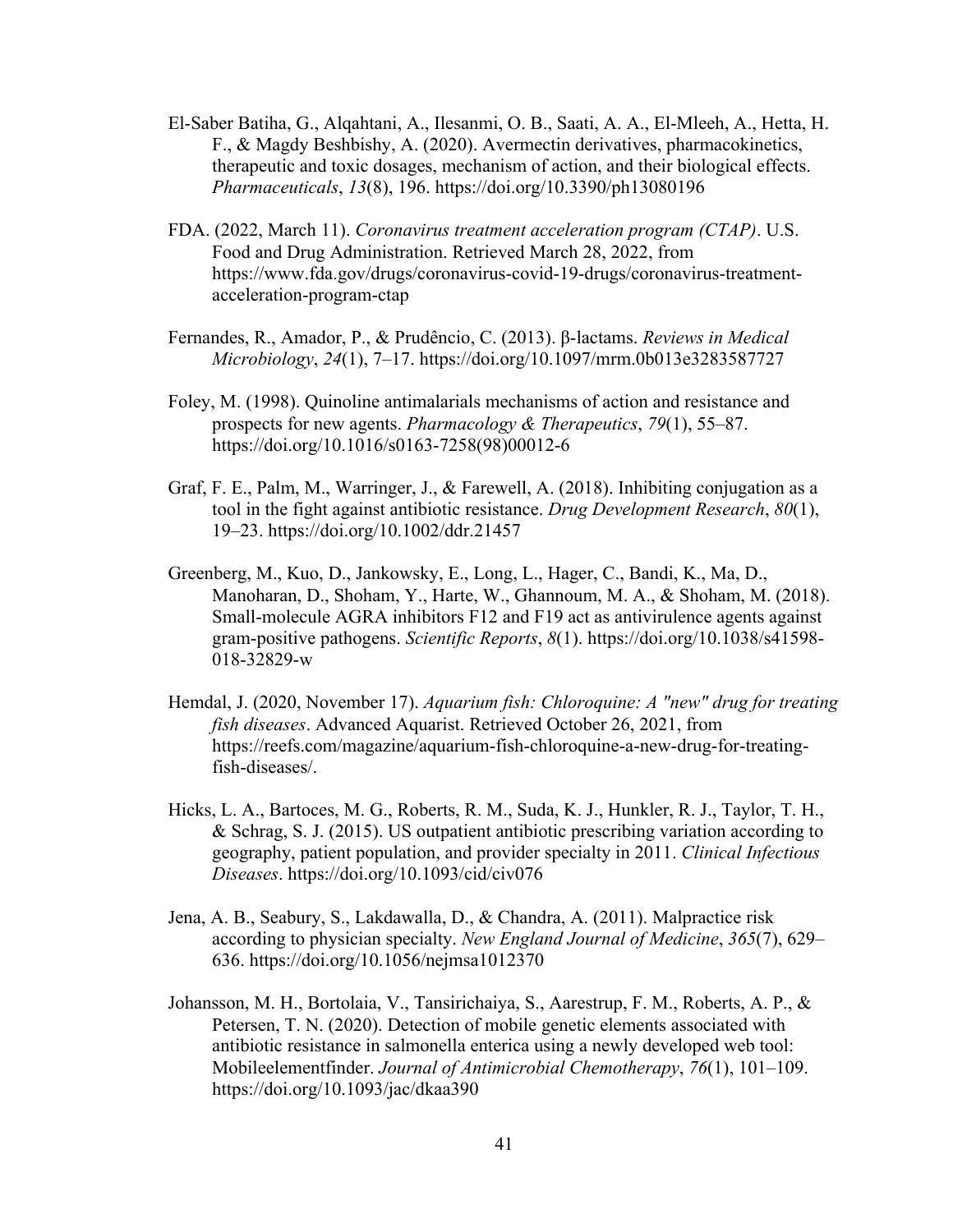El-Saber Batiha, G., Alqahtani, A., Ilesanmi, O. B., Saati, A. A., El-Mleeh, A., Hetta, H. F., & Magdy Beshbishy, A. (2020). Avermectin derivatives, pharmacokinetics, therapeutic and toxic dosages, mechanism of action, and their biological effects. *Pharmaceuticals*, *13*(8), 196. https://doi.org/10.3390/ph13080196

FDA. (2022, March 11). *Coronavirus treatment acceleration program (CTAP)*. U.S. Food and Drug Administration. Retrieved March 28, 2022, from https://www.fda.gov/drugs/coronavirus-covid-19-drugs/coronavirus-treatment-acceleration-program-ctap

Fernandes, R., Amador, P., & Prudêncio, C. (2013). β-lactams. *Reviews in Medical Microbiology*, *24*(1), 7–17. https://doi.org/10.1097/mrm.0b013e3283587727

Foley, M. (1998). Quinoline antimalarials mechanisms of action and resistance and prospects for new agents. *Pharmacology & Therapeutics*, *79*(1), 55–87. https://doi.org/10.1016/s0163-7258(98)00012-6

Graf, F. E., Palm, M., Warringer, J., & Farewell, A. (2018). Inhibiting conjugation as a tool in the fight against antibiotic resistance. *Drug Development Research*, *80*(1), 19–23. https://doi.org/10.1002/ddr.21457

Greenberg, M., Kuo, D., Jankowsky, E., Long, L., Hager, C., Bandi, K., Ma, D., Manoharan, D., Shoham, Y., Harte, W., Ghannoum, M. A., & Shoham, M. (2018). Small-molecule AGRA inhibitors F12 and F19 act as antivirulence agents against gram-positive pathogens. *Scientific Reports*, *8*(1). https://doi.org/10.1038/s41598-018-32829-w

Hemdal, J. (2020, November 17). *Aquarium fish: Chloroquine: A "new" drug for treating fish diseases*. Advanced Aquarist. Retrieved October 26, 2021, from https://reefs.com/magazine/aquarium-fish-chloroquine-a-new-drug-for-treating-fish-diseases/.

Hicks, L. A., Bartoces, M. G., Roberts, R. M., Suda, K. J., Hunkler, R. J., Taylor, T. H., & Schrag, S. J. (2015). US outpatient antibiotic prescribing variation according to geography, patient population, and provider specialty in 2011. *Clinical Infectious Diseases*. https://doi.org/10.1093/cid/civ076

Jena, A. B., Seabury, S., Lakdawalla, D., & Chandra, A. (2011). Malpractice risk according to physician specialty. *New England Journal of Medicine*, *365*(7), 629–636. https://doi.org/10.1056/nejmsa1012370

Johansson, M. H., Bortolaia, V., Tansirichaiya, S., Aarestrup, F. M., Roberts, A. P., & Petersen, T. N. (2020). Detection of mobile genetic elements associated with antibiotic resistance in salmonella enterica using a newly developed web tool: Mobileelementfinder. *Journal of Antimicrobial Chemotherapy*, *76*(1), 101–109. https://doi.org/10.1093/jac/dkaa390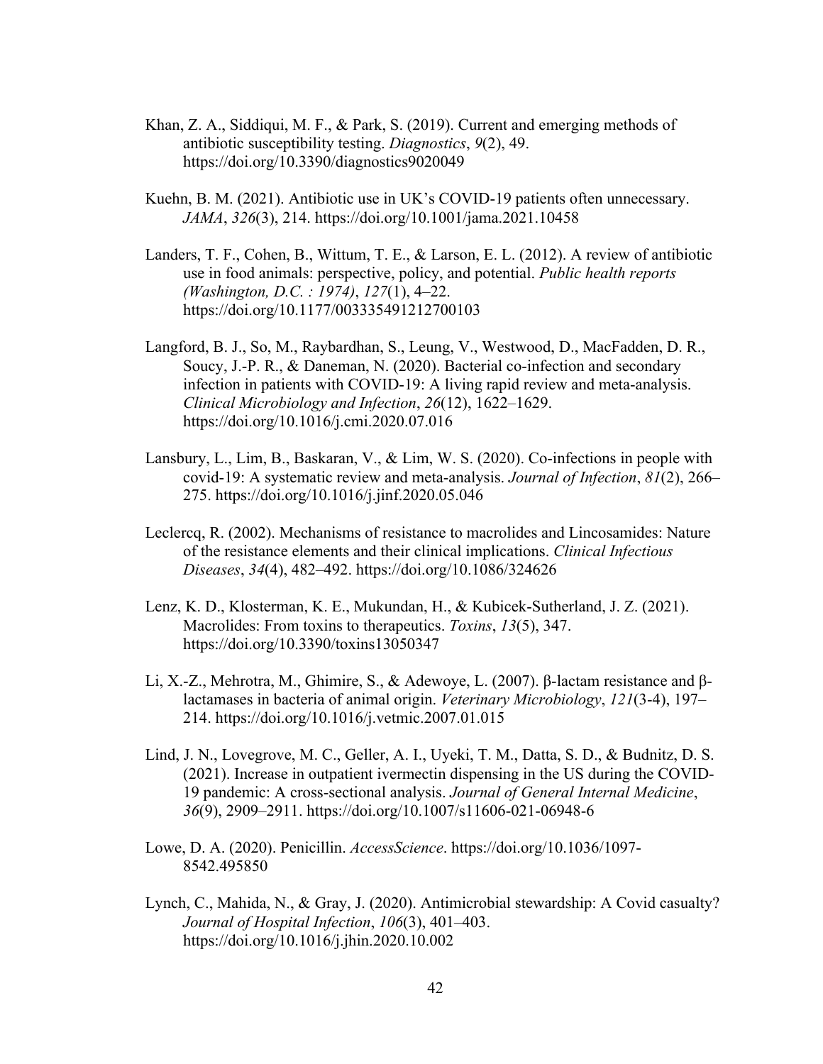Khan, Z. A., Siddiqui, M. F., & Park, S. (2019). Current and emerging methods of antibiotic susceptibility testing. *Diagnostics*, *9*(2), 49. https://doi.org/10.3390/diagnostics9020049

Kuehn, B. M. (2021). Antibiotic use in UK's COVID-19 patients often unnecessary. *JAMA*, *326*(3), 214. https://doi.org/10.1001/jama.2021.10458

Landers, T. F., Cohen, B., Wittum, T. E., & Larson, E. L. (2012). A review of antibiotic use in food animals: perspective, policy, and potential. *Public health reports (Washington, D.C. : 1974)*, *127*(1), 4–22. https://doi.org/10.1177/003335491212700103

Langford, B. J., So, M., Raybardhan, S., Leung, V., Westwood, D., MacFadden, D. R., Soucy, J.-P. R., & Daneman, N. (2020). Bacterial co-infection and secondary infection in patients with COVID-19: A living rapid review and meta-analysis. *Clinical Microbiology and Infection*, *26*(12), 1622–1629. https://doi.org/10.1016/j.cmi.2020.07.016

Lansbury, L., Lim, B., Baskaran, V., & Lim, W. S. (2020). Co-infections in people with covid-19: A systematic review and meta-analysis. *Journal of Infection*, *81*(2), 266–275. https://doi.org/10.1016/j.jinf.2020.05.046

Leclercq, R. (2002). Mechanisms of resistance to macrolides and Lincosamides: Nature of the resistance elements and their clinical implications. *Clinical Infectious Diseases*, *34*(4), 482–492. https://doi.org/10.1086/324626

Lenz, K. D., Klosterman, K. E., Mukundan, H., & Kubicek-Sutherland, J. Z. (2021). Macrolides: From toxins to therapeutics. *Toxins*, *13*(5), 347. https://doi.org/10.3390/toxins13050347

Li, X.-Z., Mehrotra, M., Ghimire, S., & Adewoye, L. (2007). β-lactam resistance and β-lactamases in bacteria of animal origin. *Veterinary Microbiology*, *121*(3-4), 197–214. https://doi.org/10.1016/j.vetmic.2007.01.015

Lind, J. N., Lovegrove, M. C., Geller, A. I., Uyeki, T. M., Datta, S. D., & Budnitz, D. S. (2021). Increase in outpatient ivermectin dispensing in the US during the COVID-19 pandemic: A cross-sectional analysis. *Journal of General Internal Medicine*, *36*(9), 2909–2911. https://doi.org/10.1007/s11606-021-06948-6

Lowe, D. A. (2020). Penicillin. *AccessScience*. https://doi.org/10.1036/1097-8542.495850

Lynch, C., Mahida, N., & Gray, J. (2020). Antimicrobial stewardship: A Covid casualty? *Journal of Hospital Infection*, *106*(3), 401–403. https://doi.org/10.1016/j.jhin.2020.10.002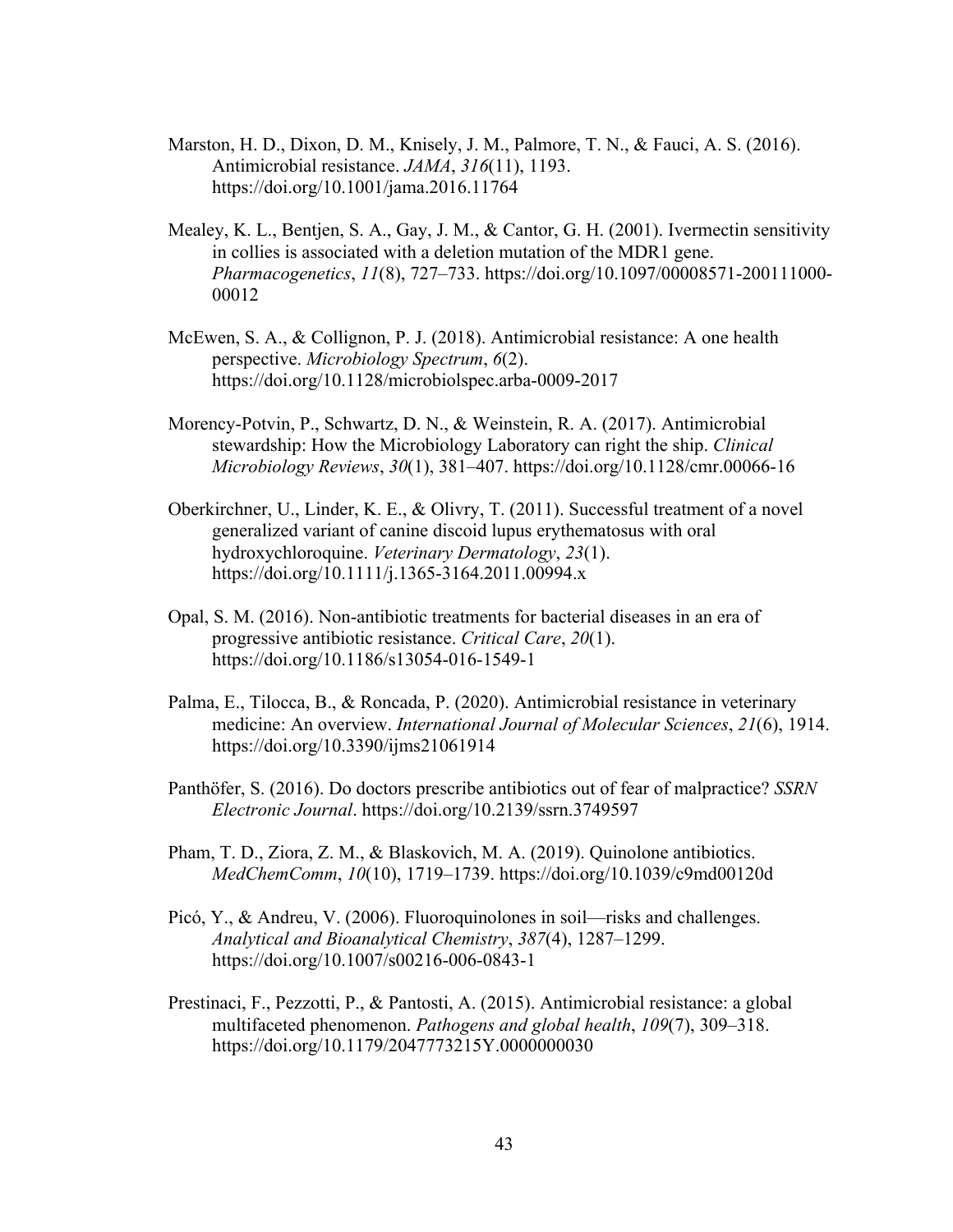Marston, H. D., Dixon, D. M., Knisely, J. M., Palmore, T. N., & Fauci, A. S. (2016). Antimicrobial resistance. *JAMA*, *316*(11), 1193. https://doi.org/10.1001/jama.2016.11764

Mealey, K. L., Bentjen, S. A., Gay, J. M., & Cantor, G. H. (2001). Ivermectin sensitivity in collies is associated with a deletion mutation of the MDR1 gene. *Pharmacogenetics*, *11*(8), 727–733. https://doi.org/10.1097/00008571-200111000-00012

McEwen, S. A., & Collignon, P. J. (2018). Antimicrobial resistance: A one health perspective. *Microbiology Spectrum*, *6*(2). https://doi.org/10.1128/microbiolspec.arba-0009-2017

Morency-Potvin, P., Schwartz, D. N., & Weinstein, R. A. (2017). Antimicrobial stewardship: How the Microbiology Laboratory can right the ship. *Clinical Microbiology Reviews*, *30*(1), 381–407. https://doi.org/10.1128/cmr.00066-16

Oberkirchner, U., Linder, K. E., & Olivry, T. (2011). Successful treatment of a novel generalized variant of canine discoid lupus erythematosus with oral hydroxychloroquine. *Veterinary Dermatology*, *23*(1). https://doi.org/10.1111/j.1365-3164.2011.00994.x

Opal, S. M. (2016). Non-antibiotic treatments for bacterial diseases in an era of progressive antibiotic resistance. *Critical Care*, *20*(1). https://doi.org/10.1186/s13054-016-1549-1

Palma, E., Tilocca, B., & Roncada, P. (2020). Antimicrobial resistance in veterinary medicine: An overview. *International Journal of Molecular Sciences*, *21*(6), 1914. https://doi.org/10.3390/ijms21061914

Panthöfer, S. (2016). Do doctors prescribe antibiotics out of fear of malpractice? *SSRN Electronic Journal*. https://doi.org/10.2139/ssrn.3749597

Pham, T. D., Ziora, Z. M., & Blaskovich, M. A. (2019). Quinolone antibiotics. *MedChemComm*, *10*(10), 1719–1739. https://doi.org/10.1039/c9md00120d

Picó, Y., & Andreu, V. (2006). Fluoroquinolones in soil—risks and challenges. *Analytical and Bioanalytical Chemistry*, *387*(4), 1287–1299. https://doi.org/10.1007/s00216-006-0843-1

Prestinaci, F., Pezzotti, P., & Pantosti, A. (2015). Antimicrobial resistance: a global multifaceted phenomenon. *Pathogens and global health*, *109*(7), 309–318. https://doi.org/10.1179/2047773215Y.0000000030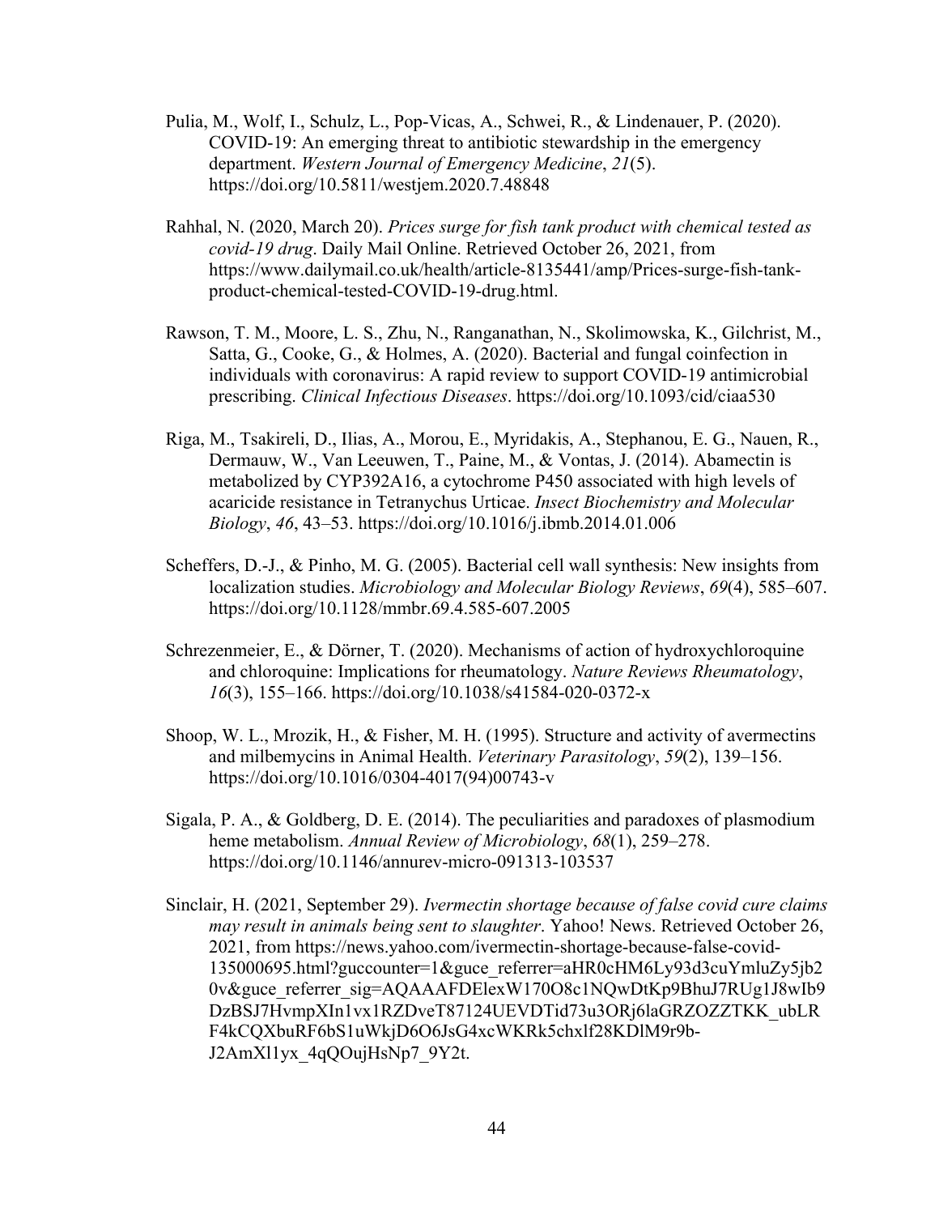Pulia, M., Wolf, I., Schulz, L., Pop-Vicas, A., Schwei, R., & Lindenauer, P. (2020). COVID-19: An emerging threat to antibiotic stewardship in the emergency department. *Western Journal of Emergency Medicine*, *21*(5). https://doi.org/10.5811/westjem.2020.7.48848

Rahhal, N. (2020, March 20). *Prices surge for fish tank product with chemical tested as covid-19 drug*. Daily Mail Online. Retrieved October 26, 2021, from https://www.dailymail.co.uk/health/article-8135441/amp/Prices-surge-fish-tank-product-chemical-tested-COVID-19-drug.html.

Rawson, T. M., Moore, L. S., Zhu, N., Ranganathan, N., Skolimowska, K., Gilchrist, M., Satta, G., Cooke, G., & Holmes, A. (2020). Bacterial and fungal coinfection in individuals with coronavirus: A rapid review to support COVID-19 antimicrobial prescribing. *Clinical Infectious Diseases*. https://doi.org/10.1093/cid/ciaa530

Riga, M., Tsakireli, D., Ilias, A., Morou, E., Myridakis, A., Stephanou, E. G., Nauen, R., Dermauw, W., Van Leeuwen, T., Paine, M., & Vontas, J. (2014). Abamectin is metabolized by CYP392A16, a cytochrome P450 associated with high levels of acaricide resistance in Tetranychus Urticae. *Insect Biochemistry and Molecular Biology*, *46*, 43–53. https://doi.org/10.1016/j.ibmb.2014.01.006

Scheffers, D.-J., & Pinho, M. G. (2005). Bacterial cell wall synthesis: New insights from localization studies. *Microbiology and Molecular Biology Reviews*, *69*(4), 585–607. https://doi.org/10.1128/mmbr.69.4.585-607.2005

Schrezenmeier, E., & Dörner, T. (2020). Mechanisms of action of hydroxychloroquine and chloroquine: Implications for rheumatology. *Nature Reviews Rheumatology*, *16*(3), 155–166. https://doi.org/10.1038/s41584-020-0372-x

Shoop, W. L., Mrozik, H., & Fisher, M. H. (1995). Structure and activity of avermectins and milbemycins in Animal Health. *Veterinary Parasitology*, *59*(2), 139–156. https://doi.org/10.1016/0304-4017(94)00743-v

Sigala, P. A., & Goldberg, D. E. (2014). The peculiarities and paradoxes of plasmodium heme metabolism. *Annual Review of Microbiology*, *68*(1), 259–278. https://doi.org/10.1146/annurev-micro-091313-103537

Sinclair, H. (2021, September 29). *Ivermectin shortage because of false covid cure claims may result in animals being sent to slaughter*. Yahoo! News. Retrieved October 26, 2021, from https://news.yahoo.com/ivermectin-shortage-because-false-covid-135000695.html?guccounter=1&guce_referrer=aHR0cHM6Ly93d3cuYmluZy5jb20v&guce_referrer_sig=AQAAAFDElexW170O8c1NQwDtKp9BhuJ7RUg1J8wIb9DzBSJ7HvmpXIn1vx1RZDveT87124UEVDTid73u3ORj6laGRZOZZTKK_ubLRF4kCQXbuRF6bS1uWkjD6O6JsG4xcWKRk5chxlf28KDlM9r9b-J2AmXl1yx_4qQOujHsNp7_9Y2t.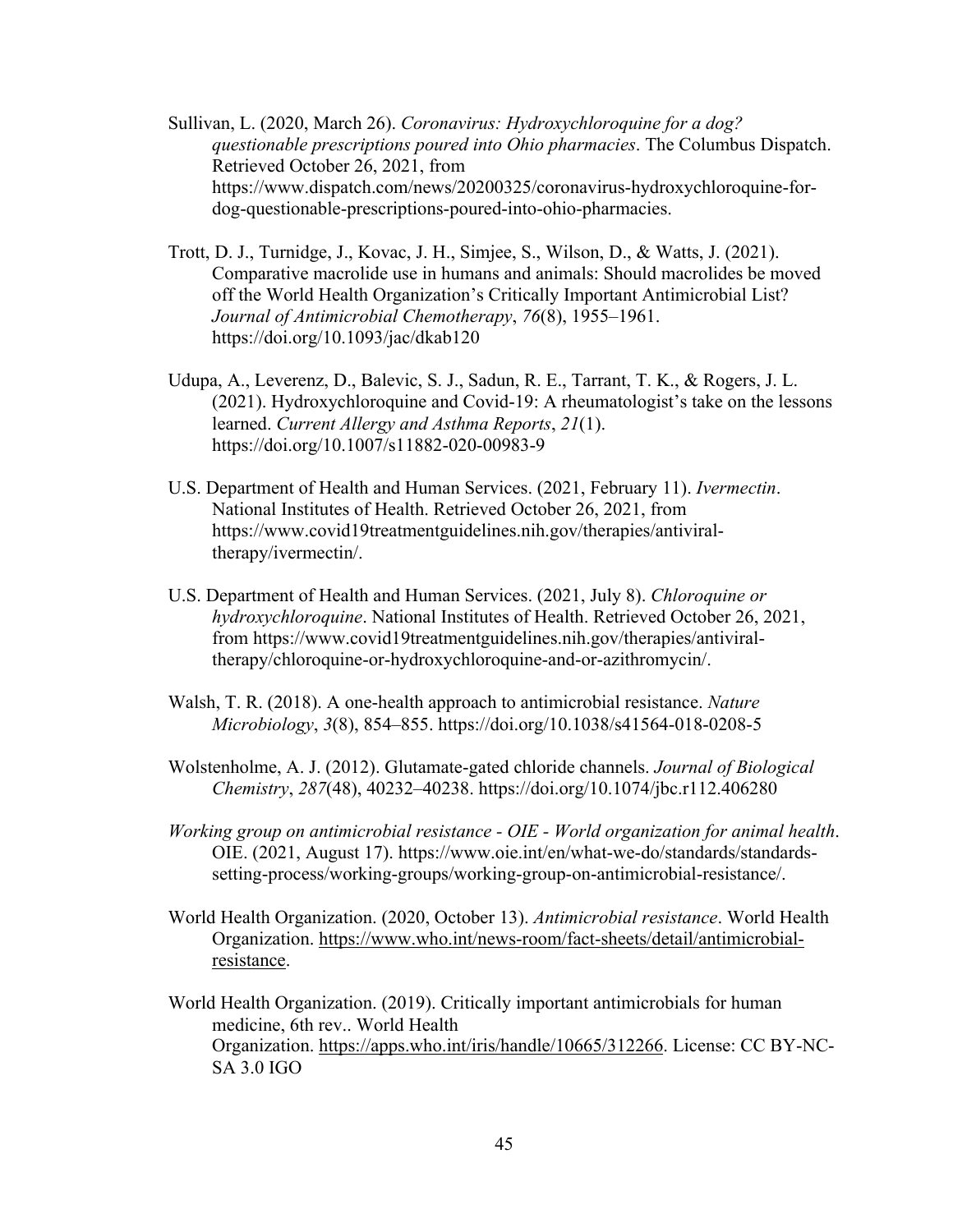Sullivan, L. (2020, March 26). *Coronavirus: Hydroxychloroquine for a dog? questionable prescriptions poured into Ohio pharmacies*. The Columbus Dispatch. Retrieved October 26, 2021, from https://www.dispatch.com/news/20200325/coronavirus-hydroxychloroquine-for-dog-questionable-prescriptions-poured-into-ohio-pharmacies.

Trott, D. J., Turnidge, J., Kovac, J. H., Simjee, S., Wilson, D., & Watts, J. (2021). Comparative macrolide use in humans and animals: Should macrolides be moved off the World Health Organization's Critically Important Antimicrobial List? *Journal of Antimicrobial Chemotherapy*, *76*(8), 1955–1961. https://doi.org/10.1093/jac/dkab120

Udupa, A., Leverenz, D., Balevic, S. J., Sadun, R. E., Tarrant, T. K., & Rogers, J. L. (2021). Hydroxychloroquine and Covid-19: A rheumatologist's take on the lessons learned. *Current Allergy and Asthma Reports*, *21*(1). https://doi.org/10.1007/s11882-020-00983-9

U.S. Department of Health and Human Services. (2021, February 11). *Ivermectin*. National Institutes of Health. Retrieved October 26, 2021, from https://www.covid19treatmentguidelines.nih.gov/therapies/antiviral-therapy/ivermectin/.

U.S. Department of Health and Human Services. (2021, July 8). *Chloroquine or hydroxychloroquine*. National Institutes of Health. Retrieved October 26, 2021, from https://www.covid19treatmentguidelines.nih.gov/therapies/antiviral-therapy/chloroquine-or-hydroxychloroquine-and-or-azithromycin/.

Walsh, T. R. (2018). A one-health approach to antimicrobial resistance. *Nature Microbiology*, *3*(8), 854–855. https://doi.org/10.1038/s41564-018-0208-5

Wolstenholme, A. J. (2012). Glutamate-gated chloride channels. *Journal of Biological Chemistry*, *287*(48), 40232–40238. https://doi.org/10.1074/jbc.r112.406280

*Working group on antimicrobial resistance - OIE - World organization for animal health*. OIE. (2021, August 17). https://www.oie.int/en/what-we-do/standards/standards-setting-process/working-groups/working-group-on-antimicrobial-resistance/.

World Health Organization. (2020, October 13). *Antimicrobial resistance*. World Health Organization. https://www.who.int/news-room/fact-sheets/detail/antimicrobial-resistance.

World Health Organization. (2019). Critically important antimicrobials for human medicine, 6th rev.. World Health Organization. https://apps.who.int/iris/handle/10665/312266. License: CC BY-NC-SA 3.0 IGO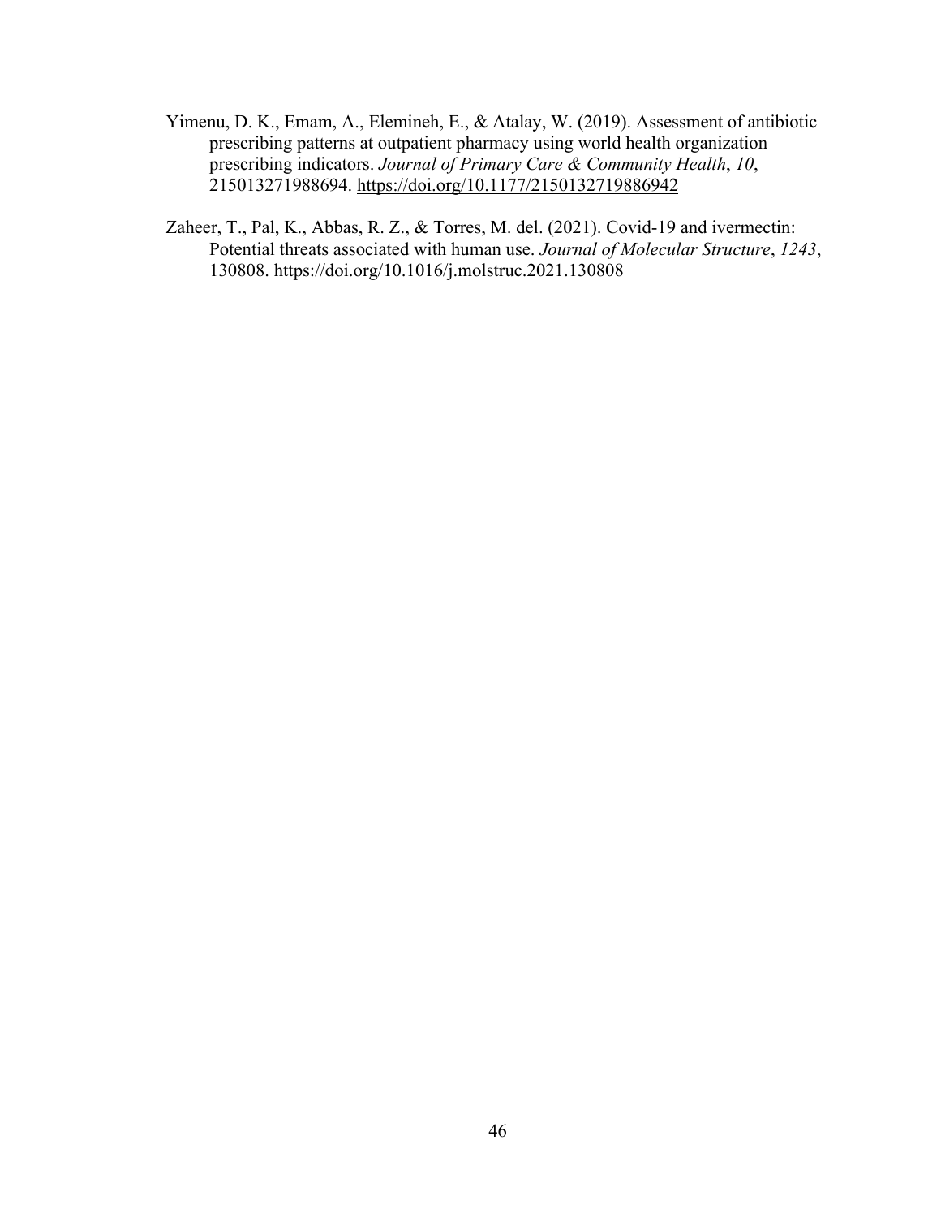Yimenu, D. K., Emam, A., Elemineh, E., & Atalay, W. (2019). Assessment of antibiotic prescribing patterns at outpatient pharmacy using world health organization prescribing indicators. *Journal of Primary Care & Community Health*, *10*, 215013271988694. https://doi.org/10.1177/2150132719886942

Zaheer, T., Pal, K., Abbas, R. Z., & Torres, M. del. (2021). Covid-19 and ivermectin: Potential threats associated with human use. *Journal of Molecular Structure*, *1243*, 130808. https://doi.org/10.1016/j.molstruc.2021.130808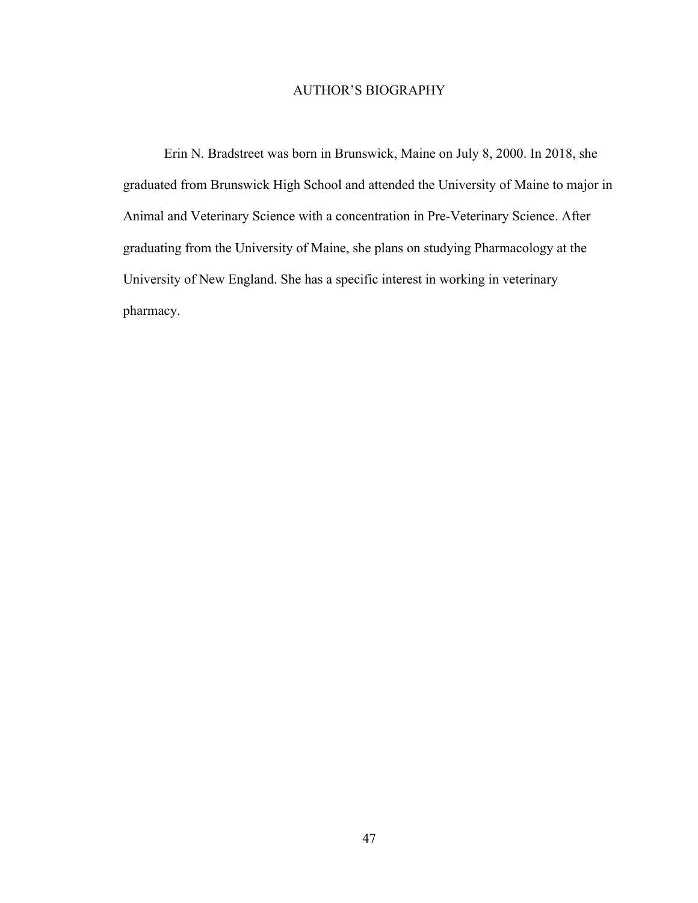# AUTHOR'S BIOGRAPHY

Erin N. Bradstreet was born in Brunswick, Maine on July 8, 2000. In 2018, she graduated from Brunswick High School and attended the University of Maine to major in Animal and Veterinary Science with a concentration in Pre-Veterinary Science. After graduating from the University of Maine, she plans on studying Pharmacology at the University of New England. She has a specific interest in working in veterinary pharmacy.